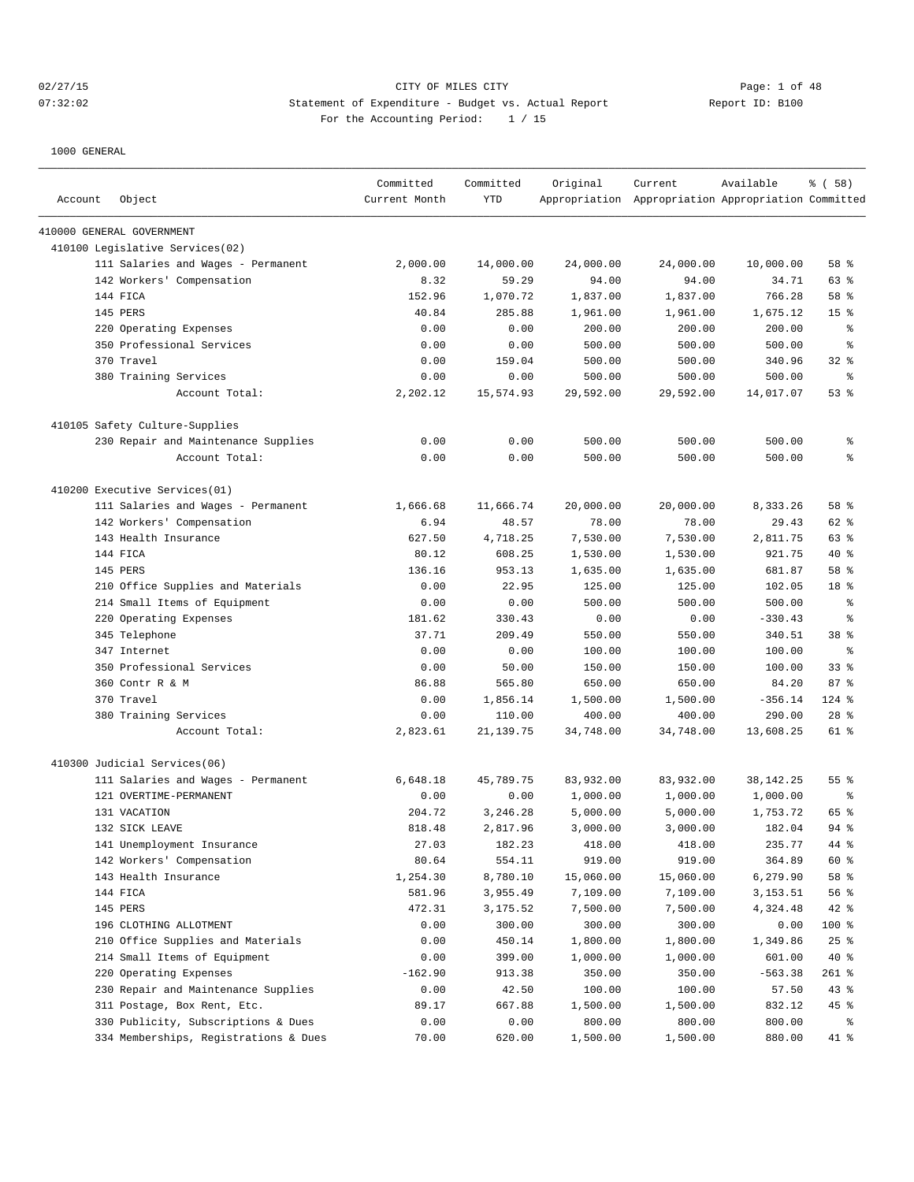CITY OF MILES CITY
Statement of Expenditure - Budget vs. Actual Report
For the Accounting Period: 1 / 15

Report ID: B100

1000 GENERAL

| Account | Object | Committed Current Month | Committed YTD | Original Appropriation | Current Appropriation | Available Appropriation | % ( 58) Committed |
|---|---|---|---|---|---|---|---|
| 410000 GENERAL GOVERNMENT | | | | | | | |
| 410100 Legislative Services(02) | | | | | | | |
| | 111 Salaries and Wages - Permanent | 2,000.00 | 14,000.00 | 24,000.00 | 24,000.00 | 10,000.00 | 58 % |
| | 142 Workers' Compensation | 8.32 | 59.29 | 94.00 | 94.00 | 34.71 | 63 % |
| | 144 FICA | 152.96 | 1,070.72 | 1,837.00 | 1,837.00 | 766.28 | 58 % |
| | 145 PERS | 40.84 | 285.88 | 1,961.00 | 1,961.00 | 1,675.12 | 15 % |
| | 220 Operating Expenses | 0.00 | 0.00 | 200.00 | 200.00 | 200.00 | % |
| | 350 Professional Services | 0.00 | 0.00 | 500.00 | 500.00 | 500.00 | % |
| | 370 Travel | 0.00 | 159.04 | 500.00 | 500.00 | 340.96 | 32 % |
| | 380 Training Services | 0.00 | 0.00 | 500.00 | 500.00 | 500.00 | % |
| | Account Total: | 2,202.12 | 15,574.93 | 29,592.00 | 29,592.00 | 14,017.07 | 53 % |
| 410105 Safety Culture-Supplies | | | | | | | |
| | 230 Repair and Maintenance Supplies | 0.00 | 0.00 | 500.00 | 500.00 | 500.00 | % |
| | Account Total: | 0.00 | 0.00 | 500.00 | 500.00 | 500.00 | % |
| 410200 Executive Services(01) | | | | | | | |
| | 111 Salaries and Wages - Permanent | 1,666.68 | 11,666.74 | 20,000.00 | 20,000.00 | 8,333.26 | 58 % |
| | 142 Workers' Compensation | 6.94 | 48.57 | 78.00 | 78.00 | 29.43 | 62 % |
| | 143 Health Insurance | 627.50 | 4,718.25 | 7,530.00 | 7,530.00 | 2,811.75 | 63 % |
| | 144 FICA | 80.12 | 608.25 | 1,530.00 | 1,530.00 | 921.75 | 40 % |
| | 145 PERS | 136.16 | 953.13 | 1,635.00 | 1,635.00 | 681.87 | 58 % |
| | 210 Office Supplies and Materials | 0.00 | 22.95 | 125.00 | 125.00 | 102.05 | 18 % |
| | 214 Small Items of Equipment | 0.00 | 0.00 | 500.00 | 500.00 | 500.00 | % |
| | 220 Operating Expenses | 181.62 | 330.43 | 0.00 | 0.00 | -330.43 | % |
| | 345 Telephone | 37.71 | 209.49 | 550.00 | 550.00 | 340.51 | 38 % |
| | 347 Internet | 0.00 | 0.00 | 100.00 | 100.00 | 100.00 | % |
| | 350 Professional Services | 0.00 | 50.00 | 150.00 | 150.00 | 100.00 | 33 % |
| | 360 Contr R & M | 86.88 | 565.80 | 650.00 | 650.00 | 84.20 | 87 % |
| | 370 Travel | 0.00 | 1,856.14 | 1,500.00 | 1,500.00 | -356.14 | 124 % |
| | 380 Training Services | 0.00 | 110.00 | 400.00 | 400.00 | 290.00 | 28 % |
| | Account Total: | 2,823.61 | 21,139.75 | 34,748.00 | 34,748.00 | 13,608.25 | 61 % |
| 410300 Judicial Services(06) | | | | | | | |
| | 111 Salaries and Wages - Permanent | 6,648.18 | 45,789.75 | 83,932.00 | 83,932.00 | 38,142.25 | 55 % |
| | 121 OVERTIME-PERMANENT | 0.00 | 0.00 | 1,000.00 | 1,000.00 | 1,000.00 | % |
| | 131 VACATION | 204.72 | 3,246.28 | 5,000.00 | 5,000.00 | 1,753.72 | 65 % |
| | 132 SICK LEAVE | 818.48 | 2,817.96 | 3,000.00 | 3,000.00 | 182.04 | 94 % |
| | 141 Unemployment Insurance | 27.03 | 182.23 | 418.00 | 418.00 | 235.77 | 44 % |
| | 142 Workers' Compensation | 80.64 | 554.11 | 919.00 | 919.00 | 364.89 | 60 % |
| | 143 Health Insurance | 1,254.30 | 8,780.10 | 15,060.00 | 15,060.00 | 6,279.90 | 58 % |
| | 144 FICA | 581.96 | 3,955.49 | 7,109.00 | 7,109.00 | 3,153.51 | 56 % |
| | 145 PERS | 472.31 | 3,175.52 | 7,500.00 | 7,500.00 | 4,324.48 | 42 % |
| | 196 CLOTHING ALLOTMENT | 0.00 | 300.00 | 300.00 | 300.00 | 0.00 | 100 % |
| | 210 Office Supplies and Materials | 0.00 | 450.14 | 1,800.00 | 1,800.00 | 1,349.86 | 25 % |
| | 214 Small Items of Equipment | 0.00 | 399.00 | 1,000.00 | 1,000.00 | 601.00 | 40 % |
| | 220 Operating Expenses | -162.90 | 913.38 | 350.00 | 350.00 | -563.38 | 261 % |
| | 230 Repair and Maintenance Supplies | 0.00 | 42.50 | 100.00 | 100.00 | 57.50 | 43 % |
| | 311 Postage, Box Rent, Etc. | 89.17 | 667.88 | 1,500.00 | 1,500.00 | 832.12 | 45 % |
| | 330 Publicity, Subscriptions & Dues | 0.00 | 0.00 | 800.00 | 800.00 | 800.00 | % |
| | 334 Memberships, Registrations & Dues | 70.00 | 620.00 | 1,500.00 | 1,500.00 | 880.00 | 41 % |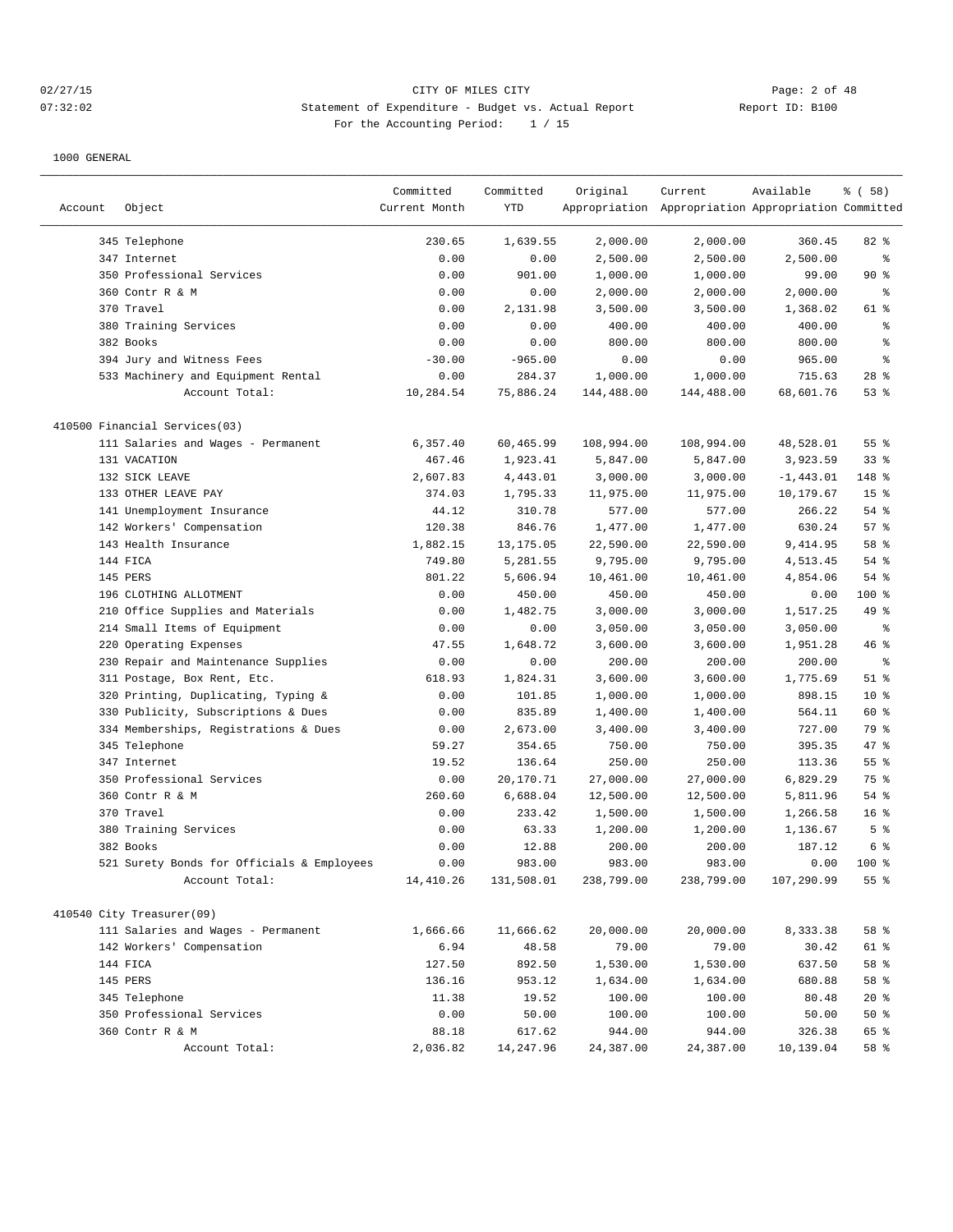CITY OF MILES CITY
Statement of Expenditure - Budget vs. Actual Report
For the Accounting Period: 1 / 15

02/27/15
07:32:02

Report ID: B100

1000 GENERAL

| Account | Object | Committed Current Month | Committed YTD | Original Appropriation | Current Appropriation | Available Appropriation | % ( 58) Committed |
|---|---|---|---|---|---|---|---|
| | 345 Telephone | 230.65 | 1,639.55 | 2,000.00 | 2,000.00 | 360.45 | 82 % |
| | 347 Internet | 0.00 | 0.00 | 2,500.00 | 2,500.00 | 2,500.00 | % |
| | 350 Professional Services | 0.00 | 901.00 | 1,000.00 | 1,000.00 | 99.00 | 90 % |
| | 360 Contr R & M | 0.00 | 0.00 | 2,000.00 | 2,000.00 | 2,000.00 | % |
| | 370 Travel | 0.00 | 2,131.98 | 3,500.00 | 3,500.00 | 1,368.02 | 61 % |
| | 380 Training Services | 0.00 | 0.00 | 400.00 | 400.00 | 400.00 | % |
| | 382 Books | 0.00 | 0.00 | 800.00 | 800.00 | 800.00 | % |
| | 394 Jury and Witness Fees | -30.00 | -965.00 | 0.00 | 0.00 | 965.00 | % |
| | 533 Machinery and Equipment Rental | 0.00 | 284.37 | 1,000.00 | 1,000.00 | 715.63 | 28 % |
| | Account Total: | 10,284.54 | 75,886.24 | 144,488.00 | 144,488.00 | 68,601.76 | 53 % |
| 410500 Financial Services(03) | | | | | | | |
| | 111 Salaries and Wages - Permanent | 6,357.40 | 60,465.99 | 108,994.00 | 108,994.00 | 48,528.01 | 55 % |
| | 131 VACATION | 467.46 | 1,923.41 | 5,847.00 | 5,847.00 | 3,923.59 | 33 % |
| | 132 SICK LEAVE | 2,607.83 | 4,443.01 | 3,000.00 | 3,000.00 | -1,443.01 | 148 % |
| | 133 OTHER LEAVE PAY | 374.03 | 1,795.33 | 11,975.00 | 11,975.00 | 10,179.67 | 15 % |
| | 141 Unemployment Insurance | 44.12 | 310.78 | 577.00 | 577.00 | 266.22 | 54 % |
| | 142 Workers' Compensation | 120.38 | 846.76 | 1,477.00 | 1,477.00 | 630.24 | 57 % |
| | 143 Health Insurance | 1,882.15 | 13,175.05 | 22,590.00 | 22,590.00 | 9,414.95 | 58 % |
| | 144 FICA | 749.80 | 5,281.55 | 9,795.00 | 9,795.00 | 4,513.45 | 54 % |
| | 145 PERS | 801.22 | 5,606.94 | 10,461.00 | 10,461.00 | 4,854.06 | 54 % |
| | 196 CLOTHING ALLOTMENT | 0.00 | 450.00 | 450.00 | 450.00 | 0.00 | 100 % |
| | 210 Office Supplies and Materials | 0.00 | 1,482.75 | 3,000.00 | 3,000.00 | 1,517.25 | 49 % |
| | 214 Small Items of Equipment | 0.00 | 0.00 | 3,050.00 | 3,050.00 | 3,050.00 | % |
| | 220 Operating Expenses | 47.55 | 1,648.72 | 3,600.00 | 3,600.00 | 1,951.28 | 46 % |
| | 230 Repair and Maintenance Supplies | 0.00 | 0.00 | 200.00 | 200.00 | 200.00 | % |
| | 311 Postage, Box Rent, Etc. | 618.93 | 1,824.31 | 3,600.00 | 3,600.00 | 1,775.69 | 51 % |
| | 320 Printing, Duplicating, Typing & | 0.00 | 101.85 | 1,000.00 | 1,000.00 | 898.15 | 10 % |
| | 330 Publicity, Subscriptions & Dues | 0.00 | 835.89 | 1,400.00 | 1,400.00 | 564.11 | 60 % |
| | 334 Memberships, Registrations & Dues | 0.00 | 2,673.00 | 3,400.00 | 3,400.00 | 727.00 | 79 % |
| | 345 Telephone | 59.27 | 354.65 | 750.00 | 750.00 | 395.35 | 47 % |
| | 347 Internet | 19.52 | 136.64 | 250.00 | 250.00 | 113.36 | 55 % |
| | 350 Professional Services | 0.00 | 20,170.71 | 27,000.00 | 27,000.00 | 6,829.29 | 75 % |
| | 360 Contr R & M | 260.60 | 6,688.04 | 12,500.00 | 12,500.00 | 5,811.96 | 54 % |
| | 370 Travel | 0.00 | 233.42 | 1,500.00 | 1,500.00 | 1,266.58 | 16 % |
| | 380 Training Services | 0.00 | 63.33 | 1,200.00 | 1,200.00 | 1,136.67 | 5 % |
| | 382 Books | 0.00 | 12.88 | 200.00 | 200.00 | 187.12 | 6 % |
| | 521 Surety Bonds for Officials & Employees | 0.00 | 983.00 | 983.00 | 983.00 | 0.00 | 100 % |
| | Account Total: | 14,410.26 | 131,508.01 | 238,799.00 | 238,799.00 | 107,290.99 | 55 % |
| 410540 City Treasurer(09) | | | | | | | |
| | 111 Salaries and Wages - Permanent | 1,666.66 | 11,666.62 | 20,000.00 | 20,000.00 | 8,333.38 | 58 % |
| | 142 Workers' Compensation | 6.94 | 48.58 | 79.00 | 79.00 | 30.42 | 61 % |
| | 144 FICA | 127.50 | 892.50 | 1,530.00 | 1,530.00 | 637.50 | 58 % |
| | 145 PERS | 136.16 | 953.12 | 1,634.00 | 1,634.00 | 680.88 | 58 % |
| | 345 Telephone | 11.38 | 19.52 | 100.00 | 100.00 | 80.48 | 20 % |
| | 350 Professional Services | 0.00 | 50.00 | 100.00 | 100.00 | 50.00 | 50 % |
| | 360 Contr R & M | 88.18 | 617.62 | 944.00 | 944.00 | 326.38 | 65 % |
| | Account Total: | 2,036.82 | 14,247.96 | 24,387.00 | 24,387.00 | 10,139.04 | 58 % |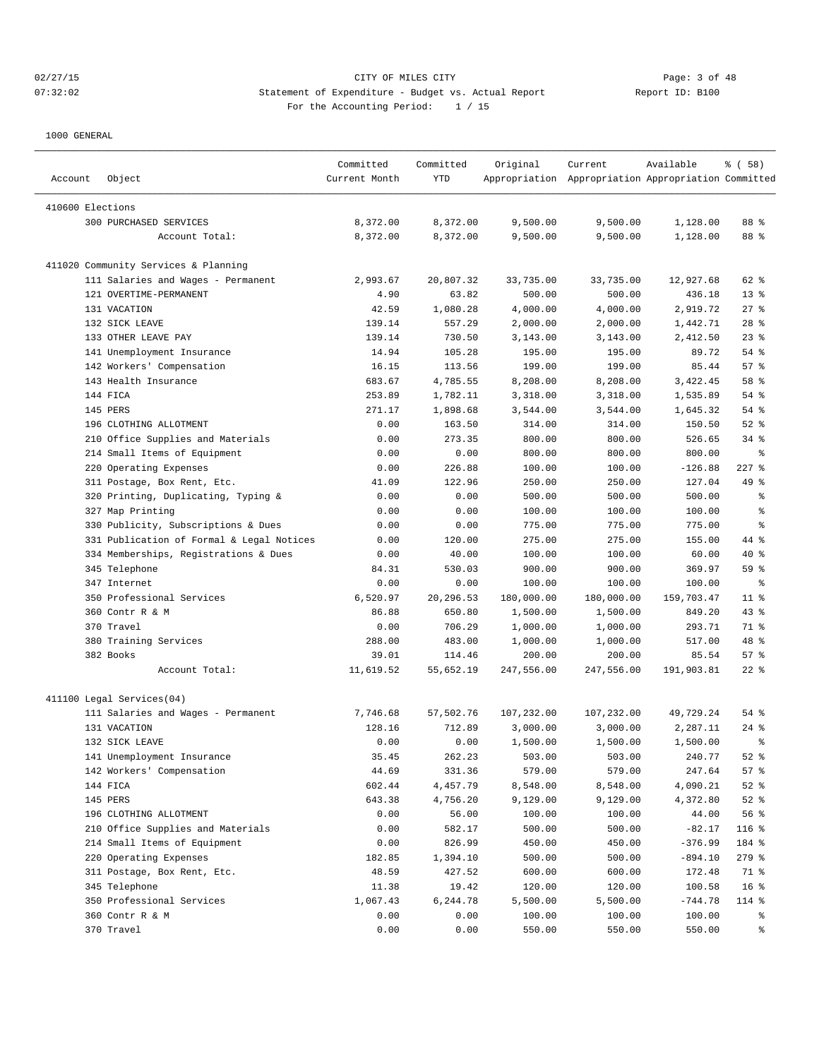CITY OF MILES CITY

Statement of Expenditure - Budget vs. Actual Report

For the Accounting Period: 1 / 15

1000 GENERAL

| Account | Object | Committed Current Month | Committed YTD | Original Appropriation | Current Appropriation | Available Appropriation | % ( 58) Committed |
|---|---|---|---|---|---|---|---|
| 410600 Elections | | | | | | | |
| | 300 PURCHASED SERVICES | 8,372.00 | 8,372.00 | 9,500.00 | 9,500.00 | 1,128.00 | 88 % |
| | Account Total: | 8,372.00 | 8,372.00 | 9,500.00 | 9,500.00 | 1,128.00 | 88 % |
| 411020 Community Services & Planning | | | | | | | |
| | 111 Salaries and Wages - Permanent | 2,993.67 | 20,807.32 | 33,735.00 | 33,735.00 | 12,927.68 | 62 % |
| | 121 OVERTIME-PERMANENT | 4.90 | 63.82 | 500.00 | 500.00 | 436.18 | 13 % |
| | 131 VACATION | 42.59 | 1,080.28 | 4,000.00 | 4,000.00 | 2,919.72 | 27 % |
| | 132 SICK LEAVE | 139.14 | 557.29 | 2,000.00 | 2,000.00 | 1,442.71 | 28 % |
| | 133 OTHER LEAVE PAY | 139.14 | 730.50 | 3,143.00 | 3,143.00 | 2,412.50 | 23 % |
| | 141 Unemployment Insurance | 14.94 | 105.28 | 195.00 | 195.00 | 89.72 | 54 % |
| | 142 Workers' Compensation | 16.15 | 113.56 | 199.00 | 199.00 | 85.44 | 57 % |
| | 143 Health Insurance | 683.67 | 4,785.55 | 8,208.00 | 8,208.00 | 3,422.45 | 58 % |
| | 144 FICA | 253.89 | 1,782.11 | 3,318.00 | 3,318.00 | 1,535.89 | 54 % |
| | 145 PERS | 271.17 | 1,898.68 | 3,544.00 | 3,544.00 | 1,645.32 | 54 % |
| | 196 CLOTHING ALLOTMENT | 0.00 | 163.50 | 314.00 | 314.00 | 150.50 | 52 % |
| | 210 Office Supplies and Materials | 0.00 | 273.35 | 800.00 | 800.00 | 526.65 | 34 % |
| | 214 Small Items of Equipment | 0.00 | 0.00 | 800.00 | 800.00 | 800.00 | % |
| | 220 Operating Expenses | 0.00 | 226.88 | 100.00 | 100.00 | -126.88 | 227 % |
| | 311 Postage, Box Rent, Etc. | 41.09 | 122.96 | 250.00 | 250.00 | 127.04 | 49 % |
| | 320 Printing, Duplicating, Typing & | 0.00 | 0.00 | 500.00 | 500.00 | 500.00 | % |
| | 327 Map Printing | 0.00 | 0.00 | 100.00 | 100.00 | 100.00 | % |
| | 330 Publicity, Subscriptions & Dues | 0.00 | 0.00 | 775.00 | 775.00 | 775.00 | % |
| | 331 Publication of Formal & Legal Notices | 0.00 | 120.00 | 275.00 | 275.00 | 155.00 | 44 % |
| | 334 Memberships, Registrations & Dues | 0.00 | 40.00 | 100.00 | 100.00 | 60.00 | 40 % |
| | 345 Telephone | 84.31 | 530.03 | 900.00 | 900.00 | 369.97 | 59 % |
| | 347 Internet | 0.00 | 0.00 | 100.00 | 100.00 | 100.00 | % |
| | 350 Professional Services | 6,520.97 | 20,296.53 | 180,000.00 | 180,000.00 | 159,703.47 | 11 % |
| | 360 Contr R & M | 86.88 | 650.80 | 1,500.00 | 1,500.00 | 849.20 | 43 % |
| | 370 Travel | 0.00 | 706.29 | 1,000.00 | 1,000.00 | 293.71 | 71 % |
| | 380 Training Services | 288.00 | 483.00 | 1,000.00 | 1,000.00 | 517.00 | 48 % |
| | 382 Books | 39.01 | 114.46 | 200.00 | 200.00 | 85.54 | 57 % |
| | Account Total: | 11,619.52 | 55,652.19 | 247,556.00 | 247,556.00 | 191,903.81 | 22 % |
| 411100 Legal Services(04) | | | | | | | |
| | 111 Salaries and Wages - Permanent | 7,746.68 | 57,502.76 | 107,232.00 | 107,232.00 | 49,729.24 | 54 % |
| | 131 VACATION | 128.16 | 712.89 | 3,000.00 | 3,000.00 | 2,287.11 | 24 % |
| | 132 SICK LEAVE | 0.00 | 0.00 | 1,500.00 | 1,500.00 | 1,500.00 | % |
| | 141 Unemployment Insurance | 35.45 | 262.23 | 503.00 | 503.00 | 240.77 | 52 % |
| | 142 Workers' Compensation | 44.69 | 331.36 | 579.00 | 579.00 | 247.64 | 57 % |
| | 144 FICA | 602.44 | 4,457.79 | 8,548.00 | 8,548.00 | 4,090.21 | 52 % |
| | 145 PERS | 643.38 | 4,756.20 | 9,129.00 | 9,129.00 | 4,372.80 | 52 % |
| | 196 CLOTHING ALLOTMENT | 0.00 | 56.00 | 100.00 | 100.00 | 44.00 | 56 % |
| | 210 Office Supplies and Materials | 0.00 | 582.17 | 500.00 | 500.00 | -82.17 | 116 % |
| | 214 Small Items of Equipment | 0.00 | 826.99 | 450.00 | 450.00 | -376.99 | 184 % |
| | 220 Operating Expenses | 182.85 | 1,394.10 | 500.00 | 500.00 | -894.10 | 279 % |
| | 311 Postage, Box Rent, Etc. | 48.59 | 427.52 | 600.00 | 600.00 | 172.48 | 71 % |
| | 345 Telephone | 11.38 | 19.42 | 120.00 | 120.00 | 100.58 | 16 % |
| | 350 Professional Services | 1,067.43 | 6,244.78 | 5,500.00 | 5,500.00 | -744.78 | 114 % |
| | 360 Contr R & M | 0.00 | 0.00 | 100.00 | 100.00 | 100.00 | % |
| | 370 Travel | 0.00 | 0.00 | 550.00 | 550.00 | 550.00 | % |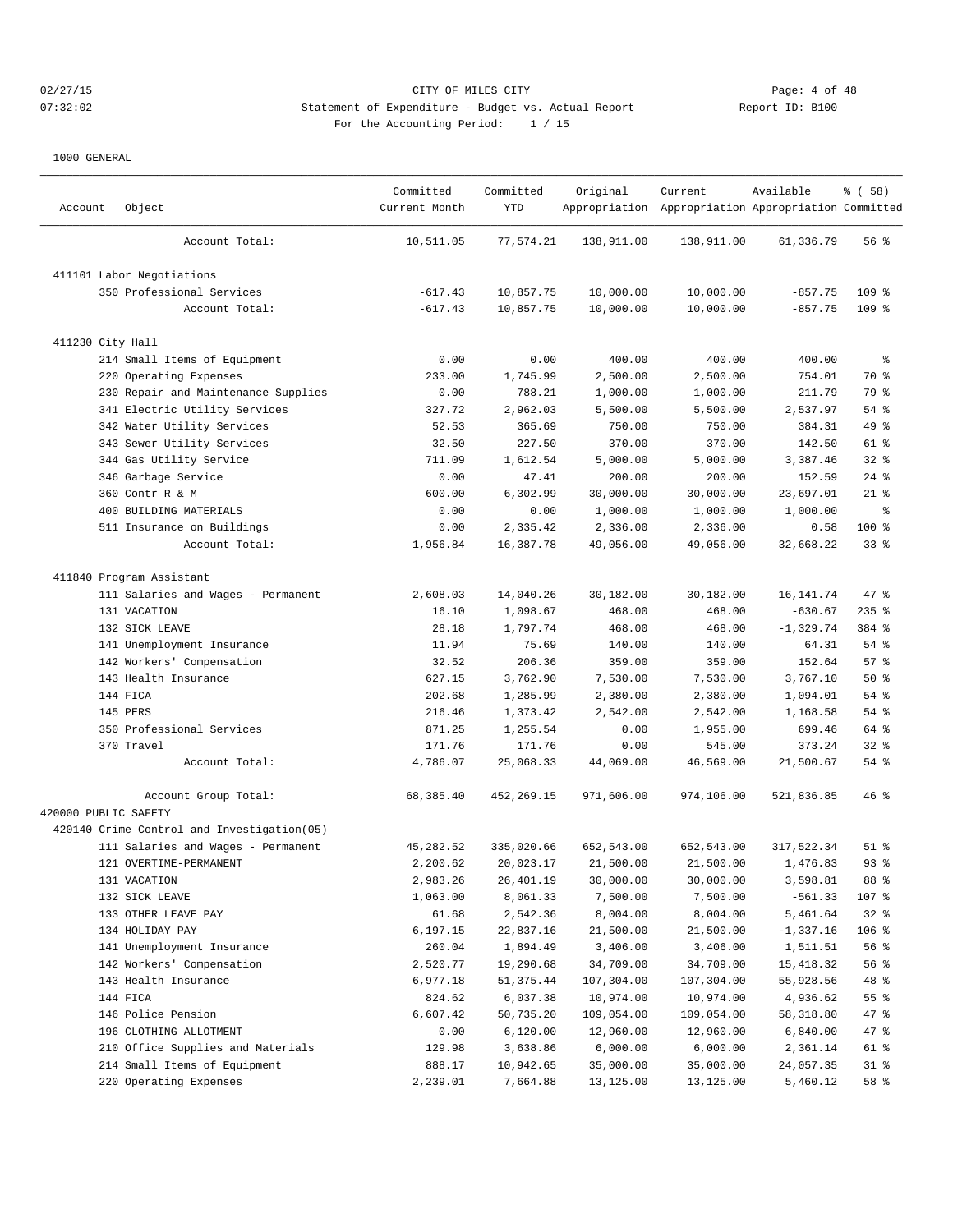CITY OF MILES CITY

Statement of Expenditure - Budget vs. Actual Report

For the Accounting Period: 1 / 15

1000 GENERAL

| Account | Object | Committed Current Month | Committed YTD | Original Appropriation | Current Appropriation | Available Appropriation | % ( 58) Committed |
|---|---|---|---|---|---|---|---|
| | Account Total: | 10,511.05 | 77,574.21 | 138,911.00 | 138,911.00 | 61,336.79 | 56 % |
| 411101 Labor Negotiations | | | | | | | |
| | 350 Professional Services | -617.43 | 10,857.75 | 10,000.00 | 10,000.00 | -857.75 | 109 % |
| | Account Total: | -617.43 | 10,857.75 | 10,000.00 | 10,000.00 | -857.75 | 109 % |
| 411230 City Hall | | | | | | | |
| | 214 Small Items of Equipment | 0.00 | 0.00 | 400.00 | 400.00 | 400.00 | % |
| | 220 Operating Expenses | 233.00 | 1,745.99 | 2,500.00 | 2,500.00 | 754.01 | 70 % |
| | 230 Repair and Maintenance Supplies | 0.00 | 788.21 | 1,000.00 | 1,000.00 | 211.79 | 79 % |
| | 341 Electric Utility Services | 327.72 | 2,962.03 | 5,500.00 | 5,500.00 | 2,537.97 | 54 % |
| | 342 Water Utility Services | 52.53 | 365.69 | 750.00 | 750.00 | 384.31 | 49 % |
| | 343 Sewer Utility Services | 32.50 | 227.50 | 370.00 | 370.00 | 142.50 | 61 % |
| | 344 Gas Utility Service | 711.09 | 1,612.54 | 5,000.00 | 5,000.00 | 3,387.46 | 32 % |
| | 346 Garbage Service | 0.00 | 47.41 | 200.00 | 200.00 | 152.59 | 24 % |
| | 360 Contr R & M | 600.00 | 6,302.99 | 30,000.00 | 30,000.00 | 23,697.01 | 21 % |
| | 400 BUILDING MATERIALS | 0.00 | 0.00 | 1,000.00 | 1,000.00 | 1,000.00 | % |
| | 511 Insurance on Buildings | 0.00 | 2,335.42 | 2,336.00 | 2,336.00 | 0.58 | 100 % |
| | Account Total: | 1,956.84 | 16,387.78 | 49,056.00 | 49,056.00 | 32,668.22 | 33 % |
| 411840 Program Assistant | | | | | | | |
| | 111 Salaries and Wages - Permanent | 2,608.03 | 14,040.26 | 30,182.00 | 30,182.00 | 16,141.74 | 47 % |
| | 131 VACATION | 16.10 | 1,098.67 | 468.00 | 468.00 | -630.67 | 235 % |
| | 132 SICK LEAVE | 28.18 | 1,797.74 | 468.00 | 468.00 | -1,329.74 | 384 % |
| | 141 Unemployment Insurance | 11.94 | 75.69 | 140.00 | 140.00 | 64.31 | 54 % |
| | 142 Workers' Compensation | 32.52 | 206.36 | 359.00 | 359.00 | 152.64 | 57 % |
| | 143 Health Insurance | 627.15 | 3,762.90 | 7,530.00 | 7,530.00 | 3,767.10 | 50 % |
| | 144 FICA | 202.68 | 1,285.99 | 2,380.00 | 2,380.00 | 1,094.01 | 54 % |
| | 145 PERS | 216.46 | 1,373.42 | 2,542.00 | 2,542.00 | 1,168.58 | 54 % |
| | 350 Professional Services | 871.25 | 1,255.54 | 0.00 | 1,955.00 | 699.46 | 64 % |
| | 370 Travel | 171.76 | 171.76 | 0.00 | 545.00 | 373.24 | 32 % |
| | Account Total: | 4,786.07 | 25,068.33 | 44,069.00 | 46,569.00 | 21,500.67 | 54 % |
| | Account Group Total: | 68,385.40 | 452,269.15 | 971,606.00 | 974,106.00 | 521,836.85 | 46 % |
| 420000 PUBLIC SAFETY | | | | | | | |
| 420140 Crime Control and Investigation(05) | | | | | | | |
| | 111 Salaries and Wages - Permanent | 45,282.52 | 335,020.66 | 652,543.00 | 652,543.00 | 317,522.34 | 51 % |
| | 121 OVERTIME-PERMANENT | 2,200.62 | 20,023.17 | 21,500.00 | 21,500.00 | 1,476.83 | 93 % |
| | 131 VACATION | 2,983.26 | 26,401.19 | 30,000.00 | 30,000.00 | 3,598.81 | 88 % |
| | 132 SICK LEAVE | 1,063.00 | 8,061.33 | 7,500.00 | 7,500.00 | -561.33 | 107 % |
| | 133 OTHER LEAVE PAY | 61.68 | 2,542.36 | 8,004.00 | 8,004.00 | 5,461.64 | 32 % |
| | 134 HOLIDAY PAY | 6,197.15 | 22,837.16 | 21,500.00 | 21,500.00 | -1,337.16 | 106 % |
| | 141 Unemployment Insurance | 260.04 | 1,894.49 | 3,406.00 | 3,406.00 | 1,511.51 | 56 % |
| | 142 Workers' Compensation | 2,520.77 | 19,290.68 | 34,709.00 | 34,709.00 | 15,418.32 | 56 % |
| | 143 Health Insurance | 6,977.18 | 51,375.44 | 107,304.00 | 107,304.00 | 55,928.56 | 48 % |
| | 144 FICA | 824.62 | 6,037.38 | 10,974.00 | 10,974.00 | 4,936.62 | 55 % |
| | 146 Police Pension | 6,607.42 | 50,735.20 | 109,054.00 | 109,054.00 | 58,318.80 | 47 % |
| | 196 CLOTHING ALLOTMENT | 0.00 | 6,120.00 | 12,960.00 | 12,960.00 | 6,840.00 | 47 % |
| | 210 Office Supplies and Materials | 129.98 | 3,638.86 | 6,000.00 | 6,000.00 | 2,361.14 | 61 % |
| | 214 Small Items of Equipment | 888.17 | 10,942.65 | 35,000.00 | 35,000.00 | 24,057.35 | 31 % |
| | 220 Operating Expenses | 2,239.01 | 7,664.88 | 13,125.00 | 13,125.00 | 5,460.12 | 58 % |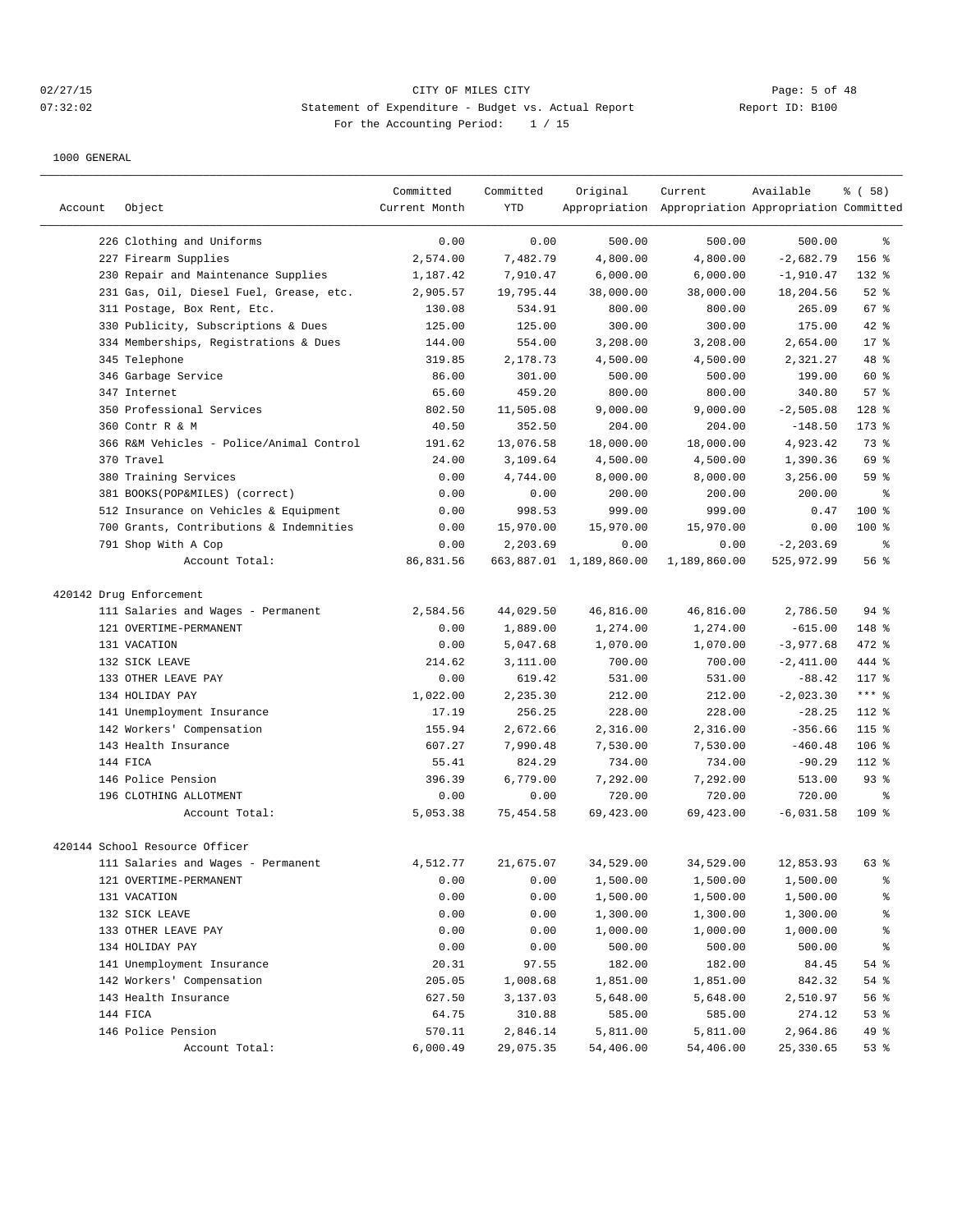1000 GENERAL

| Account | Object | Committed Current Month | Committed YTD | Original Appropriation | Current Appropriation | Available Appropriation | % ( 58) Committed |
|---|---|---|---|---|---|---|---|
| | 226 Clothing and Uniforms | 0.00 | 0.00 | 500.00 | 500.00 | 500.00 | % |
| | 227 Firearm Supplies | 2,574.00 | 7,482.79 | 4,800.00 | 4,800.00 | -2,682.79 | 156 % |
| | 230 Repair and Maintenance Supplies | 1,187.42 | 7,910.47 | 6,000.00 | 6,000.00 | -1,910.47 | 132 % |
| | 231 Gas, Oil, Diesel Fuel, Grease, etc. | 2,905.57 | 19,795.44 | 38,000.00 | 38,000.00 | 18,204.56 | 52 % |
| | 311 Postage, Box Rent, Etc. | 130.08 | 534.91 | 800.00 | 800.00 | 265.09 | 67 % |
| | 330 Publicity, Subscriptions & Dues | 125.00 | 125.00 | 300.00 | 300.00 | 175.00 | 42 % |
| | 334 Memberships, Registrations & Dues | 144.00 | 554.00 | 3,208.00 | 3,208.00 | 2,654.00 | 17 % |
| | 345 Telephone | 319.85 | 2,178.73 | 4,500.00 | 4,500.00 | 2,321.27 | 48 % |
| | 346 Garbage Service | 86.00 | 301.00 | 500.00 | 500.00 | 199.00 | 60 % |
| | 347 Internet | 65.60 | 459.20 | 800.00 | 800.00 | 340.80 | 57 % |
| | 350 Professional Services | 802.50 | 11,505.08 | 9,000.00 | 9,000.00 | -2,505.08 | 128 % |
| | 360 Contr R & M | 40.50 | 352.50 | 204.00 | 204.00 | -148.50 | 173 % |
| | 366 R&M Vehicles - Police/Animal Control | 191.62 | 13,076.58 | 18,000.00 | 18,000.00 | 4,923.42 | 73 % |
| | 370 Travel | 24.00 | 3,109.64 | 4,500.00 | 4,500.00 | 1,390.36 | 69 % |
| | 380 Training Services | 0.00 | 4,744.00 | 8,000.00 | 8,000.00 | 3,256.00 | 59 % |
| | 381 BOOKS(POP&MILES) (correct) | 0.00 | 0.00 | 200.00 | 200.00 | 200.00 | % |
| | 512 Insurance on Vehicles & Equipment | 0.00 | 998.53 | 999.00 | 999.00 | 0.47 | 100 % |
| | 700 Grants, Contributions & Indemnities | 0.00 | 15,970.00 | 15,970.00 | 15,970.00 | 0.00 | 100 % |
| | 791 Shop With A Cop | 0.00 | 2,203.69 | 0.00 | 0.00 | -2,203.69 | % |
| | Account Total: | 86,831.56 | 663,887.01 | 1,189,860.00 | 1,189,860.00 | 525,972.99 | 56 % |
| 420142 Drug Enforcement | | | | | | | |
| | 111 Salaries and Wages - Permanent | 2,584.56 | 44,029.50 | 46,816.00 | 46,816.00 | 2,786.50 | 94 % |
| | 121 OVERTIME-PERMANENT | 0.00 | 1,889.00 | 1,274.00 | 1,274.00 | -615.00 | 148 % |
| | 131 VACATION | 0.00 | 5,047.68 | 1,070.00 | 1,070.00 | -3,977.68 | 472 % |
| | 132 SICK LEAVE | 214.62 | 3,111.00 | 700.00 | 700.00 | -2,411.00 | 444 % |
| | 133 OTHER LEAVE PAY | 0.00 | 619.42 | 531.00 | 531.00 | -88.42 | 117 % |
| | 134 HOLIDAY PAY | 1,022.00 | 2,235.30 | 212.00 | 212.00 | -2,023.30 | *** % |
| | 141 Unemployment Insurance | 17.19 | 256.25 | 228.00 | 228.00 | -28.25 | 112 % |
| | 142 Workers' Compensation | 155.94 | 2,672.66 | 2,316.00 | 2,316.00 | -356.66 | 115 % |
| | 143 Health Insurance | 607.27 | 7,990.48 | 7,530.00 | 7,530.00 | -460.48 | 106 % |
| | 144 FICA | 55.41 | 824.29 | 734.00 | 734.00 | -90.29 | 112 % |
| | 146 Police Pension | 396.39 | 6,779.00 | 7,292.00 | 7,292.00 | 513.00 | 93 % |
| | 196 CLOTHING ALLOTMENT | 0.00 | 0.00 | 720.00 | 720.00 | 720.00 | % |
| | Account Total: | 5,053.38 | 75,454.58 | 69,423.00 | 69,423.00 | -6,031.58 | 109 % |
| 420144 School Resource Officer | | | | | | | |
| | 111 Salaries and Wages - Permanent | 4,512.77 | 21,675.07 | 34,529.00 | 34,529.00 | 12,853.93 | 63 % |
| | 121 OVERTIME-PERMANENT | 0.00 | 0.00 | 1,500.00 | 1,500.00 | 1,500.00 | % |
| | 131 VACATION | 0.00 | 0.00 | 1,500.00 | 1,500.00 | 1,500.00 | % |
| | 132 SICK LEAVE | 0.00 | 0.00 | 1,300.00 | 1,300.00 | 1,300.00 | % |
| | 133 OTHER LEAVE PAY | 0.00 | 0.00 | 1,000.00 | 1,000.00 | 1,000.00 | % |
| | 134 HOLIDAY PAY | 0.00 | 0.00 | 500.00 | 500.00 | 500.00 | % |
| | 141 Unemployment Insurance | 20.31 | 97.55 | 182.00 | 182.00 | 84.45 | 54 % |
| | 142 Workers' Compensation | 205.05 | 1,008.68 | 1,851.00 | 1,851.00 | 842.32 | 54 % |
| | 143 Health Insurance | 627.50 | 3,137.03 | 5,648.00 | 5,648.00 | 2,510.97 | 56 % |
| | 144 FICA | 64.75 | 310.88 | 585.00 | 585.00 | 274.12 | 53 % |
| | 146 Police Pension | 570.11 | 2,846.14 | 5,811.00 | 5,811.00 | 2,964.86 | 49 % |
| | Account Total: | 6,000.49 | 29,075.35 | 54,406.00 | 54,406.00 | 25,330.65 | 53 % |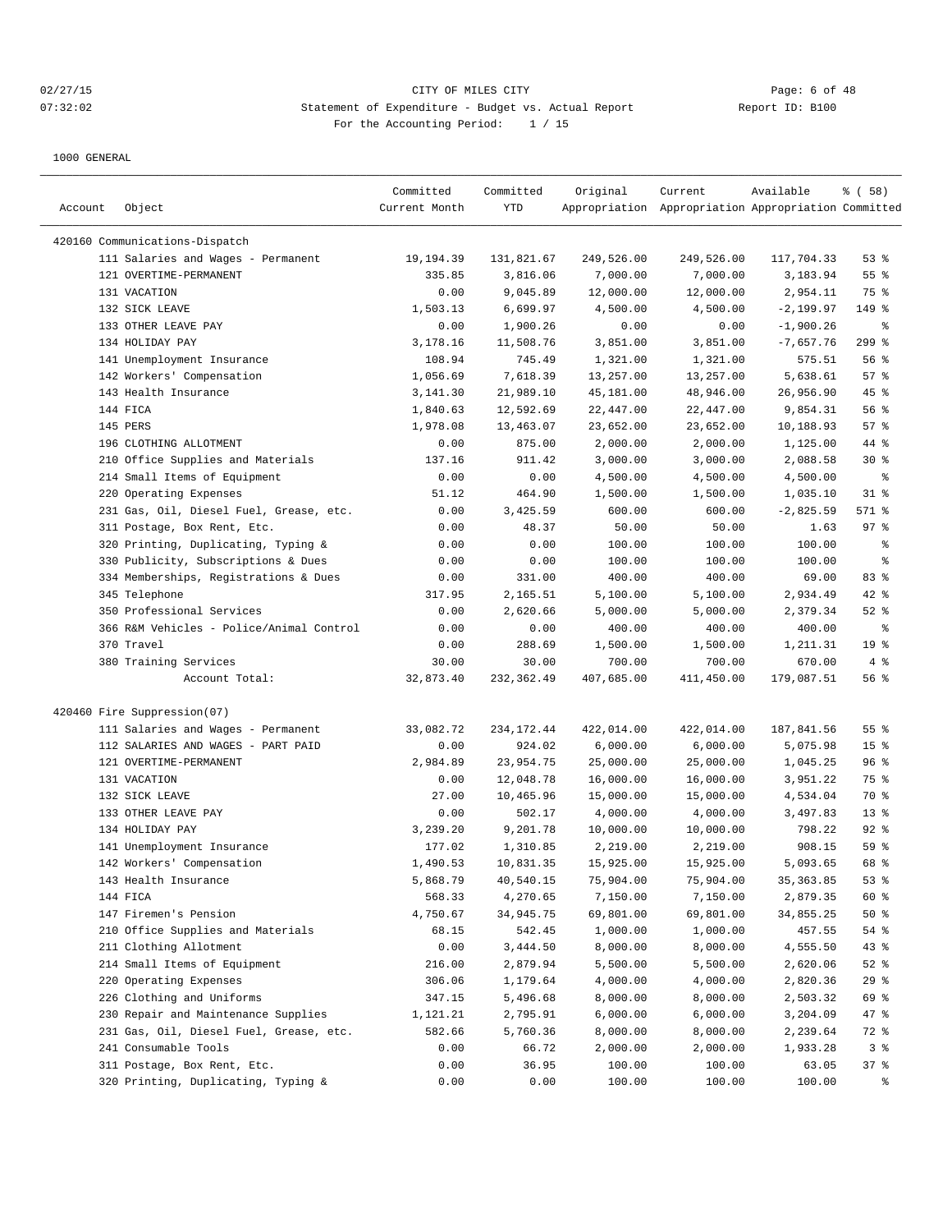CITY OF MILES CITY

Statement of Expenditure - Budget vs. Actual Report

Report ID: B100

For the Accounting Period: 1 / 15

1000 GENERAL

| Account | Object | Committed Current Month | Committed YTD | Original Appropriation | Current Appropriation | Available Appropriation | % ( 58) Committed |
|---|---|---|---|---|---|---|---|
| 420160 Communications-Dispatch | | | | | | | |
| | 111 Salaries and Wages - Permanent | 19,194.39 | 131,821.67 | 249,526.00 | 249,526.00 | 117,704.33 | 53 % |
| | 121 OVERTIME-PERMANENT | 335.85 | 3,816.06 | 7,000.00 | 7,000.00 | 3,183.94 | 55 % |
| | 131 VACATION | 0.00 | 9,045.89 | 12,000.00 | 12,000.00 | 2,954.11 | 75 % |
| | 132 SICK LEAVE | 1,503.13 | 6,699.97 | 4,500.00 | 4,500.00 | -2,199.97 | 149 % |
| | 133 OTHER LEAVE PAY | 0.00 | 1,900.26 | 0.00 | 0.00 | -1,900.26 | % |
| | 134 HOLIDAY PAY | 3,178.16 | 11,508.76 | 3,851.00 | 3,851.00 | -7,657.76 | 299 % |
| | 141 Unemployment Insurance | 108.94 | 745.49 | 1,321.00 | 1,321.00 | 575.51 | 56 % |
| | 142 Workers' Compensation | 1,056.69 | 7,618.39 | 13,257.00 | 13,257.00 | 5,638.61 | 57 % |
| | 143 Health Insurance | 3,141.30 | 21,989.10 | 45,181.00 | 48,946.00 | 26,956.90 | 45 % |
| | 144 FICA | 1,840.63 | 12,592.69 | 22,447.00 | 22,447.00 | 9,854.31 | 56 % |
| | 145 PERS | 1,978.08 | 13,463.07 | 23,652.00 | 23,652.00 | 10,188.93 | 57 % |
| | 196 CLOTHING ALLOTMENT | 0.00 | 875.00 | 2,000.00 | 2,000.00 | 1,125.00 | 44 % |
| | 210 Office Supplies and Materials | 137.16 | 911.42 | 3,000.00 | 3,000.00 | 2,088.58 | 30 % |
| | 214 Small Items of Equipment | 0.00 | 0.00 | 4,500.00 | 4,500.00 | 4,500.00 | % |
| | 220 Operating Expenses | 51.12 | 464.90 | 1,500.00 | 1,500.00 | 1,035.10 | 31 % |
| | 231 Gas, Oil, Diesel Fuel, Grease, etc. | 0.00 | 3,425.59 | 600.00 | 600.00 | -2,825.59 | 571 % |
| | 311 Postage, Box Rent, Etc. | 0.00 | 48.37 | 50.00 | 50.00 | 1.63 | 97 % |
| | 320 Printing, Duplicating, Typing & | 0.00 | 0.00 | 100.00 | 100.00 | 100.00 | % |
| | 330 Publicity, Subscriptions & Dues | 0.00 | 0.00 | 100.00 | 100.00 | 100.00 | % |
| | 334 Memberships, Registrations & Dues | 0.00 | 331.00 | 400.00 | 400.00 | 69.00 | 83 % |
| | 345 Telephone | 317.95 | 2,165.51 | 5,100.00 | 5,100.00 | 2,934.49 | 42 % |
| | 350 Professional Services | 0.00 | 2,620.66 | 5,000.00 | 5,000.00 | 2,379.34 | 52 % |
| | 366 R&M Vehicles - Police/Animal Control | 0.00 | 0.00 | 400.00 | 400.00 | 400.00 | % |
| | 370 Travel | 0.00 | 288.69 | 1,500.00 | 1,500.00 | 1,211.31 | 19 % |
| | 380 Training Services | 30.00 | 30.00 | 700.00 | 700.00 | 670.00 | 4 % |
| | Account Total: | 32,873.40 | 232,362.49 | 407,685.00 | 411,450.00 | 179,087.51 | 56 % |
| 420460 Fire Suppression(07) | | | | | | | |
| | 111 Salaries and Wages - Permanent | 33,082.72 | 234,172.44 | 422,014.00 | 422,014.00 | 187,841.56 | 55 % |
| | 112 SALARIES AND WAGES - PART PAID | 0.00 | 924.02 | 6,000.00 | 6,000.00 | 5,075.98 | 15 % |
| | 121 OVERTIME-PERMANENT | 2,984.89 | 23,954.75 | 25,000.00 | 25,000.00 | 1,045.25 | 96 % |
| | 131 VACATION | 0.00 | 12,048.78 | 16,000.00 | 16,000.00 | 3,951.22 | 75 % |
| | 132 SICK LEAVE | 27.00 | 10,465.96 | 15,000.00 | 15,000.00 | 4,534.04 | 70 % |
| | 133 OTHER LEAVE PAY | 0.00 | 502.17 | 4,000.00 | 4,000.00 | 3,497.83 | 13 % |
| | 134 HOLIDAY PAY | 3,239.20 | 9,201.78 | 10,000.00 | 10,000.00 | 798.22 | 92 % |
| | 141 Unemployment Insurance | 177.02 | 1,310.85 | 2,219.00 | 2,219.00 | 908.15 | 59 % |
| | 142 Workers' Compensation | 1,490.53 | 10,831.35 | 15,925.00 | 15,925.00 | 5,093.65 | 68 % |
| | 143 Health Insurance | 5,868.79 | 40,540.15 | 75,904.00 | 75,904.00 | 35,363.85 | 53 % |
| | 144 FICA | 568.33 | 4,270.65 | 7,150.00 | 7,150.00 | 2,879.35 | 60 % |
| | 147 Firemen's Pension | 4,750.67 | 34,945.75 | 69,801.00 | 69,801.00 | 34,855.25 | 50 % |
| | 210 Office Supplies and Materials | 68.15 | 542.45 | 1,000.00 | 1,000.00 | 457.55 | 54 % |
| | 211 Clothing Allotment | 0.00 | 3,444.50 | 8,000.00 | 8,000.00 | 4,555.50 | 43 % |
| | 214 Small Items of Equipment | 216.00 | 2,879.94 | 5,500.00 | 5,500.00 | 2,620.06 | 52 % |
| | 220 Operating Expenses | 306.06 | 1,179.64 | 4,000.00 | 4,000.00 | 2,820.36 | 29 % |
| | 226 Clothing and Uniforms | 347.15 | 5,496.68 | 8,000.00 | 8,000.00 | 2,503.32 | 69 % |
| | 230 Repair and Maintenance Supplies | 1,121.21 | 2,795.91 | 6,000.00 | 6,000.00 | 3,204.09 | 47 % |
| | 231 Gas, Oil, Diesel Fuel, Grease, etc. | 582.66 | 5,760.36 | 8,000.00 | 8,000.00 | 2,239.64 | 72 % |
| | 241 Consumable Tools | 0.00 | 66.72 | 2,000.00 | 2,000.00 | 1,933.28 | 3 % |
| | 311 Postage, Box Rent, Etc. | 0.00 | 36.95 | 100.00 | 100.00 | 63.05 | 37 % |
| | 320 Printing, Duplicating, Typing & | 0.00 | 0.00 | 100.00 | 100.00 | 100.00 | % |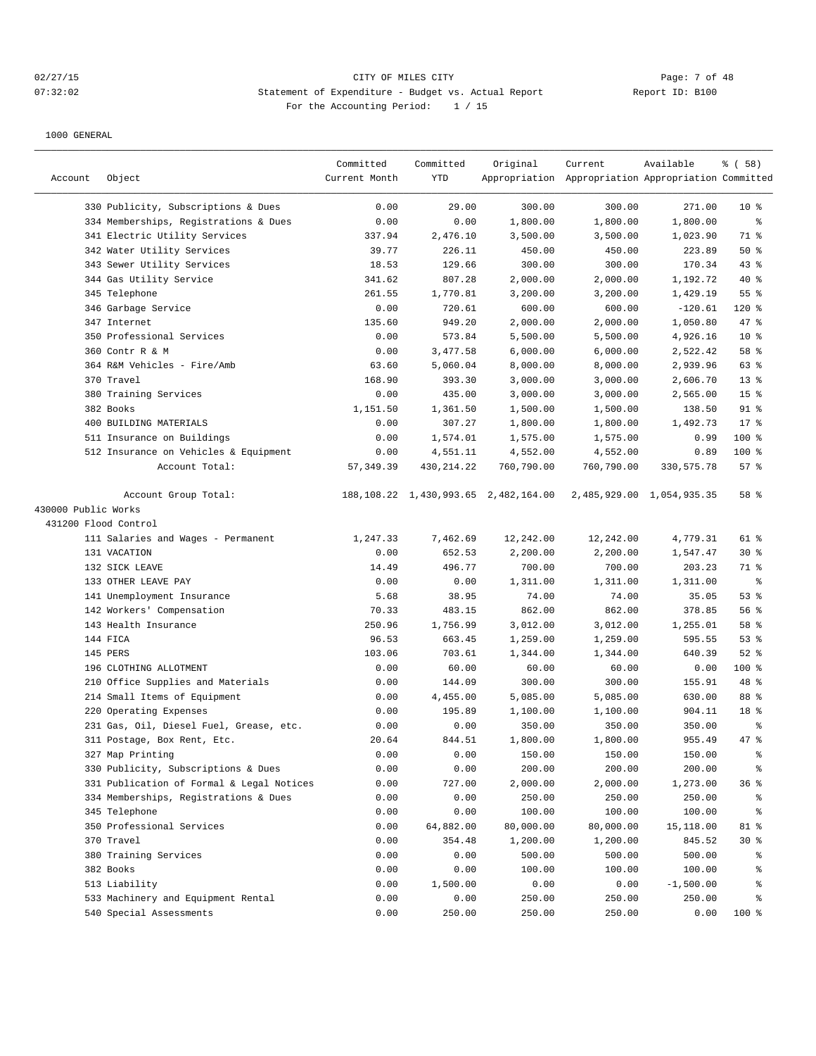02/27/15 CITY OF MILES CITY

07:32:02 Statement of Expenditure - Budget vs. Actual Report Report ID: B100

For the Accounting Period: 1 / 15

1000 GENERAL

| Account | Object | Committed Current Month | Committed YTD | Original Appropriation | Current Appropriation | Available Appropriation | % ( 58) Committed |
|---|---|---|---|---|---|---|---|
| | 330 Publicity, Subscriptions & Dues | 0.00 | 29.00 | 300.00 | 300.00 | 271.00 | 10 % |
| | 334 Memberships, Registrations & Dues | 0.00 | 0.00 | 1,800.00 | 1,800.00 | 1,800.00 | % |
| | 341 Electric Utility Services | 337.94 | 2,476.10 | 3,500.00 | 3,500.00 | 1,023.90 | 71 % |
| | 342 Water Utility Services | 39.77 | 226.11 | 450.00 | 450.00 | 223.89 | 50 % |
| | 343 Sewer Utility Services | 18.53 | 129.66 | 300.00 | 300.00 | 170.34 | 43 % |
| | 344 Gas Utility Service | 341.62 | 807.28 | 2,000.00 | 2,000.00 | 1,192.72 | 40 % |
| | 345 Telephone | 261.55 | 1,770.81 | 3,200.00 | 3,200.00 | 1,429.19 | 55 % |
| | 346 Garbage Service | 0.00 | 720.61 | 600.00 | 600.00 | -120.61 | 120 % |
| | 347 Internet | 135.60 | 949.20 | 2,000.00 | 2,000.00 | 1,050.80 | 47 % |
| | 350 Professional Services | 0.00 | 573.84 | 5,500.00 | 5,500.00 | 4,926.16 | 10 % |
| | 360 Contr R & M | 0.00 | 3,477.58 | 6,000.00 | 6,000.00 | 2,522.42 | 58 % |
| | 364 R&M Vehicles - Fire/Amb | 63.60 | 5,060.04 | 8,000.00 | 8,000.00 | 2,939.96 | 63 % |
| | 370 Travel | 168.90 | 393.30 | 3,000.00 | 3,000.00 | 2,606.70 | 13 % |
| | 380 Training Services | 0.00 | 435.00 | 3,000.00 | 3,000.00 | 2,565.00 | 15 % |
| | 382 Books | 1,151.50 | 1,361.50 | 1,500.00 | 1,500.00 | 138.50 | 91 % |
| | 400 BUILDING MATERIALS | 0.00 | 307.27 | 1,800.00 | 1,800.00 | 1,492.73 | 17 % |
| | 511 Insurance on Buildings | 0.00 | 1,574.01 | 1,575.00 | 1,575.00 | 0.99 | 100 % |
| | 512 Insurance on Vehicles & Equipment | 0.00 | 4,551.11 | 4,552.00 | 4,552.00 | 0.89 | 100 % |
| | Account Total: | 57,349.39 | 430,214.22 | 760,790.00 | 760,790.00 | 330,575.78 | 57 % |
| | Account Group Total: | 188,108.22 | 1,430,993.65 | 2,482,164.00 | 2,485,929.00 | 1,054,935.35 | 58 % |
| 430000 Public Works | | | | | | | |
| 431200 Flood Control | | | | | | | |
| | 111 Salaries and Wages - Permanent | 1,247.33 | 7,462.69 | 12,242.00 | 12,242.00 | 4,779.31 | 61 % |
| | 131 VACATION | 0.00 | 652.53 | 2,200.00 | 2,200.00 | 1,547.47 | 30 % |
| | 132 SICK LEAVE | 14.49 | 496.77 | 700.00 | 700.00 | 203.23 | 71 % |
| | 133 OTHER LEAVE PAY | 0.00 | 0.00 | 1,311.00 | 1,311.00 | 1,311.00 | % |
| | 141 Unemployment Insurance | 5.68 | 38.95 | 74.00 | 74.00 | 35.05 | 53 % |
| | 142 Workers' Compensation | 70.33 | 483.15 | 862.00 | 862.00 | 378.85 | 56 % |
| | 143 Health Insurance | 250.96 | 1,756.99 | 3,012.00 | 3,012.00 | 1,255.01 | 58 % |
| | 144 FICA | 96.53 | 663.45 | 1,259.00 | 1,259.00 | 595.55 | 53 % |
| | 145 PERS | 103.06 | 703.61 | 1,344.00 | 1,344.00 | 640.39 | 52 % |
| | 196 CLOTHING ALLOTMENT | 0.00 | 60.00 | 60.00 | 60.00 | 0.00 | 100 % |
| | 210 Office Supplies and Materials | 0.00 | 144.09 | 300.00 | 300.00 | 155.91 | 48 % |
| | 214 Small Items of Equipment | 0.00 | 4,455.00 | 5,085.00 | 5,085.00 | 630.00 | 88 % |
| | 220 Operating Expenses | 0.00 | 195.89 | 1,100.00 | 1,100.00 | 904.11 | 18 % |
| | 231 Gas, Oil, Diesel Fuel, Grease, etc. | 0.00 | 0.00 | 350.00 | 350.00 | 350.00 | % |
| | 311 Postage, Box Rent, Etc. | 20.64 | 844.51 | 1,800.00 | 1,800.00 | 955.49 | 47 % |
| | 327 Map Printing | 0.00 | 0.00 | 150.00 | 150.00 | 150.00 | % |
| | 330 Publicity, Subscriptions & Dues | 0.00 | 0.00 | 200.00 | 200.00 | 200.00 | % |
| | 331 Publication of Formal & Legal Notices | 0.00 | 727.00 | 2,000.00 | 2,000.00 | 1,273.00 | 36 % |
| | 334 Memberships, Registrations & Dues | 0.00 | 0.00 | 250.00 | 250.00 | 250.00 | % |
| | 345 Telephone | 0.00 | 0.00 | 100.00 | 100.00 | 100.00 | % |
| | 350 Professional Services | 0.00 | 64,882.00 | 80,000.00 | 80,000.00 | 15,118.00 | 81 % |
| | 370 Travel | 0.00 | 354.48 | 1,200.00 | 1,200.00 | 845.52 | 30 % |
| | 380 Training Services | 0.00 | 0.00 | 500.00 | 500.00 | 500.00 | % |
| | 382 Books | 0.00 | 0.00 | 100.00 | 100.00 | 100.00 | % |
| | 513 Liability | 0.00 | 1,500.00 | 0.00 | 0.00 | -1,500.00 | % |
| | 533 Machinery and Equipment Rental | 0.00 | 0.00 | 250.00 | 250.00 | 250.00 | % |
| | 540 Special Assessments | 0.00 | 250.00 | 250.00 | 250.00 | 0.00 | 100 % |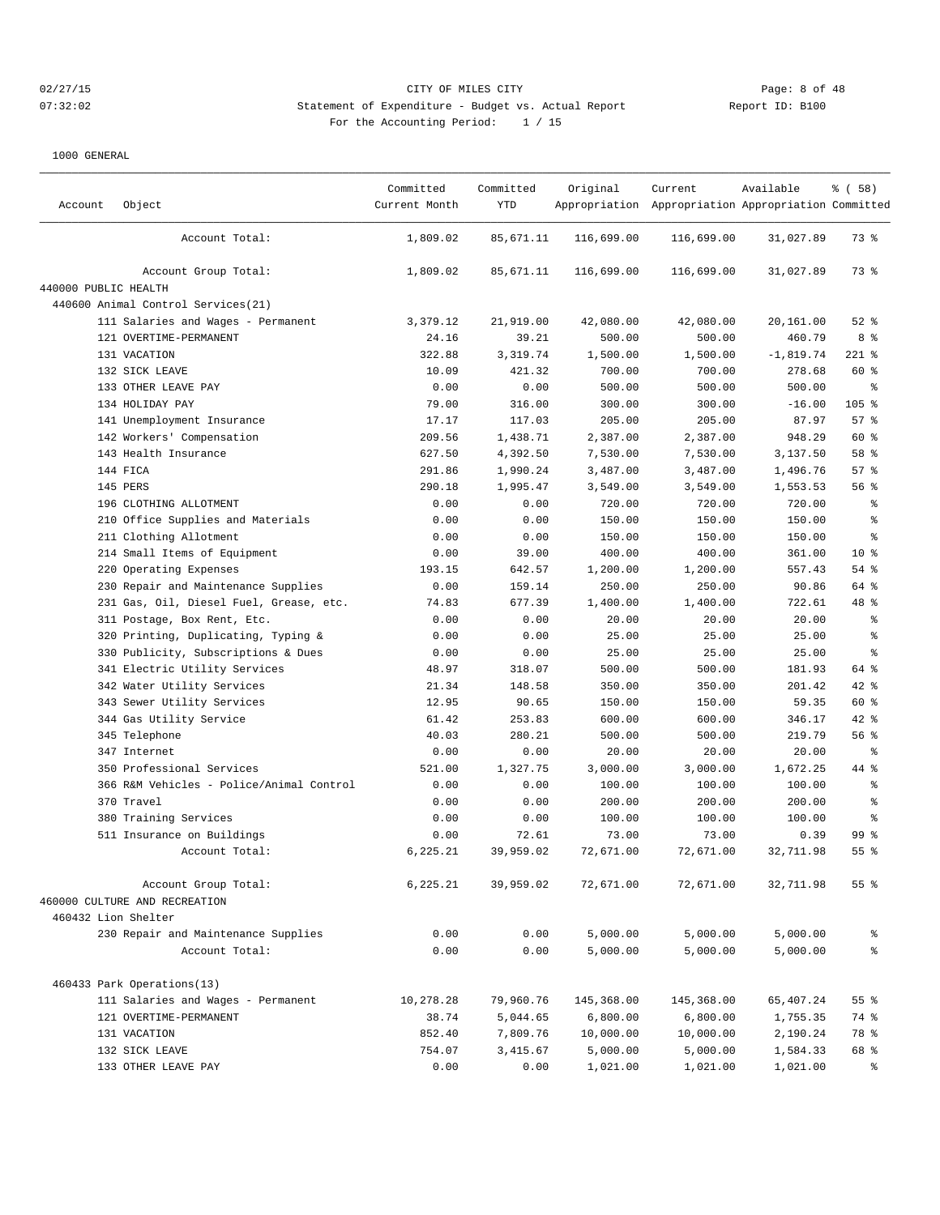1000 GENERAL

| Account | Object | Committed Current Month | Committed YTD | Original Appropriation | Current Appropriation | Available Appropriation | % ( 58) Committed |
|---|---|---|---|---|---|---|---|
| | Account Total: | 1,809.02 | 85,671.11 | 116,699.00 | 116,699.00 | 31,027.89 | 73 % |
| | Account Group Total: | 1,809.02 | 85,671.11 | 116,699.00 | 116,699.00 | 31,027.89 | 73 % |
| 440000 PUBLIC HEALTH | | | | | | | |
| 440600 Animal Control Services(21) | | | | | | | |
| | 111 Salaries and Wages - Permanent | 3,379.12 | 21,919.00 | 42,080.00 | 42,080.00 | 20,161.00 | 52 % |
| | 121 OVERTIME-PERMANENT | 24.16 | 39.21 | 500.00 | 500.00 | 460.79 | 8 % |
| | 131 VACATION | 322.88 | 3,319.74 | 1,500.00 | 1,500.00 | -1,819.74 | 221 % |
| | 132 SICK LEAVE | 10.09 | 421.32 | 700.00 | 700.00 | 278.68 | 60 % |
| | 133 OTHER LEAVE PAY | 0.00 | 0.00 | 500.00 | 500.00 | 500.00 | % |
| | 134 HOLIDAY PAY | 79.00 | 316.00 | 300.00 | 300.00 | -16.00 | 105 % |
| | 141 Unemployment Insurance | 17.17 | 117.03 | 205.00 | 205.00 | 87.97 | 57 % |
| | 142 Workers' Compensation | 209.56 | 1,438.71 | 2,387.00 | 2,387.00 | 948.29 | 60 % |
| | 143 Health Insurance | 627.50 | 4,392.50 | 7,530.00 | 7,530.00 | 3,137.50 | 58 % |
| | 144 FICA | 291.86 | 1,990.24 | 3,487.00 | 3,487.00 | 1,496.76 | 57 % |
| | 145 PERS | 290.18 | 1,995.47 | 3,549.00 | 3,549.00 | 1,553.53 | 56 % |
| | 196 CLOTHING ALLOTMENT | 0.00 | 0.00 | 720.00 | 720.00 | 720.00 | % |
| | 210 Office Supplies and Materials | 0.00 | 0.00 | 150.00 | 150.00 | 150.00 | % |
| | 211 Clothing Allotment | 0.00 | 0.00 | 150.00 | 150.00 | 150.00 | % |
| | 214 Small Items of Equipment | 0.00 | 39.00 | 400.00 | 400.00 | 361.00 | 10 % |
| | 220 Operating Expenses | 193.15 | 642.57 | 1,200.00 | 1,200.00 | 557.43 | 54 % |
| | 230 Repair and Maintenance Supplies | 0.00 | 159.14 | 250.00 | 250.00 | 90.86 | 64 % |
| | 231 Gas, Oil, Diesel Fuel, Grease, etc. | 74.83 | 677.39 | 1,400.00 | 1,400.00 | 722.61 | 48 % |
| | 311 Postage, Box Rent, Etc. | 0.00 | 0.00 | 20.00 | 20.00 | 20.00 | % |
| | 320 Printing, Duplicating, Typing & | 0.00 | 0.00 | 25.00 | 25.00 | 25.00 | % |
| | 330 Publicity, Subscriptions & Dues | 0.00 | 0.00 | 25.00 | 25.00 | 25.00 | % |
| | 341 Electric Utility Services | 48.97 | 318.07 | 500.00 | 500.00 | 181.93 | 64 % |
| | 342 Water Utility Services | 21.34 | 148.58 | 350.00 | 350.00 | 201.42 | 42 % |
| | 343 Sewer Utility Services | 12.95 | 90.65 | 150.00 | 150.00 | 59.35 | 60 % |
| | 344 Gas Utility Service | 61.42 | 253.83 | 600.00 | 600.00 | 346.17 | 42 % |
| | 345 Telephone | 40.03 | 280.21 | 500.00 | 500.00 | 219.79 | 56 % |
| | 347 Internet | 0.00 | 0.00 | 20.00 | 20.00 | 20.00 | % |
| | 350 Professional Services | 521.00 | 1,327.75 | 3,000.00 | 3,000.00 | 1,672.25 | 44 % |
| | 366 R&M Vehicles - Police/Animal Control | 0.00 | 0.00 | 100.00 | 100.00 | 100.00 | % |
| | 370 Travel | 0.00 | 0.00 | 200.00 | 200.00 | 200.00 | % |
| | 380 Training Services | 0.00 | 0.00 | 100.00 | 100.00 | 100.00 | % |
| | 511 Insurance on Buildings | 0.00 | 72.61 | 73.00 | 73.00 | 0.39 | 99 % |
| | Account Total: | 6,225.21 | 39,959.02 | 72,671.00 | 72,671.00 | 32,711.98 | 55 % |
| | Account Group Total: | 6,225.21 | 39,959.02 | 72,671.00 | 72,671.00 | 32,711.98 | 55 % |
| 460000 CULTURE AND RECREATION | | | | | | | |
| 460432 Lion Shelter | | | | | | | |
| | 230 Repair and Maintenance Supplies | 0.00 | 0.00 | 5,000.00 | 5,000.00 | 5,000.00 | % |
| | Account Total: | 0.00 | 0.00 | 5,000.00 | 5,000.00 | 5,000.00 | % |
| 460433 Park Operations(13) | | | | | | | |
| | 111 Salaries and Wages - Permanent | 10,278.28 | 79,960.76 | 145,368.00 | 145,368.00 | 65,407.24 | 55 % |
| | 121 OVERTIME-PERMANENT | 38.74 | 5,044.65 | 6,800.00 | 6,800.00 | 1,755.35 | 74 % |
| | 131 VACATION | 852.40 | 7,809.76 | 10,000.00 | 10,000.00 | 2,190.24 | 78 % |
| | 132 SICK LEAVE | 754.07 | 3,415.67 | 5,000.00 | 5,000.00 | 1,584.33 | 68 % |
| | 133 OTHER LEAVE PAY | 0.00 | 0.00 | 1,021.00 | 1,021.00 | 1,021.00 | % |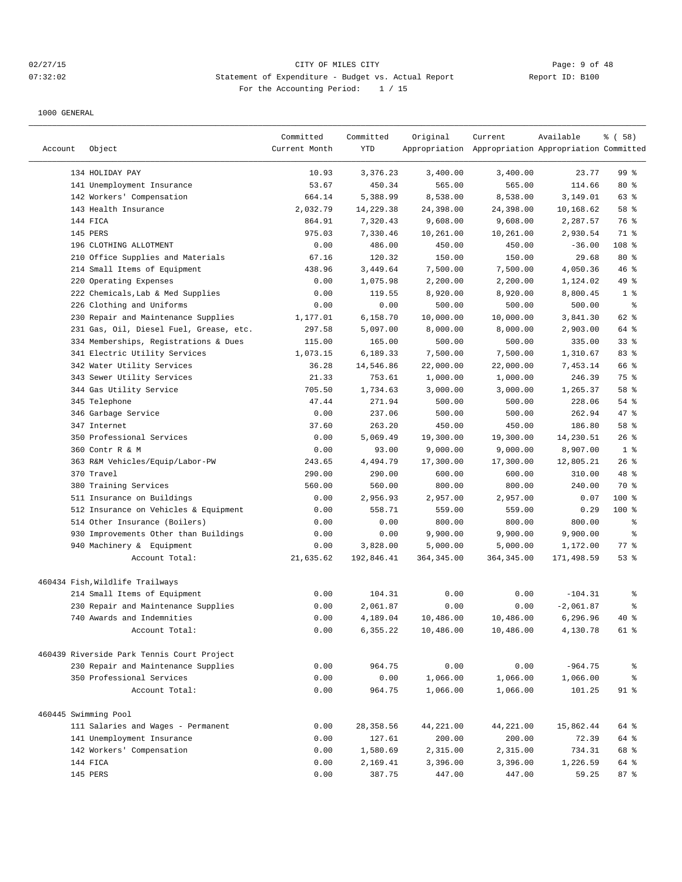CITY OF MILES CITY
Statement of Expenditure - Budget vs. Actual Report
For the Accounting Period: 1 / 15

1000 GENERAL

| Account | Object | Committed Current Month | Committed YTD | Original Appropriation | Current Appropriation | Available Appropriation | % ( 58) Committed |
|---|---|---|---|---|---|---|---|
| | 134 HOLIDAY PAY | 10.93 | 3,376.23 | 3,400.00 | 3,400.00 | 23.77 | 99 % |
| | 141 Unemployment Insurance | 53.67 | 450.34 | 565.00 | 565.00 | 114.66 | 80 % |
| | 142 Workers' Compensation | 664.14 | 5,388.99 | 8,538.00 | 8,538.00 | 3,149.01 | 63 % |
| | 143 Health Insurance | 2,032.79 | 14,229.38 | 24,398.00 | 24,398.00 | 10,168.62 | 58 % |
| | 144 FICA | 864.91 | 7,320.43 | 9,608.00 | 9,608.00 | 2,287.57 | 76 % |
| | 145 PERS | 975.03 | 7,330.46 | 10,261.00 | 10,261.00 | 2,930.54 | 71 % |
| | 196 CLOTHING ALLOTMENT | 0.00 | 486.00 | 450.00 | 450.00 | -36.00 | 108 % |
| | 210 Office Supplies and Materials | 67.16 | 120.32 | 150.00 | 150.00 | 29.68 | 80 % |
| | 214 Small Items of Equipment | 438.96 | 3,449.64 | 7,500.00 | 7,500.00 | 4,050.36 | 46 % |
| | 220 Operating Expenses | 0.00 | 1,075.98 | 2,200.00 | 2,200.00 | 1,124.02 | 49 % |
| | 222 Chemicals,Lab & Med Supplies | 0.00 | 119.55 | 8,920.00 | 8,920.00 | 8,800.45 | 1 % |
| | 226 Clothing and Uniforms | 0.00 | 0.00 | 500.00 | 500.00 | 500.00 | % |
| | 230 Repair and Maintenance Supplies | 1,177.01 | 6,158.70 | 10,000.00 | 10,000.00 | 3,841.30 | 62 % |
| | 231 Gas, Oil, Diesel Fuel, Grease, etc. | 297.58 | 5,097.00 | 8,000.00 | 8,000.00 | 2,903.00 | 64 % |
| | 334 Memberships, Registrations & Dues | 115.00 | 165.00 | 500.00 | 500.00 | 335.00 | 33 % |
| | 341 Electric Utility Services | 1,073.15 | 6,189.33 | 7,500.00 | 7,500.00 | 1,310.67 | 83 % |
| | 342 Water Utility Services | 36.28 | 14,546.86 | 22,000.00 | 22,000.00 | 7,453.14 | 66 % |
| | 343 Sewer Utility Services | 21.33 | 753.61 | 1,000.00 | 1,000.00 | 246.39 | 75 % |
| | 344 Gas Utility Service | 705.50 | 1,734.63 | 3,000.00 | 3,000.00 | 1,265.37 | 58 % |
| | 345 Telephone | 47.44 | 271.94 | 500.00 | 500.00 | 228.06 | 54 % |
| | 346 Garbage Service | 0.00 | 237.06 | 500.00 | 500.00 | 262.94 | 47 % |
| | 347 Internet | 37.60 | 263.20 | 450.00 | 450.00 | 186.80 | 58 % |
| | 350 Professional Services | 0.00 | 5,069.49 | 19,300.00 | 19,300.00 | 14,230.51 | 26 % |
| | 360 Contr R & M | 0.00 | 93.00 | 9,000.00 | 9,000.00 | 8,907.00 | 1 % |
| | 363 R&M Vehicles/Equip/Labor-PW | 243.65 | 4,494.79 | 17,300.00 | 17,300.00 | 12,805.21 | 26 % |
| | 370 Travel | 290.00 | 290.00 | 600.00 | 600.00 | 310.00 | 48 % |
| | 380 Training Services | 560.00 | 560.00 | 800.00 | 800.00 | 240.00 | 70 % |
| | 511 Insurance on Buildings | 0.00 | 2,956.93 | 2,957.00 | 2,957.00 | 0.07 | 100 % |
| | 512 Insurance on Vehicles & Equipment | 0.00 | 558.71 | 559.00 | 559.00 | 0.29 | 100 % |
| | 514 Other Insurance (Boilers) | 0.00 | 0.00 | 800.00 | 800.00 | 800.00 | % |
| | 930 Improvements Other than Buildings | 0.00 | 0.00 | 9,900.00 | 9,900.00 | 9,900.00 | % |
| | 940 Machinery & Equipment | 0.00 | 3,828.00 | 5,000.00 | 5,000.00 | 1,172.00 | 77 % |
| | Account Total: | 21,635.62 | 192,846.41 | 364,345.00 | 364,345.00 | 171,498.59 | 53 % |
| 460434 Fish,Wildlife Trailways | | | | | | | |
| | 214 Small Items of Equipment | 0.00 | 104.31 | 0.00 | 0.00 | -104.31 | % |
| | 230 Repair and Maintenance Supplies | 0.00 | 2,061.87 | 0.00 | 0.00 | -2,061.87 | % |
| | 740 Awards and Indemnities | 0.00 | 4,189.04 | 10,486.00 | 10,486.00 | 6,296.96 | 40 % |
| | Account Total: | 0.00 | 6,355.22 | 10,486.00 | 10,486.00 | 4,130.78 | 61 % |
| 460439 Riverside Park Tennis Court Project | | | | | | | |
| | 230 Repair and Maintenance Supplies | 0.00 | 964.75 | 0.00 | 0.00 | -964.75 | % |
| | 350 Professional Services | 0.00 | 0.00 | 1,066.00 | 1,066.00 | 1,066.00 | % |
| | Account Total: | 0.00 | 964.75 | 1,066.00 | 1,066.00 | 101.25 | 91 % |
| 460445 Swimming Pool | | | | | | | |
| | 111 Salaries and Wages - Permanent | 0.00 | 28,358.56 | 44,221.00 | 44,221.00 | 15,862.44 | 64 % |
| | 141 Unemployment Insurance | 0.00 | 127.61 | 200.00 | 200.00 | 72.39 | 64 % |
| | 142 Workers' Compensation | 0.00 | 1,580.69 | 2,315.00 | 2,315.00 | 734.31 | 68 % |
| | 144 FICA | 0.00 | 2,169.41 | 3,396.00 | 3,396.00 | 1,226.59 | 64 % |
| | 145 PERS | 0.00 | 387.75 | 447.00 | 447.00 | 59.25 | 87 % |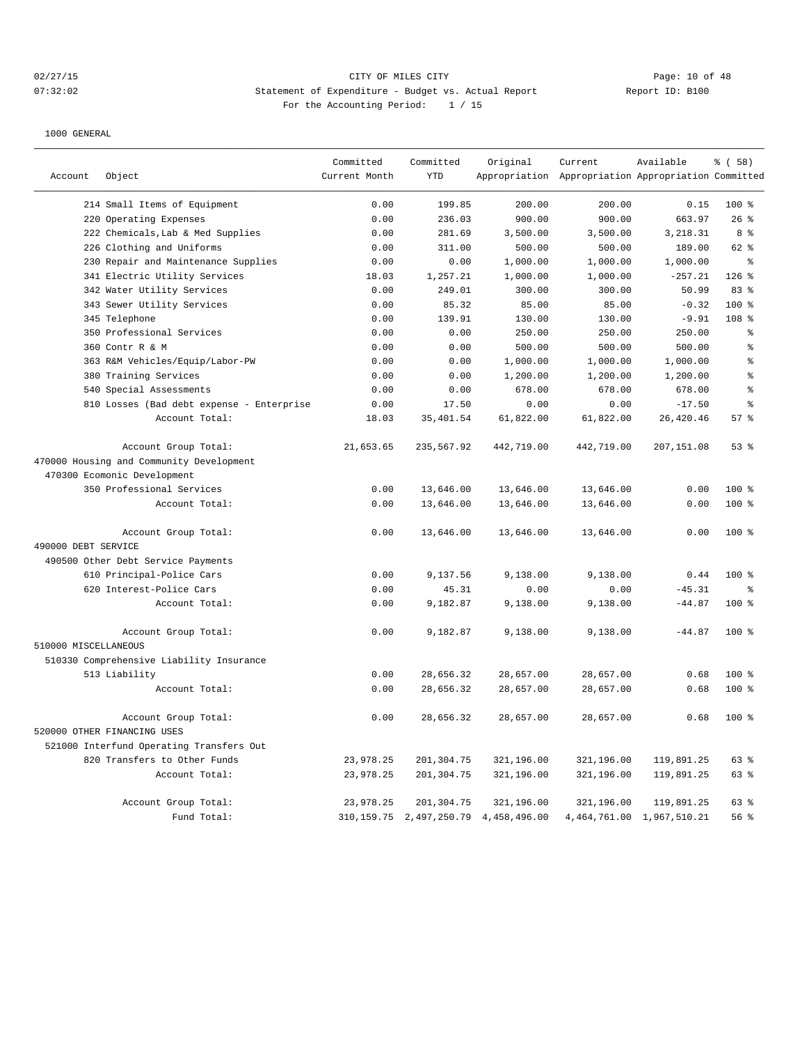CITY OF MILES CITY

Statement of Expenditure - Budget vs. Actual Report

Report ID: B100

For the Accounting Period: 1 / 15

1000 GENERAL

| Account | Object | Committed Current Month | Committed YTD | Original Appropriation | Current Appropriation | Available Appropriation | % ( 58) Committed |
|---|---|---|---|---|---|---|---|
| | 214 Small Items of Equipment | 0.00 | 199.85 | 200.00 | 200.00 | 0.15 | 100 % |
| | 220 Operating Expenses | 0.00 | 236.03 | 900.00 | 900.00 | 663.97 | 26 % |
| | 222 Chemicals,Lab & Med Supplies | 0.00 | 281.69 | 3,500.00 | 3,500.00 | 3,218.31 | 8 % |
| | 226 Clothing and Uniforms | 0.00 | 311.00 | 500.00 | 500.00 | 189.00 | 62 % |
| | 230 Repair and Maintenance Supplies | 0.00 | 0.00 | 1,000.00 | 1,000.00 | 1,000.00 | % |
| | 341 Electric Utility Services | 18.03 | 1,257.21 | 1,000.00 | 1,000.00 | -257.21 | 126 % |
| | 342 Water Utility Services | 0.00 | 249.01 | 300.00 | 300.00 | 50.99 | 83 % |
| | 343 Sewer Utility Services | 0.00 | 85.32 | 85.00 | 85.00 | -0.32 | 100 % |
| | 345 Telephone | 0.00 | 139.91 | 130.00 | 130.00 | -9.91 | 108 % |
| | 350 Professional Services | 0.00 | 0.00 | 250.00 | 250.00 | 250.00 | % |
| | 360 Contr R & M | 0.00 | 0.00 | 500.00 | 500.00 | 500.00 | % |
| | 363 R&M Vehicles/Equip/Labor-PW | 0.00 | 0.00 | 1,000.00 | 1,000.00 | 1,000.00 | % |
| | 380 Training Services | 0.00 | 0.00 | 1,200.00 | 1,200.00 | 1,200.00 | % |
| | 540 Special Assessments | 0.00 | 0.00 | 678.00 | 678.00 | 678.00 | % |
| | 810 Losses (Bad debt expense - Enterprise | 0.00 | 17.50 | 0.00 | 0.00 | -17.50 | % |
| | Account Total: | 18.03 | 35,401.54 | 61,822.00 | 61,822.00 | 26,420.46 | 57 % |
| | Account Group Total: | 21,653.65 | 235,567.92 | 442,719.00 | 442,719.00 | 207,151.08 | 53 % |
| 470000 Housing and Community Development | | | | | | | |
| 470300 Ecomonic Development | | | | | | | |
| | 350 Professional Services | 0.00 | 13,646.00 | 13,646.00 | 13,646.00 | 0.00 | 100 % |
| | Account Total: | 0.00 | 13,646.00 | 13,646.00 | 13,646.00 | 0.00 | 100 % |
| | Account Group Total: | 0.00 | 13,646.00 | 13,646.00 | 13,646.00 | 0.00 | 100 % |
| 490000 DEBT SERVICE | | | | | | | |
| 490500 Other Debt Service Payments | | | | | | | |
| | 610 Principal-Police Cars | 0.00 | 9,137.56 | 9,138.00 | 9,138.00 | 0.44 | 100 % |
| | 620 Interest-Police Cars | 0.00 | 45.31 | 0.00 | 0.00 | -45.31 | % |
| | Account Total: | 0.00 | 9,182.87 | 9,138.00 | 9,138.00 | -44.87 | 100 % |
| | Account Group Total: | 0.00 | 9,182.87 | 9,138.00 | 9,138.00 | -44.87 | 100 % |
| 510000 MISCELLANEOUS | | | | | | | |
| 510330 Comprehensive Liability Insurance | | | | | | | |
| | 513 Liability | 0.00 | 28,656.32 | 28,657.00 | 28,657.00 | 0.68 | 100 % |
| | Account Total: | 0.00 | 28,656.32 | 28,657.00 | 28,657.00 | 0.68 | 100 % |
| | Account Group Total: | 0.00 | 28,656.32 | 28,657.00 | 28,657.00 | 0.68 | 100 % |
| 520000 OTHER FINANCING USES | | | | | | | |
| 521000 Interfund Operating Transfers Out | | | | | | | |
| | 820 Transfers to Other Funds | 23,978.25 | 201,304.75 | 321,196.00 | 321,196.00 | 119,891.25 | 63 % |
| | Account Total: | 23,978.25 | 201,304.75 | 321,196.00 | 321,196.00 | 119,891.25 | 63 % |
| | Account Group Total: | 23,978.25 | 201,304.75 | 321,196.00 | 321,196.00 | 119,891.25 | 63 % |
| | Fund Total: | 310,159.75 | 2,497,250.79 | 4,458,496.00 | 4,464,761.00 | 1,967,510.21 | 56 % |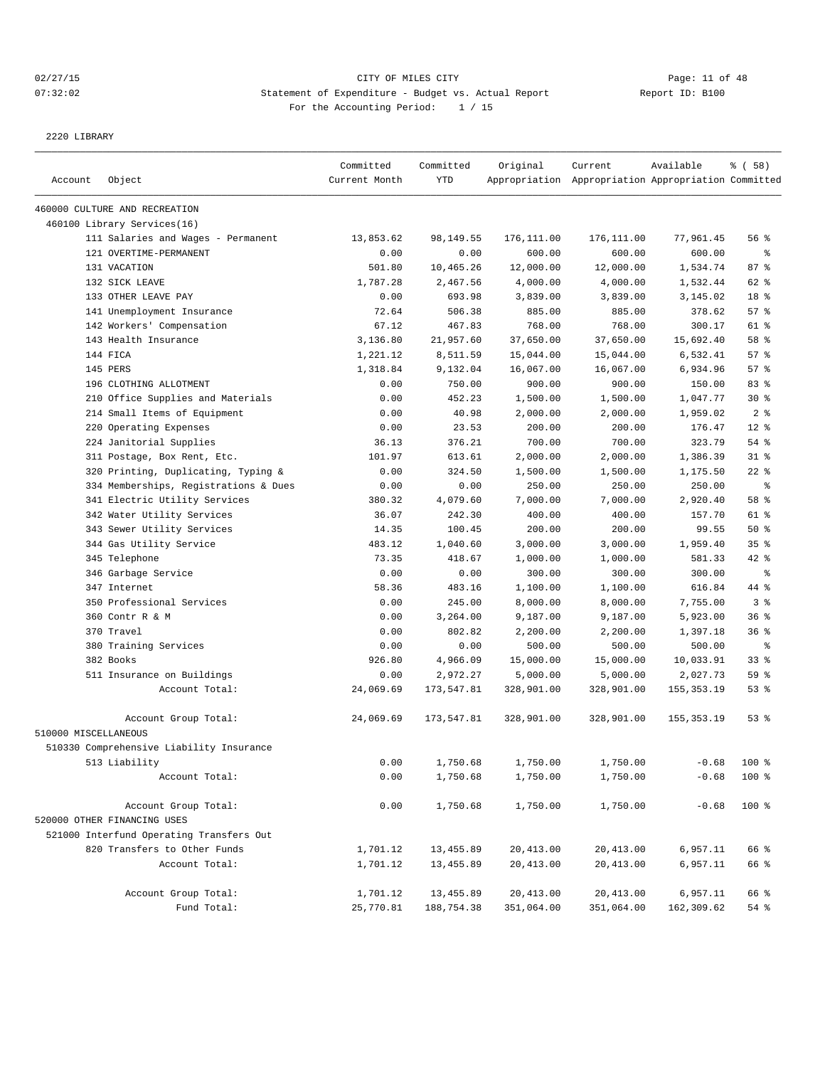CITY OF MILES CITY
Statement of Expenditure - Budget vs. Actual Report
Report ID: B100
For the Accounting Period: 1 / 15

2220 LIBRARY

| Account Object | Committed Current Month | Committed YTD | Original Appropriation | Current Appropriation | Available Appropriation | % ( 58) Committed |
|---|---|---|---|---|---|---|
| 460000 CULTURE AND RECREATION | | | | | | |
| 460100 Library Services(16) | | | | | | |
| 111 Salaries and Wages - Permanent | 13,853.62 | 98,149.55 | 176,111.00 | 176,111.00 | 77,961.45 | 56 % |
| 121 OVERTIME-PERMANENT | 0.00 | 0.00 | 600.00 | 600.00 | 600.00 | % |
| 131 VACATION | 501.80 | 10,465.26 | 12,000.00 | 12,000.00 | 1,534.74 | 87 % |
| 132 SICK LEAVE | 1,787.28 | 2,467.56 | 4,000.00 | 4,000.00 | 1,532.44 | 62 % |
| 133 OTHER LEAVE PAY | 0.00 | 693.98 | 3,839.00 | 3,839.00 | 3,145.02 | 18 % |
| 141 Unemployment Insurance | 72.64 | 506.38 | 885.00 | 885.00 | 378.62 | 57 % |
| 142 Workers' Compensation | 67.12 | 467.83 | 768.00 | 768.00 | 300.17 | 61 % |
| 143 Health Insurance | 3,136.80 | 21,957.60 | 37,650.00 | 37,650.00 | 15,692.40 | 58 % |
| 144 FICA | 1,221.12 | 8,511.59 | 15,044.00 | 15,044.00 | 6,532.41 | 57 % |
| 145 PERS | 1,318.84 | 9,132.04 | 16,067.00 | 16,067.00 | 6,934.96 | 57 % |
| 196 CLOTHING ALLOTMENT | 0.00 | 750.00 | 900.00 | 900.00 | 150.00 | 83 % |
| 210 Office Supplies and Materials | 0.00 | 452.23 | 1,500.00 | 1,500.00 | 1,047.77 | 30 % |
| 214 Small Items of Equipment | 0.00 | 40.98 | 2,000.00 | 2,000.00 | 1,959.02 | 2 % |
| 220 Operating Expenses | 0.00 | 23.53 | 200.00 | 200.00 | 176.47 | 12 % |
| 224 Janitorial Supplies | 36.13 | 376.21 | 700.00 | 700.00 | 323.79 | 54 % |
| 311 Postage, Box Rent, Etc. | 101.97 | 613.61 | 2,000.00 | 2,000.00 | 1,386.39 | 31 % |
| 320 Printing, Duplicating, Typing & | 0.00 | 324.50 | 1,500.00 | 1,500.00 | 1,175.50 | 22 % |
| 334 Memberships, Registrations & Dues | 0.00 | 0.00 | 250.00 | 250.00 | 250.00 | % |
| 341 Electric Utility Services | 380.32 | 4,079.60 | 7,000.00 | 7,000.00 | 2,920.40 | 58 % |
| 342 Water Utility Services | 36.07 | 242.30 | 400.00 | 400.00 | 157.70 | 61 % |
| 343 Sewer Utility Services | 14.35 | 100.45 | 200.00 | 200.00 | 99.55 | 50 % |
| 344 Gas Utility Service | 483.12 | 1,040.60 | 3,000.00 | 3,000.00 | 1,959.40 | 35 % |
| 345 Telephone | 73.35 | 418.67 | 1,000.00 | 1,000.00 | 581.33 | 42 % |
| 346 Garbage Service | 0.00 | 0.00 | 300.00 | 300.00 | 300.00 | % |
| 347 Internet | 58.36 | 483.16 | 1,100.00 | 1,100.00 | 616.84 | 44 % |
| 350 Professional Services | 0.00 | 245.00 | 8,000.00 | 8,000.00 | 7,755.00 | 3 % |
| 360 Contr R & M | 0.00 | 3,264.00 | 9,187.00 | 9,187.00 | 5,923.00 | 36 % |
| 370 Travel | 0.00 | 802.82 | 2,200.00 | 2,200.00 | 1,397.18 | 36 % |
| 380 Training Services | 0.00 | 0.00 | 500.00 | 500.00 | 500.00 | % |
| 382 Books | 926.80 | 4,966.09 | 15,000.00 | 15,000.00 | 10,033.91 | 33 % |
| 511 Insurance on Buildings | 0.00 | 2,972.27 | 5,000.00 | 5,000.00 | 2,027.73 | 59 % |
| Account Total: | 24,069.69 | 173,547.81 | 328,901.00 | 328,901.00 | 155,353.19 | 53 % |
| Account Group Total: | 24,069.69 | 173,547.81 | 328,901.00 | 328,901.00 | 155,353.19 | 53 % |
| 510000 MISCELLANEOUS | | | | | | |
| 510330 Comprehensive Liability Insurance | | | | | | |
| 513 Liability | 0.00 | 1,750.68 | 1,750.00 | 1,750.00 | -0.68 | 100 % |
| Account Total: | 0.00 | 1,750.68 | 1,750.00 | 1,750.00 | -0.68 | 100 % |
| Account Group Total: | 0.00 | 1,750.68 | 1,750.00 | 1,750.00 | -0.68 | 100 % |
| 520000 OTHER FINANCING USES | | | | | | |
| 521000 Interfund Operating Transfers Out | | | | | | |
| 820 Transfers to Other Funds | 1,701.12 | 13,455.89 | 20,413.00 | 20,413.00 | 6,957.11 | 66 % |
| Account Total: | 1,701.12 | 13,455.89 | 20,413.00 | 20,413.00 | 6,957.11 | 66 % |
| Account Group Total: | 1,701.12 | 13,455.89 | 20,413.00 | 20,413.00 | 6,957.11 | 66 % |
| Fund Total: | 25,770.81 | 188,754.38 | 351,064.00 | 351,064.00 | 162,309.62 | 54 % |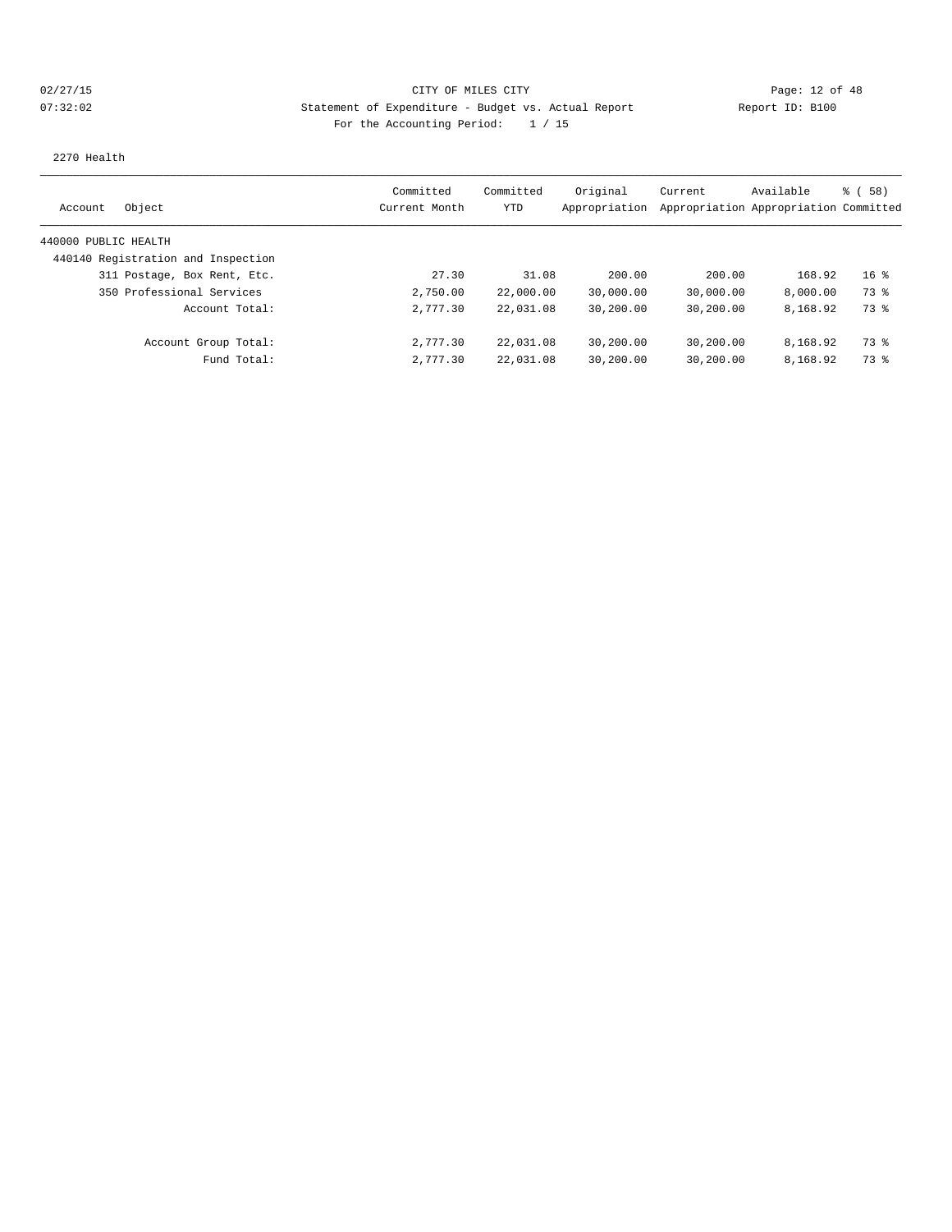CITY OF MILES CITY
Statement of Expenditure - Budget vs. Actual Report
Report ID: B100
For the Accounting Period: 1 / 15

02/27/15
07:32:02

2270 Health

| Account | Object | Committed Current Month | Committed YTD | Original Appropriation | Current Appropriation | Available Appropriation | % ( 58) Committed |
|---|---|---|---|---|---|---|---|
| 440000 PUBLIC HEALTH | | | | | | | |
| 440140 Registration and Inspection | | | | | | | |
| | 311 Postage, Box Rent, Etc. | 27.30 | 31.08 | 200.00 | 200.00 | 168.92 | 16 % |
| | 350 Professional Services | 2,750.00 | 22,000.00 | 30,000.00 | 30,000.00 | 8,000.00 | 73 % |
| | Account Total: | 2,777.30 | 22,031.08 | 30,200.00 | 30,200.00 | 8,168.92 | 73 % |
| | Account Group Total: | 2,777.30 | 22,031.08 | 30,200.00 | 30,200.00 | 8,168.92 | 73 % |
| | Fund Total: | 2,777.30 | 22,031.08 | 30,200.00 | 30,200.00 | 8,168.92 | 73 % |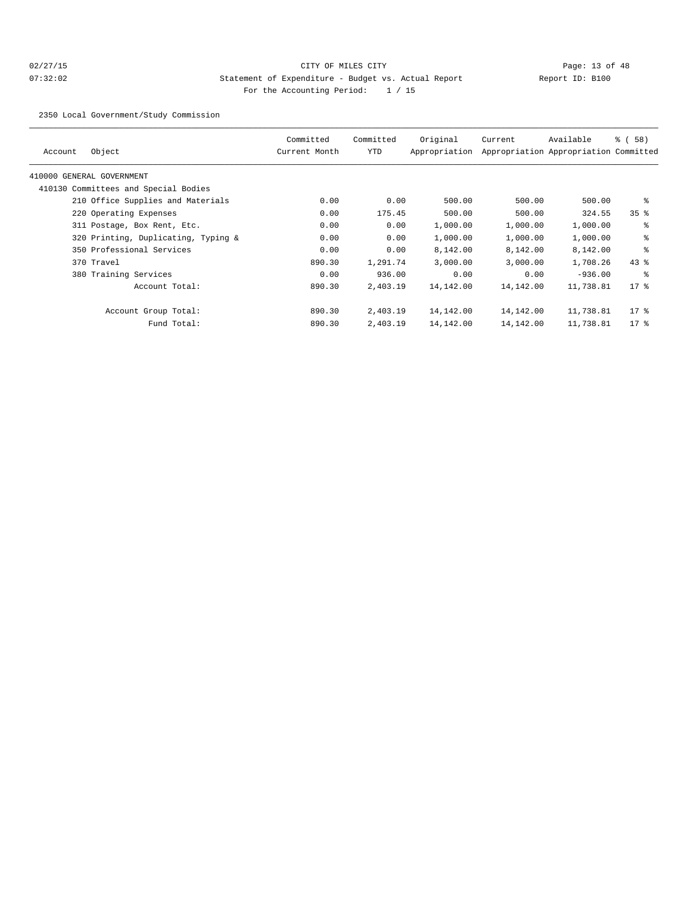CITY OF MILES CITY

Statement of Expenditure - Budget vs. Actual Report

Report ID: B100

For the Accounting Period: 1 / 15

02/27/15 07:32:02

2350 Local Government/Study Commission

| Account | Object | Committed Current Month | Committed YTD | Original Appropriation | Current Appropriation | Available Appropriation | % ( 58) Committed |
|---|---|---|---|---|---|---|---|
| 410000 GENERAL GOVERNMENT | | | | | | | |
| 410130 Committees and Special Bodies | | | | | | | |
| | 210 Office Supplies and Materials | 0.00 | 0.00 | 500.00 | 500.00 | 500.00 | % |
| | 220 Operating Expenses | 0.00 | 175.45 | 500.00 | 500.00 | 324.55 | 35 % |
| | 311 Postage, Box Rent, Etc. | 0.00 | 0.00 | 1,000.00 | 1,000.00 | 1,000.00 | % |
| | 320 Printing, Duplicating, Typing & | 0.00 | 0.00 | 1,000.00 | 1,000.00 | 1,000.00 | % |
| | 350 Professional Services | 0.00 | 0.00 | 8,142.00 | 8,142.00 | 8,142.00 | % |
| | 370 Travel | 890.30 | 1,291.74 | 3,000.00 | 3,000.00 | 1,708.26 | 43 % |
| | 380 Training Services | 0.00 | 936.00 | 0.00 | 0.00 | -936.00 | % |
| | Account Total: | 890.30 | 2,403.19 | 14,142.00 | 14,142.00 | 11,738.81 | 17 % |
| | Account Group Total: | 890.30 | 2,403.19 | 14,142.00 | 14,142.00 | 11,738.81 | 17 % |
| | Fund Total: | 890.30 | 2,403.19 | 14,142.00 | 14,142.00 | 11,738.81 | 17 % |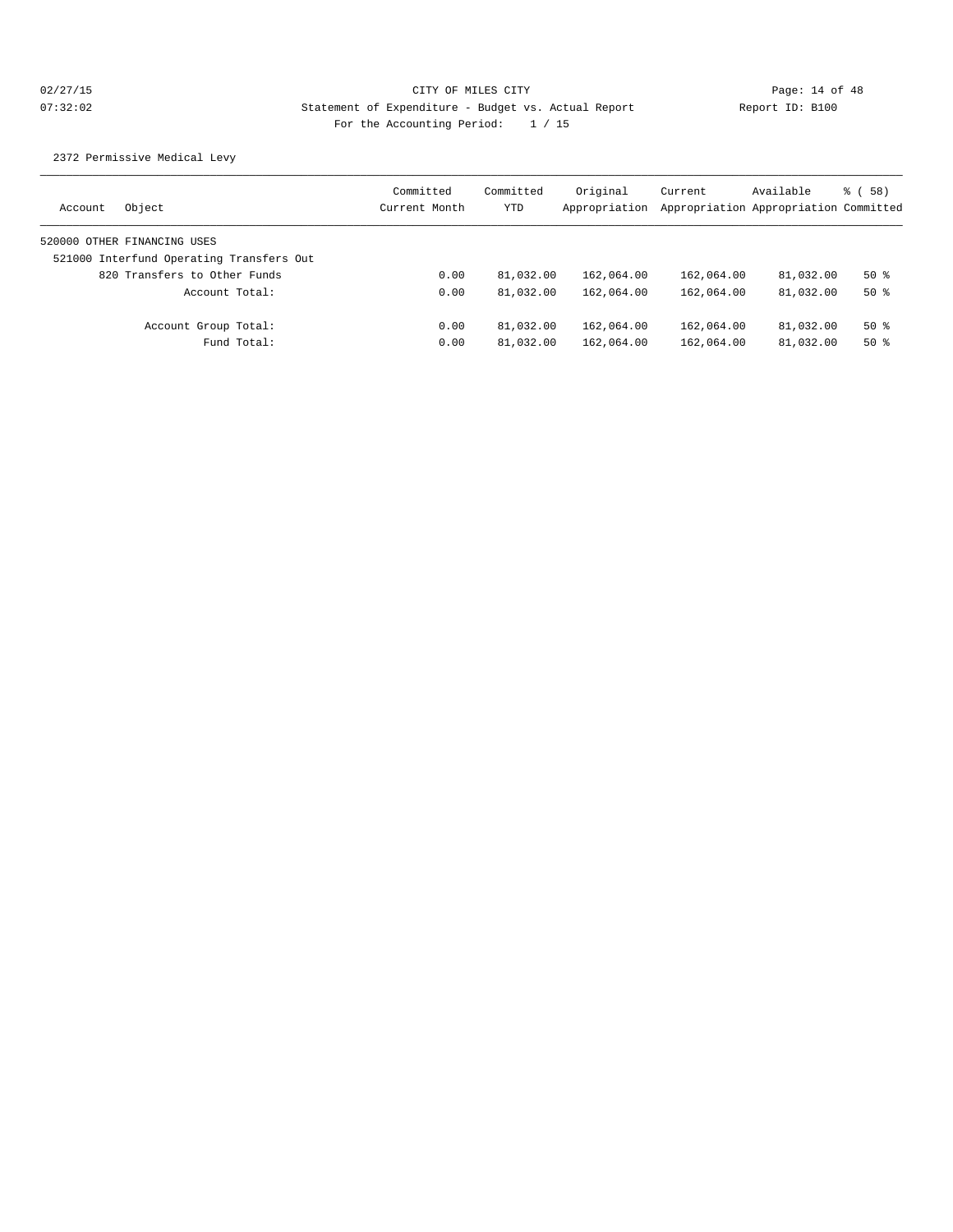CITY OF MILES CITY

Statement of Expenditure - Budget vs. Actual Report

Report ID: B100

For the Accounting Period: 1 / 15

02/27/15
07:32:02

2372 Permissive Medical Levy

| Account | Object | Committed Current Month | Committed YTD | Original Appropriation | Current Appropriation | Available Appropriation | % ( 58) Committed |
|---|---|---|---|---|---|---|---|
| 520000 OTHER FINANCING USES | | | | | | | |
| 521000 Interfund Operating Transfers Out | | | | | | | |
| | 820 Transfers to Other Funds | 0.00 | 81,032.00 | 162,064.00 | 162,064.00 | 81,032.00 | 50 % |
| | Account Total: | 0.00 | 81,032.00 | 162,064.00 | 162,064.00 | 81,032.00 | 50 % |
| | Account Group Total: | 0.00 | 81,032.00 | 162,064.00 | 162,064.00 | 81,032.00 | 50 % |
| | Fund Total: | 0.00 | 81,032.00 | 162,064.00 | 162,064.00 | 81,032.00 | 50 % |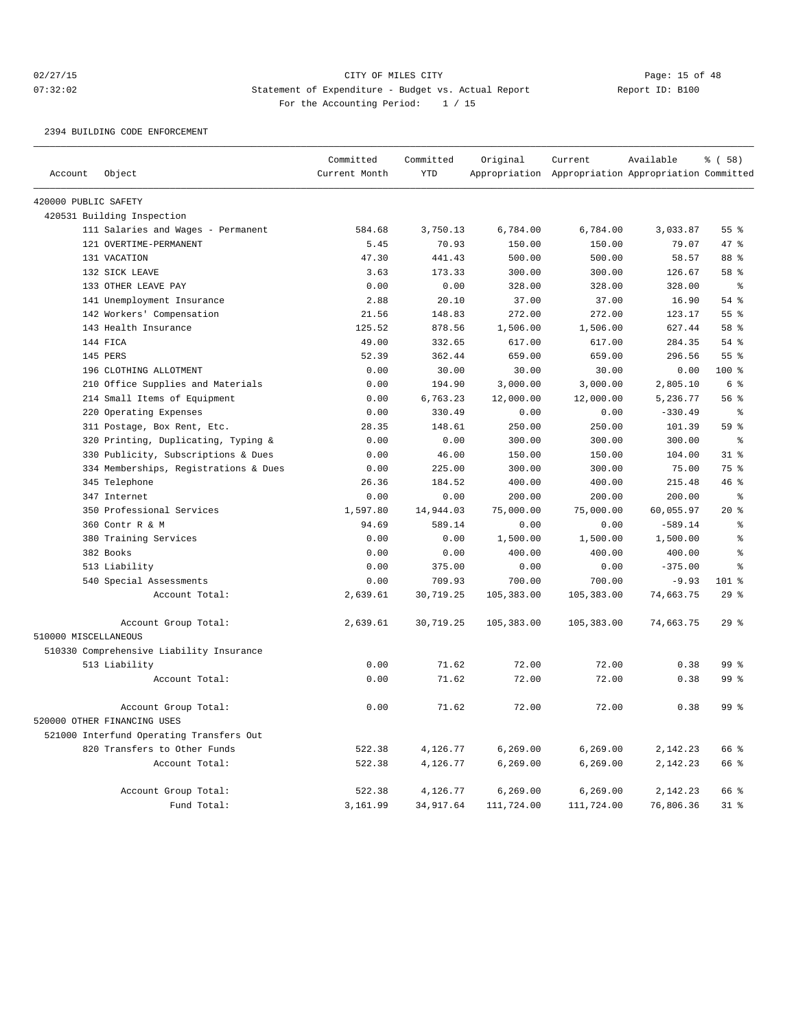CITY OF MILES CITY

Statement of Expenditure - Budget vs. Actual Report

For the Accounting Period: 1 / 15

02/27/15 07:32:02 Report ID: B100

2394 BUILDING CODE ENFORCEMENT

| Account | Object | Committed Current Month | Committed YTD | Original Appropriation | Current Appropriation | Available Appropriation | % ( 58) Committed |
|---|---|---|---|---|---|---|---|
| 420000 PUBLIC SAFETY | | | | | | | |
| 420531 Building Inspection | | | | | | | |
| | 111 Salaries and Wages - Permanent | 584.68 | 3,750.13 | 6,784.00 | 6,784.00 | 3,033.87 | 55 % |
| | 121 OVERTIME-PERMANENT | 5.45 | 70.93 | 150.00 | 150.00 | 79.07 | 47 % |
| | 131 VACATION | 47.30 | 441.43 | 500.00 | 500.00 | 58.57 | 88 % |
| | 132 SICK LEAVE | 3.63 | 173.33 | 300.00 | 300.00 | 126.67 | 58 % |
| | 133 OTHER LEAVE PAY | 0.00 | 0.00 | 328.00 | 328.00 | 328.00 | % |
| | 141 Unemployment Insurance | 2.88 | 20.10 | 37.00 | 37.00 | 16.90 | 54 % |
| | 142 Workers' Compensation | 21.56 | 148.83 | 272.00 | 272.00 | 123.17 | 55 % |
| | 143 Health Insurance | 125.52 | 878.56 | 1,506.00 | 1,506.00 | 627.44 | 58 % |
| | 144 FICA | 49.00 | 332.65 | 617.00 | 617.00 | 284.35 | 54 % |
| | 145 PERS | 52.39 | 362.44 | 659.00 | 659.00 | 296.56 | 55 % |
| | 196 CLOTHING ALLOTMENT | 0.00 | 30.00 | 30.00 | 30.00 | 0.00 | 100 % |
| | 210 Office Supplies and Materials | 0.00 | 194.90 | 3,000.00 | 3,000.00 | 2,805.10 | 6 % |
| | 214 Small Items of Equipment | 0.00 | 6,763.23 | 12,000.00 | 12,000.00 | 5,236.77 | 56 % |
| | 220 Operating Expenses | 0.00 | 330.49 | 0.00 | 0.00 | -330.49 | % |
| | 311 Postage, Box Rent, Etc. | 28.35 | 148.61 | 250.00 | 250.00 | 101.39 | 59 % |
| | 320 Printing, Duplicating, Typing & | 0.00 | 0.00 | 300.00 | 300.00 | 300.00 | % |
| | 330 Publicity, Subscriptions & Dues | 0.00 | 46.00 | 150.00 | 150.00 | 104.00 | 31 % |
| | 334 Memberships, Registrations & Dues | 0.00 | 225.00 | 300.00 | 300.00 | 75.00 | 75 % |
| | 345 Telephone | 26.36 | 184.52 | 400.00 | 400.00 | 215.48 | 46 % |
| | 347 Internet | 0.00 | 0.00 | 200.00 | 200.00 | 200.00 | % |
| | 350 Professional Services | 1,597.80 | 14,944.03 | 75,000.00 | 75,000.00 | 60,055.97 | 20 % |
| | 360 Contr R & M | 94.69 | 589.14 | 0.00 | 0.00 | -589.14 | % |
| | 380 Training Services | 0.00 | 0.00 | 1,500.00 | 1,500.00 | 1,500.00 | % |
| | 382 Books | 0.00 | 0.00 | 400.00 | 400.00 | 400.00 | % |
| | 513 Liability | 0.00 | 375.00 | 0.00 | 0.00 | -375.00 | % |
| | 540 Special Assessments | 0.00 | 709.93 | 700.00 | 700.00 | -9.93 | 101 % |
| | Account Total: | 2,639.61 | 30,719.25 | 105,383.00 | 105,383.00 | 74,663.75 | 29 % |
| | Account Group Total: | 2,639.61 | 30,719.25 | 105,383.00 | 105,383.00 | 74,663.75 | 29 % |
| 510000 MISCELLANEOUS | | | | | | | |
| 510330 Comprehensive Liability Insurance | | | | | | | |
| | 513 Liability | 0.00 | 71.62 | 72.00 | 72.00 | 0.38 | 99 % |
| | Account Total: | 0.00 | 71.62 | 72.00 | 72.00 | 0.38 | 99 % |
| | Account Group Total: | 0.00 | 71.62 | 72.00 | 72.00 | 0.38 | 99 % |
| 520000 OTHER FINANCING USES | | | | | | | |
| 521000 Interfund Operating Transfers Out | | | | | | | |
| | 820 Transfers to Other Funds | 522.38 | 4,126.77 | 6,269.00 | 6,269.00 | 2,142.23 | 66 % |
| | Account Total: | 522.38 | 4,126.77 | 6,269.00 | 6,269.00 | 2,142.23 | 66 % |
| | Account Group Total: | 522.38 | 4,126.77 | 6,269.00 | 6,269.00 | 2,142.23 | 66 % |
| | Fund Total: | 3,161.99 | 34,917.64 | 111,724.00 | 111,724.00 | 76,806.36 | 31 % |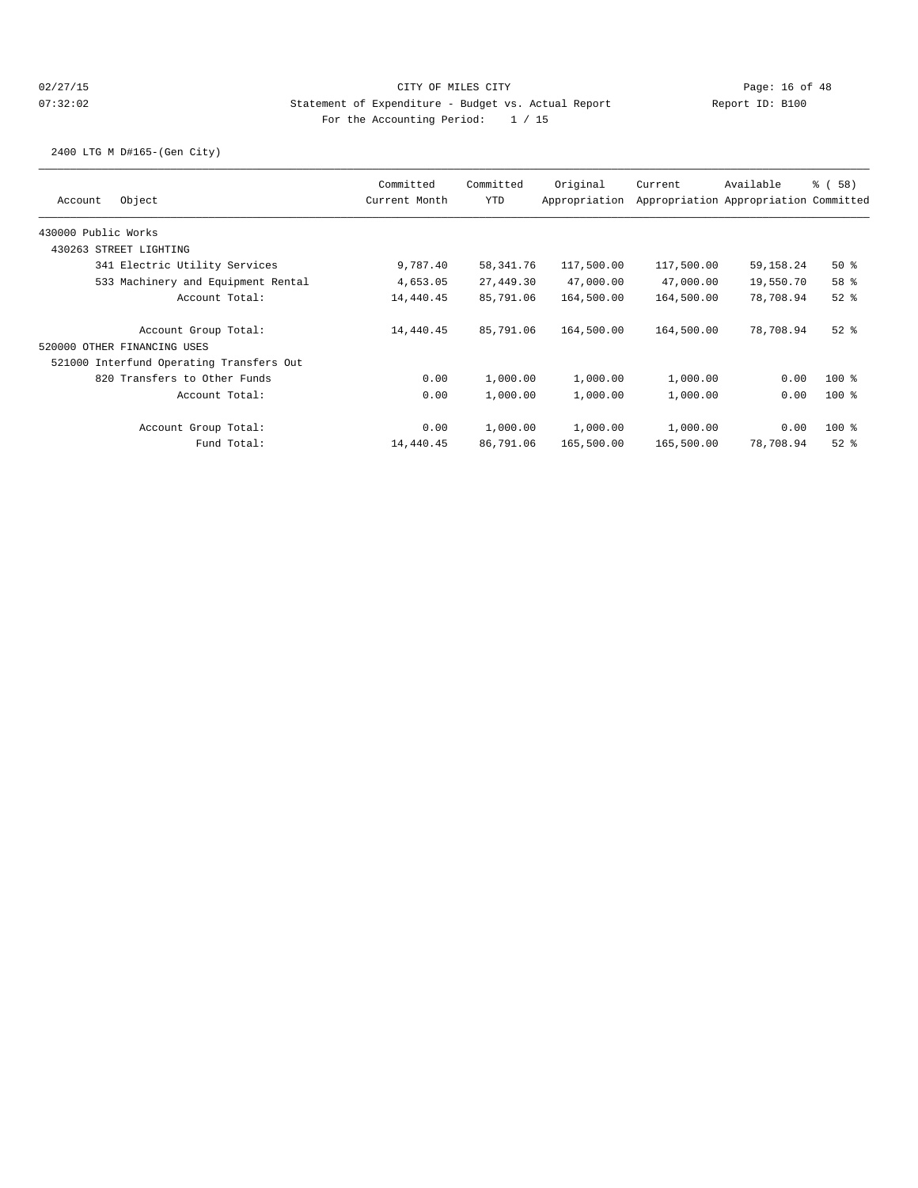CITY OF MILES CITY

Statement of Expenditure - Budget vs. Actual Report

Report ID: B100

For the Accounting Period: 1 / 15

2400 LTG M D#165-(Gen City)

| Account | Object | Committed Current Month | Committed YTD | Original Appropriation | Current Appropriation | Available Appropriation | % ( 58) Committed |
|---|---|---|---|---|---|---|---|
| 430000 Public Works | | | | | | | |
| 430263 STREET LIGHTING | | | | | | | |
| | 341 Electric Utility Services | 9,787.40 | 58,341.76 | 117,500.00 | 117,500.00 | 59,158.24 | 50 % |
| | 533 Machinery and Equipment Rental | 4,653.05 | 27,449.30 | 47,000.00 | 47,000.00 | 19,550.70 | 58 % |
| | Account Total: | 14,440.45 | 85,791.06 | 164,500.00 | 164,500.00 | 78,708.94 | 52 % |
| | Account Group Total: | 14,440.45 | 85,791.06 | 164,500.00 | 164,500.00 | 78,708.94 | 52 % |
| 520000 OTHER FINANCING USES | | | | | | | |
| 521000 Interfund Operating Transfers Out | | | | | | | |
| | 820 Transfers to Other Funds | 0.00 | 1,000.00 | 1,000.00 | 1,000.00 | 0.00 | 100 % |
| | Account Total: | 0.00 | 1,000.00 | 1,000.00 | 1,000.00 | 0.00 | 100 % |
| | Account Group Total: | 0.00 | 1,000.00 | 1,000.00 | 1,000.00 | 0.00 | 100 % |
| | Fund Total: | 14,440.45 | 86,791.06 | 165,500.00 | 165,500.00 | 78,708.94 | 52 % |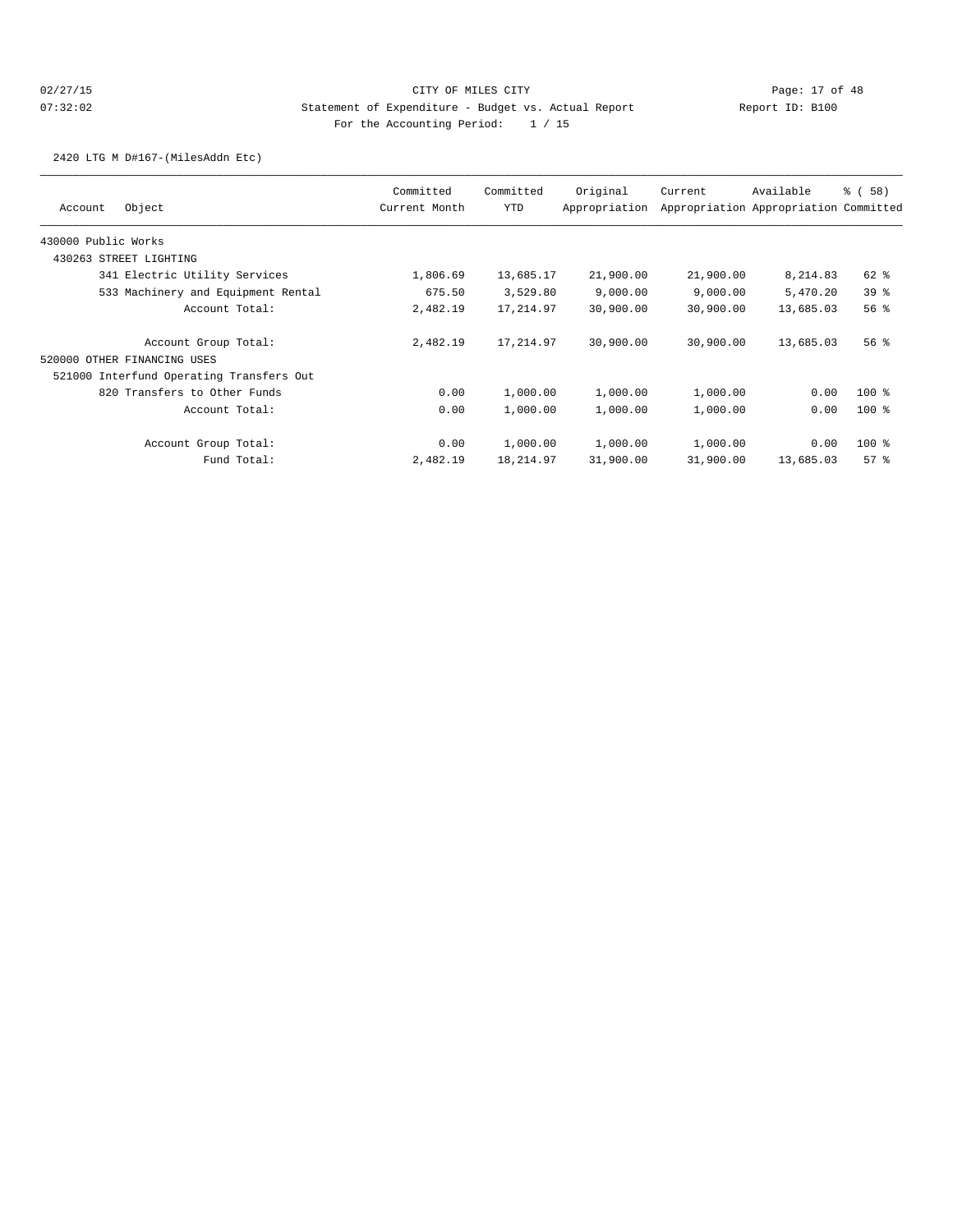CITY OF MILES CITY

Statement of Expenditure - Budget vs. Actual Report

Report ID: B100

For the Accounting Period: 1 / 15

02/27/15

07:32:02

2420 LTG M D#167-(MilesAddn Etc)

| Account | Object | Committed Current Month | Committed YTD | Original Appropriation | Current Appropriation | Available Appropriation | % ( 58) Committed |
|---|---|---|---|---|---|---|---|
| 430000 Public Works | | | | | | | |
| 430263 STREET LIGHTING | | | | | | | |
| | 341 Electric Utility Services | 1,806.69 | 13,685.17 | 21,900.00 | 21,900.00 | 8,214.83 | 62 % |
| | 533 Machinery and Equipment Rental | 675.50 | 3,529.80 | 9,000.00 | 9,000.00 | 5,470.20 | 39 % |
| | Account Total: | 2,482.19 | 17,214.97 | 30,900.00 | 30,900.00 | 13,685.03 | 56 % |
| | Account Group Total: | 2,482.19 | 17,214.97 | 30,900.00 | 30,900.00 | 13,685.03 | 56 % |
| 520000 OTHER FINANCING USES | | | | | | | |
| 521000 Interfund Operating Transfers Out | | | | | | | |
| | 820 Transfers to Other Funds | 0.00 | 1,000.00 | 1,000.00 | 1,000.00 | 0.00 | 100 % |
| | Account Total: | 0.00 | 1,000.00 | 1,000.00 | 1,000.00 | 0.00 | 100 % |
| | Account Group Total: | 0.00 | 1,000.00 | 1,000.00 | 1,000.00 | 0.00 | 100 % |
| | Fund Total: | 2,482.19 | 18,214.97 | 31,900.00 | 31,900.00 | 13,685.03 | 57 % |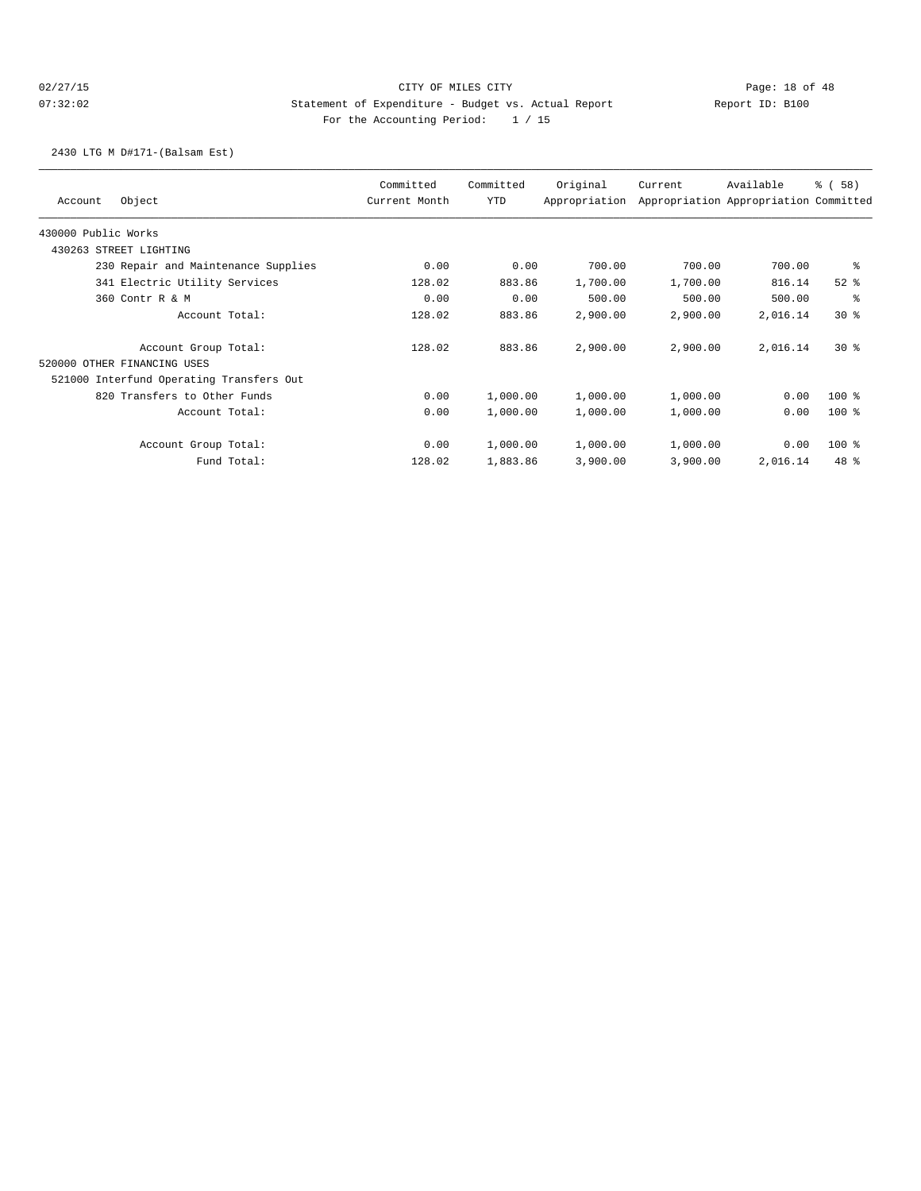CITY OF MILES CITY
Statement of Expenditure - Budget vs. Actual Report
For the Accounting Period: 1 / 15

2430 LTG M D#171-(Balsam Est)

| Account Object | Committed Current Month | Committed YTD | Original Appropriation | Current Appropriation | Available Appropriation | % ( 58) Committed |
|---|---|---|---|---|---|---|
| 430000 Public Works | | | | | | |
| 430263 STREET LIGHTING | | | | | | |
| 230 Repair and Maintenance Supplies | 0.00 | 0.00 | 700.00 | 700.00 | 700.00 | % |
| 341 Electric Utility Services | 128.02 | 883.86 | 1,700.00 | 1,700.00 | 816.14 | 52 % |
| 360 Contr R & M | 0.00 | 0.00 | 500.00 | 500.00 | 500.00 | % |
| Account Total: | 128.02 | 883.86 | 2,900.00 | 2,900.00 | 2,016.14 | 30 % |
| Account Group Total: | 128.02 | 883.86 | 2,900.00 | 2,900.00 | 2,016.14 | 30 % |
| 520000 OTHER FINANCING USES | | | | | | |
| 521000 Interfund Operating Transfers Out | | | | | | |
| 820 Transfers to Other Funds | 0.00 | 1,000.00 | 1,000.00 | 1,000.00 | 0.00 | 100 % |
| Account Total: | 0.00 | 1,000.00 | 1,000.00 | 1,000.00 | 0.00 | 100 % |
| Account Group Total: | 0.00 | 1,000.00 | 1,000.00 | 1,000.00 | 0.00 | 100 % |
| Fund Total: | 128.02 | 1,883.86 | 3,900.00 | 3,900.00 | 2,016.14 | 48 % |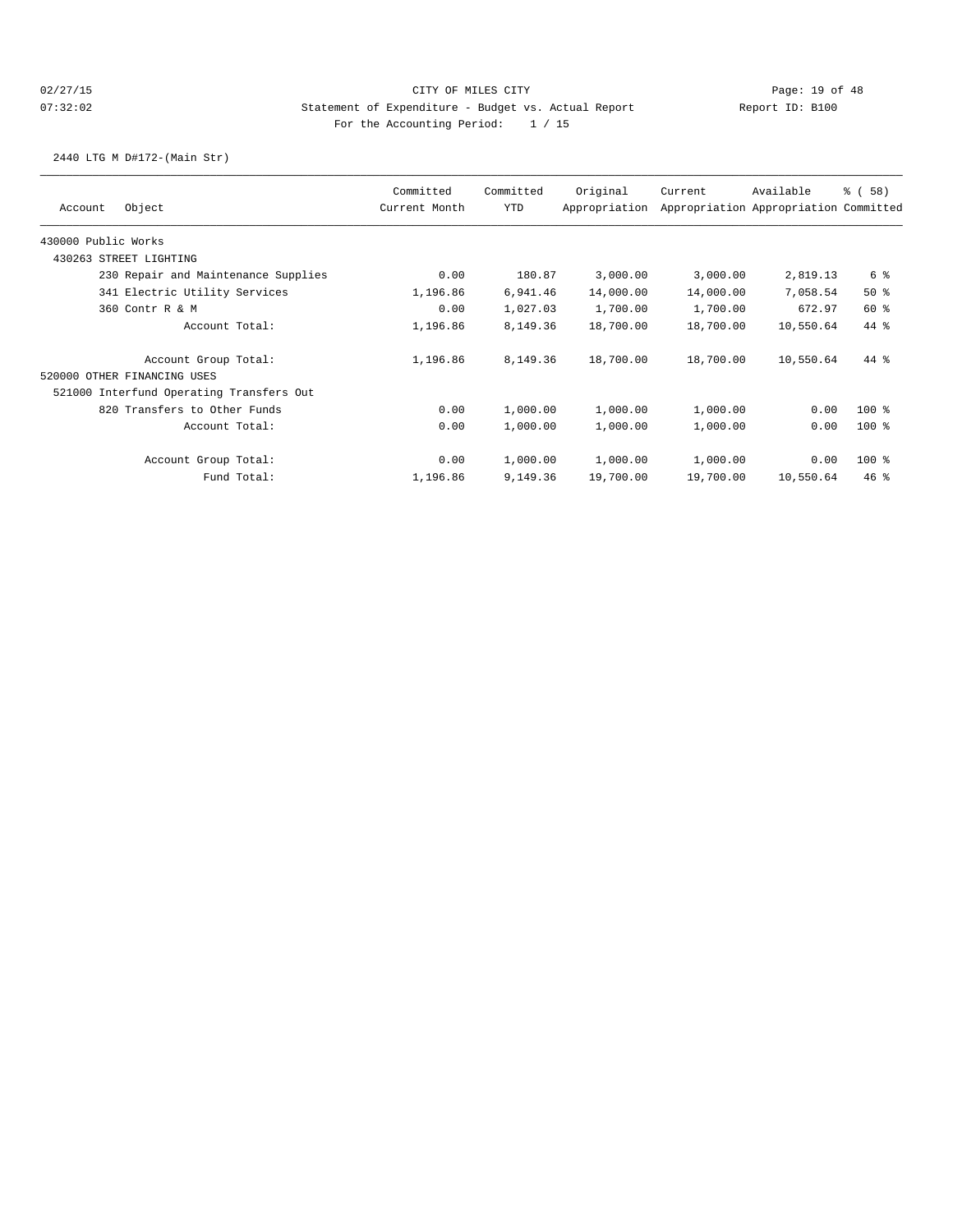CITY OF MILES CITY

Statement of Expenditure - Budget vs. Actual Report

For the Accounting Period: 1 / 15

02/27/15 07:32:02 Report ID: B100

2440 LTG M D#172-(Main Str)

| Account Object | Committed Current Month | Committed YTD | Original Appropriation | Current Appropriation | Available Appropriation | % ( 58) Committed |
|---|---|---|---|---|---|---|
| 430000 Public Works | | | | | | |
| 430263 STREET LIGHTING | | | | | | |
| 230 Repair and Maintenance Supplies | 0.00 | 180.87 | 3,000.00 | 3,000.00 | 2,819.13 | 6 % |
| 341 Electric Utility Services | 1,196.86 | 6,941.46 | 14,000.00 | 14,000.00 | 7,058.54 | 50 % |
| 360 Contr R & M | 0.00 | 1,027.03 | 1,700.00 | 1,700.00 | 672.97 | 60 % |
| Account Total: | 1,196.86 | 8,149.36 | 18,700.00 | 18,700.00 | 10,550.64 | 44 % |
| Account Group Total: | 1,196.86 | 8,149.36 | 18,700.00 | 18,700.00 | 10,550.64 | 44 % |
| 520000 OTHER FINANCING USES | | | | | | |
| 521000 Interfund Operating Transfers Out | | | | | | |
| 820 Transfers to Other Funds | 0.00 | 1,000.00 | 1,000.00 | 1,000.00 | 0.00 | 100 % |
| Account Total: | 0.00 | 1,000.00 | 1,000.00 | 1,000.00 | 0.00 | 100 % |
| Account Group Total: | 0.00 | 1,000.00 | 1,000.00 | 1,000.00 | 0.00 | 100 % |
| Fund Total: | 1,196.86 | 9,149.36 | 19,700.00 | 19,700.00 | 10,550.64 | 46 % |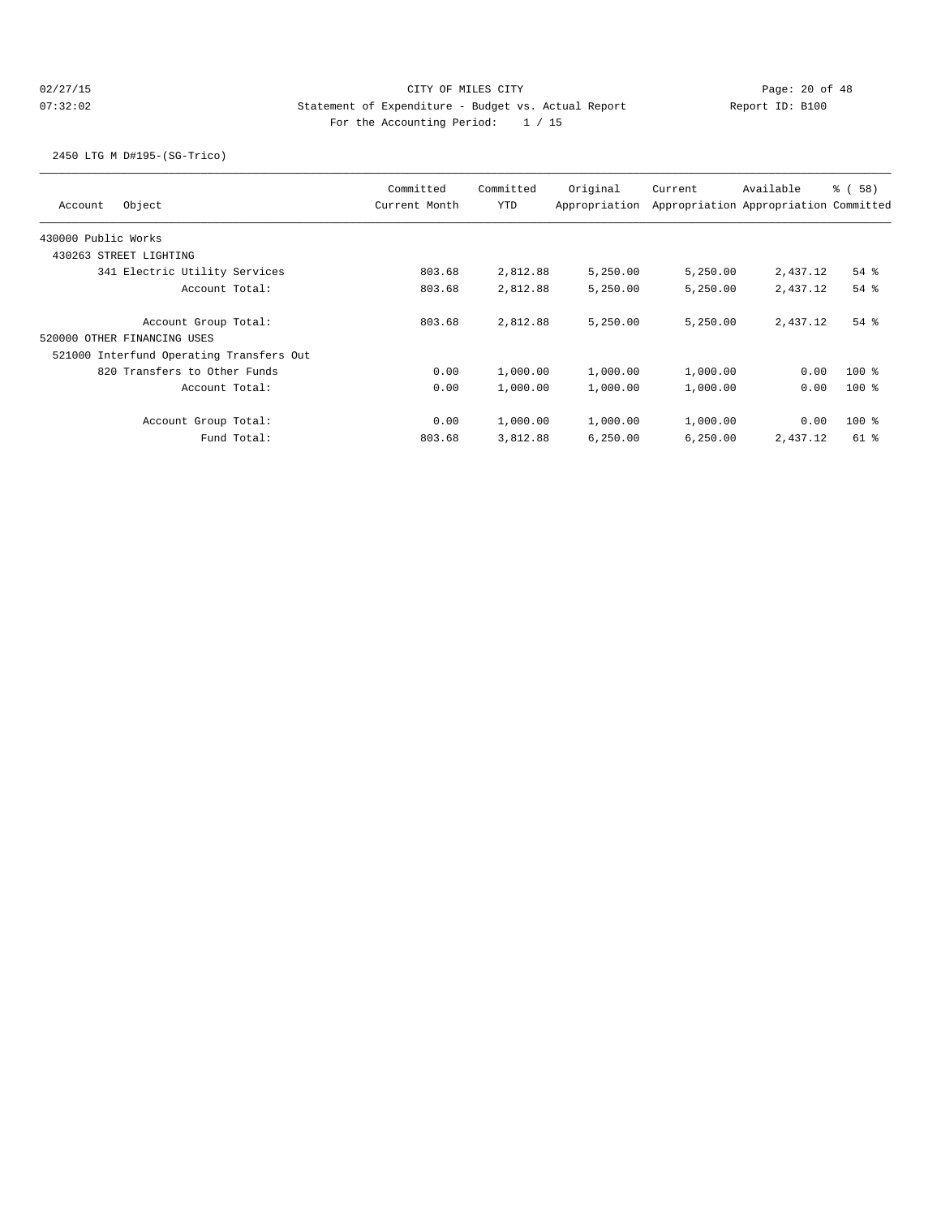CITY OF MILES CITY

Statement of Expenditure - Budget vs. Actual Report

Report ID: B100

For the Accounting Period: 1 / 15

02/27/15

07:32:02

2450 LTG M D#195-(SG-Trico)

| Account Object | Committed Current Month | Committed YTD | Original Appropriation | Current Appropriation | Available Appropriation | % ( 58) Committed |
|---|---|---|---|---|---|---|
| 430000 Public Works | | | | | | |
| 430263 STREET LIGHTING | | | | | | |
| 341 Electric Utility Services | 803.68 | 2,812.88 | 5,250.00 | 5,250.00 | 2,437.12 | 54 % |
| Account Total: | 803.68 | 2,812.88 | 5,250.00 | 5,250.00 | 2,437.12 | 54 % |
| Account Group Total: | 803.68 | 2,812.88 | 5,250.00 | 5,250.00 | 2,437.12 | 54 % |
| 520000 OTHER FINANCING USES | | | | | | |
| 521000 Interfund Operating Transfers Out | | | | | | |
| 820 Transfers to Other Funds | 0.00 | 1,000.00 | 1,000.00 | 1,000.00 | 0.00 | 100 % |
| Account Total: | 0.00 | 1,000.00 | 1,000.00 | 1,000.00 | 0.00 | 100 % |
| Account Group Total: | 0.00 | 1,000.00 | 1,000.00 | 1,000.00 | 0.00 | 100 % |
| Fund Total: | 803.68 | 3,812.88 | 6,250.00 | 6,250.00 | 2,437.12 | 61 % |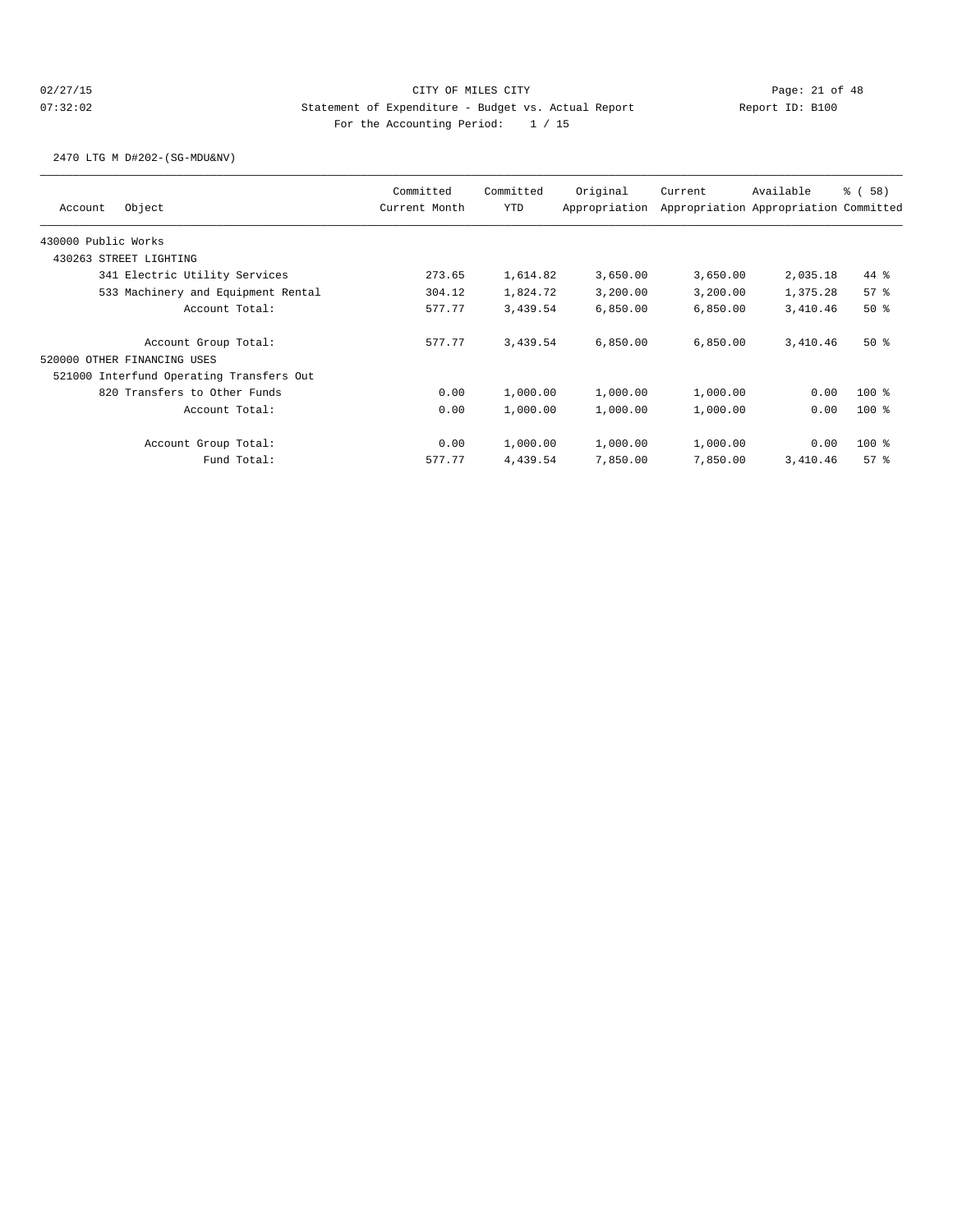CITY OF MILES CITY

Statement of Expenditure - Budget vs. Actual Report

Report ID: B100

For the Accounting Period: 1 / 15

2470 LTG M D#202-(SG-MDU&NV)

| Account Object | Committed Current Month | Committed YTD | Original Appropriation | Current Appropriation | Available Appropriation | % ( 58) Committed |
|---|---|---|---|---|---|---|
| 430000 Public Works | | | | | | |
| 430263 STREET LIGHTING | | | | | | |
| 341 Electric Utility Services | 273.65 | 1,614.82 | 3,650.00 | 3,650.00 | 2,035.18 | 44 % |
| 533 Machinery and Equipment Rental | 304.12 | 1,824.72 | 3,200.00 | 3,200.00 | 1,375.28 | 57 % |
| Account Total: | 577.77 | 3,439.54 | 6,850.00 | 6,850.00 | 3,410.46 | 50 % |
| Account Group Total: | 577.77 | 3,439.54 | 6,850.00 | 6,850.00 | 3,410.46 | 50 % |
| 520000 OTHER FINANCING USES | | | | | | |
| 521000 Interfund Operating Transfers Out | | | | | | |
| 820 Transfers to Other Funds | 0.00 | 1,000.00 | 1,000.00 | 1,000.00 | 0.00 | 100 % |
| Account Total: | 0.00 | 1,000.00 | 1,000.00 | 1,000.00 | 0.00 | 100 % |
| Account Group Total: | 0.00 | 1,000.00 | 1,000.00 | 1,000.00 | 0.00 | 100 % |
| Fund Total: | 577.77 | 4,439.54 | 7,850.00 | 7,850.00 | 3,410.46 | 57 % |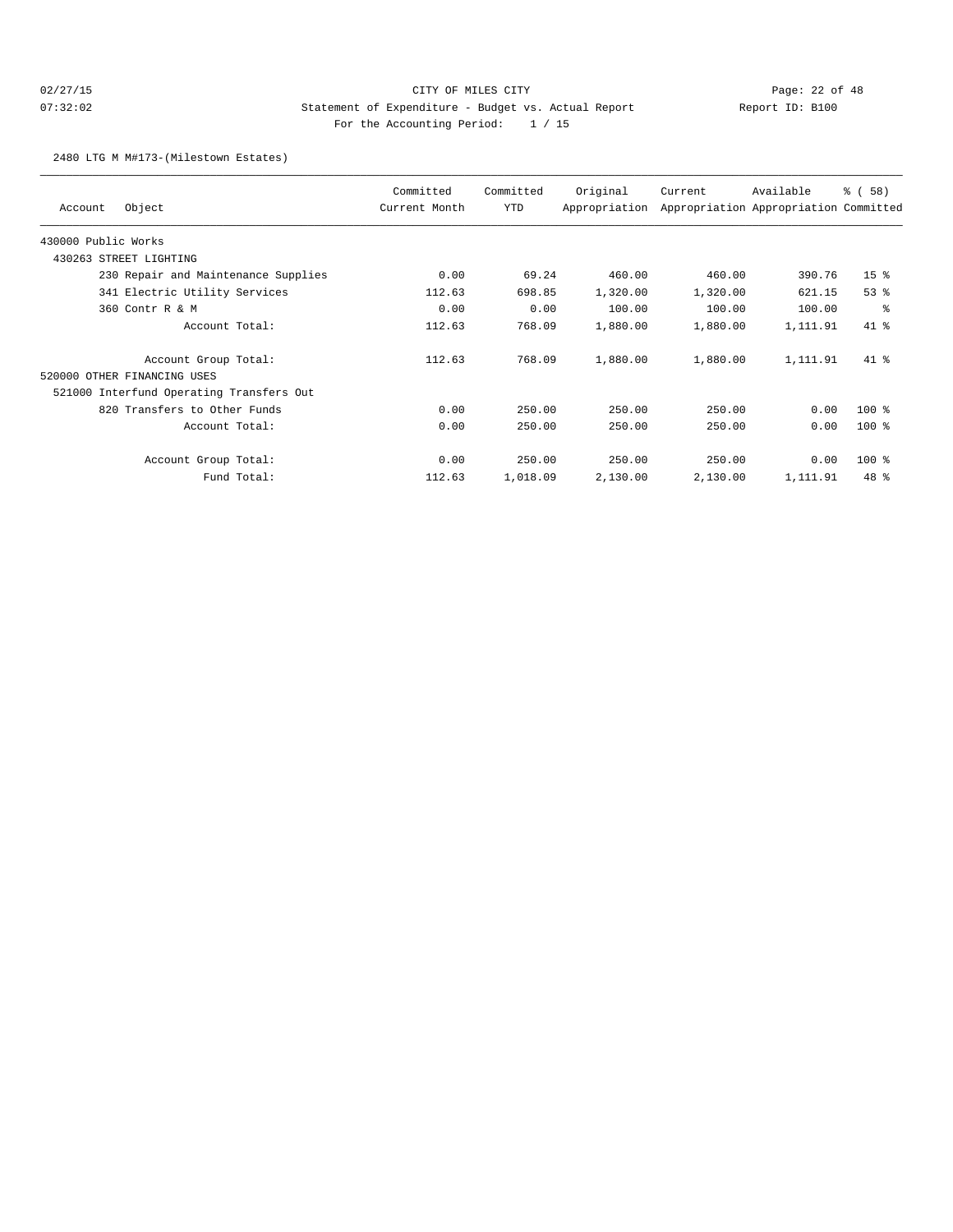02/27/15 CITY OF MILES CITY
07:32:02 Statement of Expenditure - Budget vs. Actual Report Report ID: B100
For the Accounting Period: 1 / 15

2480 LTG M M#173-(Milestown Estates)

| Account Object | Committed Current Month | Committed YTD | Original Appropriation | Current Appropriation | Available Appropriation | % ( 58) Committed |
|---|---|---|---|---|---|---|
| 430000 Public Works | | | | | | |
| 430263 STREET LIGHTING | | | | | | |
| 230 Repair and Maintenance Supplies | 0.00 | 69.24 | 460.00 | 460.00 | 390.76 | 15 % |
| 341 Electric Utility Services | 112.63 | 698.85 | 1,320.00 | 1,320.00 | 621.15 | 53 % |
| 360 Contr R & M | 0.00 | 0.00 | 100.00 | 100.00 | 100.00 | % |
| Account Total: | 112.63 | 768.09 | 1,880.00 | 1,880.00 | 1,111.91 | 41 % |
| Account Group Total: | 112.63 | 768.09 | 1,880.00 | 1,880.00 | 1,111.91 | 41 % |
| 520000 OTHER FINANCING USES | | | | | | |
| 521000 Interfund Operating Transfers Out | | | | | | |
| 820 Transfers to Other Funds | 0.00 | 250.00 | 250.00 | 250.00 | 0.00 | 100 % |
| Account Total: | 0.00 | 250.00 | 250.00 | 250.00 | 0.00 | 100 % |
| Account Group Total: | 0.00 | 250.00 | 250.00 | 250.00 | 0.00 | 100 % |
| Fund Total: | 112.63 | 1,018.09 | 2,130.00 | 2,130.00 | 1,111.91 | 48 % |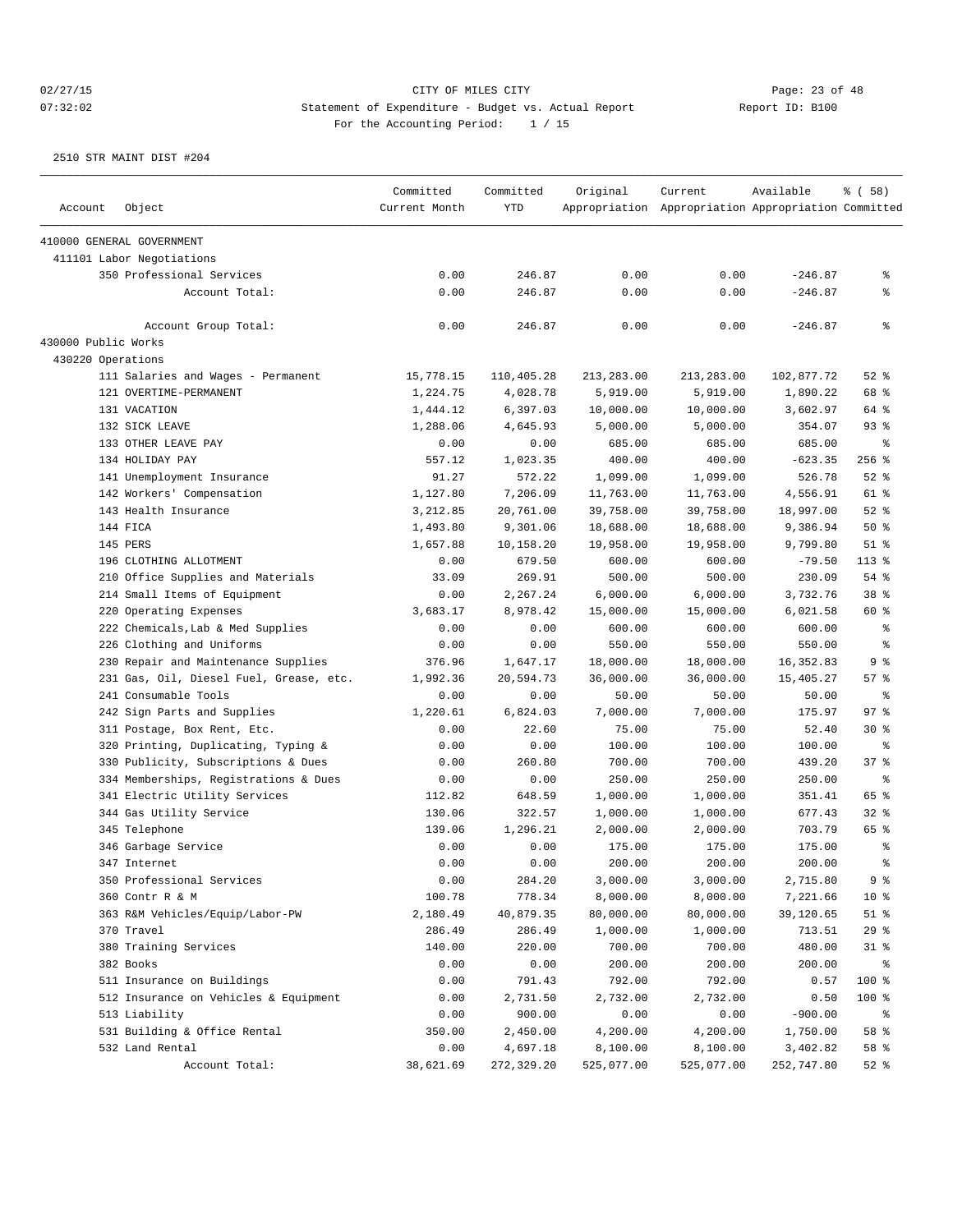CITY OF MILES CITY

Statement of Expenditure - Budget vs. Actual Report

For the Accounting Period: 1 / 15

02/27/15 07:32:02 — Report ID: B100

2510 STR MAINT DIST #204

| Account Object | Committed Current Month | Committed YTD | Original Appropriation | Current Appropriation | Available Appropriation | % ( 58) Committed |
|---|---|---|---|---|---|---|
| 410000 GENERAL GOVERNMENT | | | | | | |
| 411101 Labor Negotiations | | | | | | |
| 350 Professional Services | 0.00 | 246.87 | 0.00 | 0.00 | -246.87 | % |
| Account Total: | 0.00 | 246.87 | 0.00 | 0.00 | -246.87 | % |
| Account Group Total: | 0.00 | 246.87 | 0.00 | 0.00 | -246.87 | % |
| 430000 Public Works | | | | | | |
| 430220 Operations | | | | | | |
| 111 Salaries and Wages - Permanent | 15,778.15 | 110,405.28 | 213,283.00 | 213,283.00 | 102,877.72 | 52 % |
| 121 OVERTIME-PERMANENT | 1,224.75 | 4,028.78 | 5,919.00 | 5,919.00 | 1,890.22 | 68 % |
| 131 VACATION | 1,444.12 | 6,397.03 | 10,000.00 | 10,000.00 | 3,602.97 | 64 % |
| 132 SICK LEAVE | 1,288.06 | 4,645.93 | 5,000.00 | 5,000.00 | 354.07 | 93 % |
| 133 OTHER LEAVE PAY | 0.00 | 0.00 | 685.00 | 685.00 | 685.00 | % |
| 134 HOLIDAY PAY | 557.12 | 1,023.35 | 400.00 | 400.00 | -623.35 | 256 % |
| 141 Unemployment Insurance | 91.27 | 572.22 | 1,099.00 | 1,099.00 | 526.78 | 52 % |
| 142 Workers' Compensation | 1,127.80 | 7,206.09 | 11,763.00 | 11,763.00 | 4,556.91 | 61 % |
| 143 Health Insurance | 3,212.85 | 20,761.00 | 39,758.00 | 39,758.00 | 18,997.00 | 52 % |
| 144 FICA | 1,493.80 | 9,301.06 | 18,688.00 | 18,688.00 | 9,386.94 | 50 % |
| 145 PERS | 1,657.88 | 10,158.20 | 19,958.00 | 19,958.00 | 9,799.80 | 51 % |
| 196 CLOTHING ALLOTMENT | 0.00 | 679.50 | 600.00 | 600.00 | -79.50 | 113 % |
| 210 Office Supplies and Materials | 33.09 | 269.91 | 500.00 | 500.00 | 230.09 | 54 % |
| 214 Small Items of Equipment | 0.00 | 2,267.24 | 6,000.00 | 6,000.00 | 3,732.76 | 38 % |
| 220 Operating Expenses | 3,683.17 | 8,978.42 | 15,000.00 | 15,000.00 | 6,021.58 | 60 % |
| 222 Chemicals,Lab & Med Supplies | 0.00 | 0.00 | 600.00 | 600.00 | 600.00 | % |
| 226 Clothing and Uniforms | 0.00 | 0.00 | 550.00 | 550.00 | 550.00 | % |
| 230 Repair and Maintenance Supplies | 376.96 | 1,647.17 | 18,000.00 | 18,000.00 | 16,352.83 | 9 % |
| 231 Gas, Oil, Diesel Fuel, Grease, etc. | 1,992.36 | 20,594.73 | 36,000.00 | 36,000.00 | 15,405.27 | 57 % |
| 241 Consumable Tools | 0.00 | 0.00 | 50.00 | 50.00 | 50.00 | % |
| 242 Sign Parts and Supplies | 1,220.61 | 6,824.03 | 7,000.00 | 7,000.00 | 175.97 | 97 % |
| 311 Postage, Box Rent, Etc. | 0.00 | 22.60 | 75.00 | 75.00 | 52.40 | 30 % |
| 320 Printing, Duplicating, Typing & | 0.00 | 0.00 | 100.00 | 100.00 | 100.00 | % |
| 330 Publicity, Subscriptions & Dues | 0.00 | 260.80 | 700.00 | 700.00 | 439.20 | 37 % |
| 334 Memberships, Registrations & Dues | 0.00 | 0.00 | 250.00 | 250.00 | 250.00 | % |
| 341 Electric Utility Services | 112.82 | 648.59 | 1,000.00 | 1,000.00 | 351.41 | 65 % |
| 344 Gas Utility Service | 130.06 | 322.57 | 1,000.00 | 1,000.00 | 677.43 | 32 % |
| 345 Telephone | 139.06 | 1,296.21 | 2,000.00 | 2,000.00 | 703.79 | 65 % |
| 346 Garbage Service | 0.00 | 0.00 | 175.00 | 175.00 | 175.00 | % |
| 347 Internet | 0.00 | 0.00 | 200.00 | 200.00 | 200.00 | % |
| 350 Professional Services | 0.00 | 284.20 | 3,000.00 | 3,000.00 | 2,715.80 | 9 % |
| 360 Contr R & M | 100.78 | 778.34 | 8,000.00 | 8,000.00 | 7,221.66 | 10 % |
| 363 R&M Vehicles/Equip/Labor-PW | 2,180.49 | 40,879.35 | 80,000.00 | 80,000.00 | 39,120.65 | 51 % |
| 370 Travel | 286.49 | 286.49 | 1,000.00 | 1,000.00 | 713.51 | 29 % |
| 380 Training Services | 140.00 | 220.00 | 700.00 | 700.00 | 480.00 | 31 % |
| 382 Books | 0.00 | 0.00 | 200.00 | 200.00 | 200.00 | % |
| 511 Insurance on Buildings | 0.00 | 791.43 | 792.00 | 792.00 | 0.57 | 100 % |
| 512 Insurance on Vehicles & Equipment | 0.00 | 2,731.50 | 2,732.00 | 2,732.00 | 0.50 | 100 % |
| 513 Liability | 0.00 | 900.00 | 0.00 | 0.00 | -900.00 | % |
| 531 Building & Office Rental | 350.00 | 2,450.00 | 4,200.00 | 4,200.00 | 1,750.00 | 58 % |
| 532 Land Rental | 0.00 | 4,697.18 | 8,100.00 | 8,100.00 | 3,402.82 | 58 % |
| Account Total: | 38,621.69 | 272,329.20 | 525,077.00 | 525,077.00 | 252,747.80 | 52 % |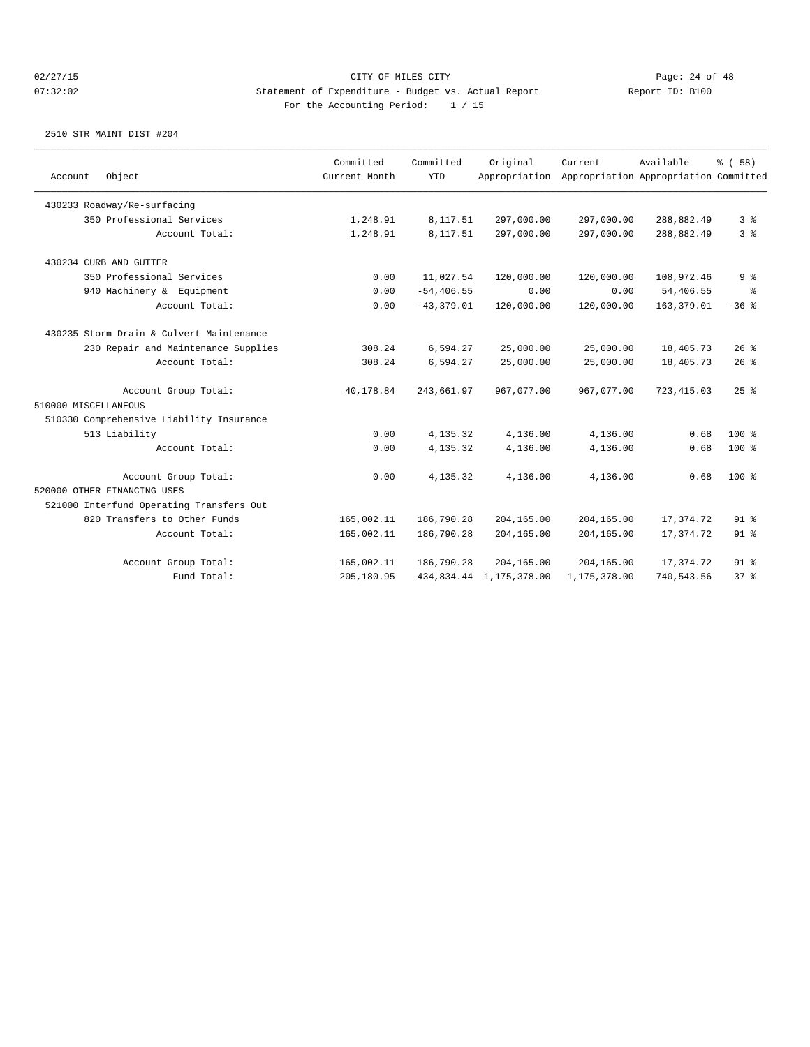CITY OF MILES CITY

Statement of Expenditure - Budget vs. Actual Report

Report ID: B100

For the Accounting Period: 1 / 15

02/27/15 07:32:02

2510 STR MAINT DIST #204

| Account | Object | Committed Current Month | Committed YTD | Original Appropriation | Current Appropriation | Available Appropriation | % ( 58) Committed |
|---|---|---|---|---|---|---|---|
| 430233 Roadway/Re-surfacing | | | | | | | |
| | 350 Professional Services | 1,248.91 | 8,117.51 | 297,000.00 | 297,000.00 | 288,882.49 | 3 % |
| | Account Total: | 1,248.91 | 8,117.51 | 297,000.00 | 297,000.00 | 288,882.49 | 3 % |
| 430234 CURB AND GUTTER | | | | | | | |
| | 350 Professional Services | 0.00 | 11,027.54 | 120,000.00 | 120,000.00 | 108,972.46 | 9 % |
| | 940 Machinery & Equipment | 0.00 | -54,406.55 | 0.00 | 0.00 | 54,406.55 | % |
| | Account Total: | 0.00 | -43,379.01 | 120,000.00 | 120,000.00 | 163,379.01 | -36 % |
| 430235 Storm Drain & Culvert Maintenance | | | | | | | |
| | 230 Repair and Maintenance Supplies | 308.24 | 6,594.27 | 25,000.00 | 25,000.00 | 18,405.73 | 26 % |
| | Account Total: | 308.24 | 6,594.27 | 25,000.00 | 25,000.00 | 18,405.73 | 26 % |
| | Account Group Total: | 40,178.84 | 243,661.97 | 967,077.00 | 967,077.00 | 723,415.03 | 25 % |
| 510000 MISCELLANEOUS | | | | | | | |
| 510330 Comprehensive Liability Insurance | | | | | | | |
| | 513 Liability | 0.00 | 4,135.32 | 4,136.00 | 4,136.00 | 0.68 | 100 % |
| | Account Total: | 0.00 | 4,135.32 | 4,136.00 | 4,136.00 | 0.68 | 100 % |
| | Account Group Total: | 0.00 | 4,135.32 | 4,136.00 | 4,136.00 | 0.68 | 100 % |
| 520000 OTHER FINANCING USES | | | | | | | |
| 521000 Interfund Operating Transfers Out | | | | | | | |
| | 820 Transfers to Other Funds | 165,002.11 | 186,790.28 | 204,165.00 | 204,165.00 | 17,374.72 | 91 % |
| | Account Total: | 165,002.11 | 186,790.28 | 204,165.00 | 204,165.00 | 17,374.72 | 91 % |
| | Account Group Total: | 165,002.11 | 186,790.28 | 204,165.00 | 204,165.00 | 17,374.72 | 91 % |
| | Fund Total: | 205,180.95 | 434,834.44 | 1,175,378.00 | 1,175,378.00 | 740,543.56 | 37 % |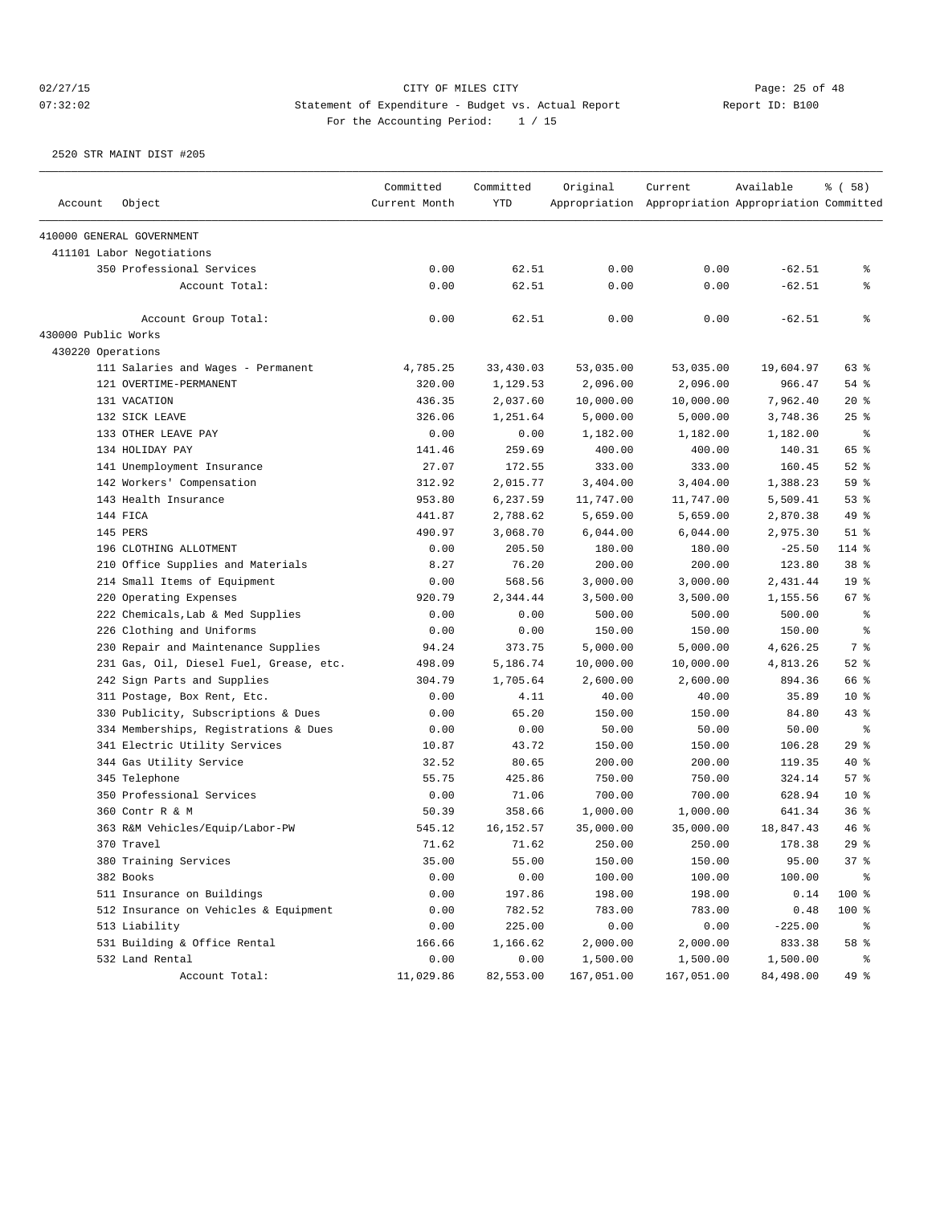CITY OF MILES CITY

Statement of Expenditure - Budget vs. Actual Report

Report ID: B100

For the Accounting Period: 1 / 15

02/27/15 07:32:02

2520 STR MAINT DIST #205

| Account Object | Committed Current Month | Committed YTD | Original Appropriation | Current Appropriation | Available Appropriation | % ( 58) Committed |
|---|---|---|---|---|---|---|
| 410000 GENERAL GOVERNMENT | | | | | | |
| 411101 Labor Negotiations | | | | | | |
| 350 Professional Services | 0.00 | 62.51 | 0.00 | 0.00 | -62.51 | % |
| Account Total: | 0.00 | 62.51 | 0.00 | 0.00 | -62.51 | % |
| Account Group Total: | 0.00 | 62.51 | 0.00 | 0.00 | -62.51 | % |
| 430000 Public Works | | | | | | |
| 430220 Operations | | | | | | |
| 111 Salaries and Wages - Permanent | 4,785.25 | 33,430.03 | 53,035.00 | 53,035.00 | 19,604.97 | 63 % |
| 121 OVERTIME-PERMANENT | 320.00 | 1,129.53 | 2,096.00 | 2,096.00 | 966.47 | 54 % |
| 131 VACATION | 436.35 | 2,037.60 | 10,000.00 | 10,000.00 | 7,962.40 | 20 % |
| 132 SICK LEAVE | 326.06 | 1,251.64 | 5,000.00 | 5,000.00 | 3,748.36 | 25 % |
| 133 OTHER LEAVE PAY | 0.00 | 0.00 | 1,182.00 | 1,182.00 | 1,182.00 | % |
| 134 HOLIDAY PAY | 141.46 | 259.69 | 400.00 | 400.00 | 140.31 | 65 % |
| 141 Unemployment Insurance | 27.07 | 172.55 | 333.00 | 333.00 | 160.45 | 52 % |
| 142 Workers' Compensation | 312.92 | 2,015.77 | 3,404.00 | 3,404.00 | 1,388.23 | 59 % |
| 143 Health Insurance | 953.80 | 6,237.59 | 11,747.00 | 11,747.00 | 5,509.41 | 53 % |
| 144 FICA | 441.87 | 2,788.62 | 5,659.00 | 5,659.00 | 2,870.38 | 49 % |
| 145 PERS | 490.97 | 3,068.70 | 6,044.00 | 6,044.00 | 2,975.30 | 51 % |
| 196 CLOTHING ALLOTMENT | 0.00 | 205.50 | 180.00 | 180.00 | -25.50 | 114 % |
| 210 Office Supplies and Materials | 8.27 | 76.20 | 200.00 | 200.00 | 123.80 | 38 % |
| 214 Small Items of Equipment | 0.00 | 568.56 | 3,000.00 | 3,000.00 | 2,431.44 | 19 % |
| 220 Operating Expenses | 920.79 | 2,344.44 | 3,500.00 | 3,500.00 | 1,155.56 | 67 % |
| 222 Chemicals,Lab & Med Supplies | 0.00 | 0.00 | 500.00 | 500.00 | 500.00 | % |
| 226 Clothing and Uniforms | 0.00 | 0.00 | 150.00 | 150.00 | 150.00 | % |
| 230 Repair and Maintenance Supplies | 94.24 | 373.75 | 5,000.00 | 5,000.00 | 4,626.25 | 7 % |
| 231 Gas, Oil, Diesel Fuel, Grease, etc. | 498.09 | 5,186.74 | 10,000.00 | 10,000.00 | 4,813.26 | 52 % |
| 242 Sign Parts and Supplies | 304.79 | 1,705.64 | 2,600.00 | 2,600.00 | 894.36 | 66 % |
| 311 Postage, Box Rent, Etc. | 0.00 | 4.11 | 40.00 | 40.00 | 35.89 | 10 % |
| 330 Publicity, Subscriptions & Dues | 0.00 | 65.20 | 150.00 | 150.00 | 84.80 | 43 % |
| 334 Memberships, Registrations & Dues | 0.00 | 0.00 | 50.00 | 50.00 | 50.00 | % |
| 341 Electric Utility Services | 10.87 | 43.72 | 150.00 | 150.00 | 106.28 | 29 % |
| 344 Gas Utility Service | 32.52 | 80.65 | 200.00 | 200.00 | 119.35 | 40 % |
| 345 Telephone | 55.75 | 425.86 | 750.00 | 750.00 | 324.14 | 57 % |
| 350 Professional Services | 0.00 | 71.06 | 700.00 | 700.00 | 628.94 | 10 % |
| 360 Contr R & M | 50.39 | 358.66 | 1,000.00 | 1,000.00 | 641.34 | 36 % |
| 363 R&M Vehicles/Equip/Labor-PW | 545.12 | 16,152.57 | 35,000.00 | 35,000.00 | 18,847.43 | 46 % |
| 370 Travel | 71.62 | 71.62 | 250.00 | 250.00 | 178.38 | 29 % |
| 380 Training Services | 35.00 | 55.00 | 150.00 | 150.00 | 95.00 | 37 % |
| 382 Books | 0.00 | 0.00 | 100.00 | 100.00 | 100.00 | % |
| 511 Insurance on Buildings | 0.00 | 197.86 | 198.00 | 198.00 | 0.14 | 100 % |
| 512 Insurance on Vehicles & Equipment | 0.00 | 782.52 | 783.00 | 783.00 | 0.48 | 100 % |
| 513 Liability | 0.00 | 225.00 | 0.00 | 0.00 | -225.00 | % |
| 531 Building & Office Rental | 166.66 | 1,166.62 | 2,000.00 | 2,000.00 | 833.38 | 58 % |
| 532 Land Rental | 0.00 | 0.00 | 1,500.00 | 1,500.00 | 1,500.00 | % |
| Account Total: | 11,029.86 | 82,553.00 | 167,051.00 | 167,051.00 | 84,498.00 | 49 % |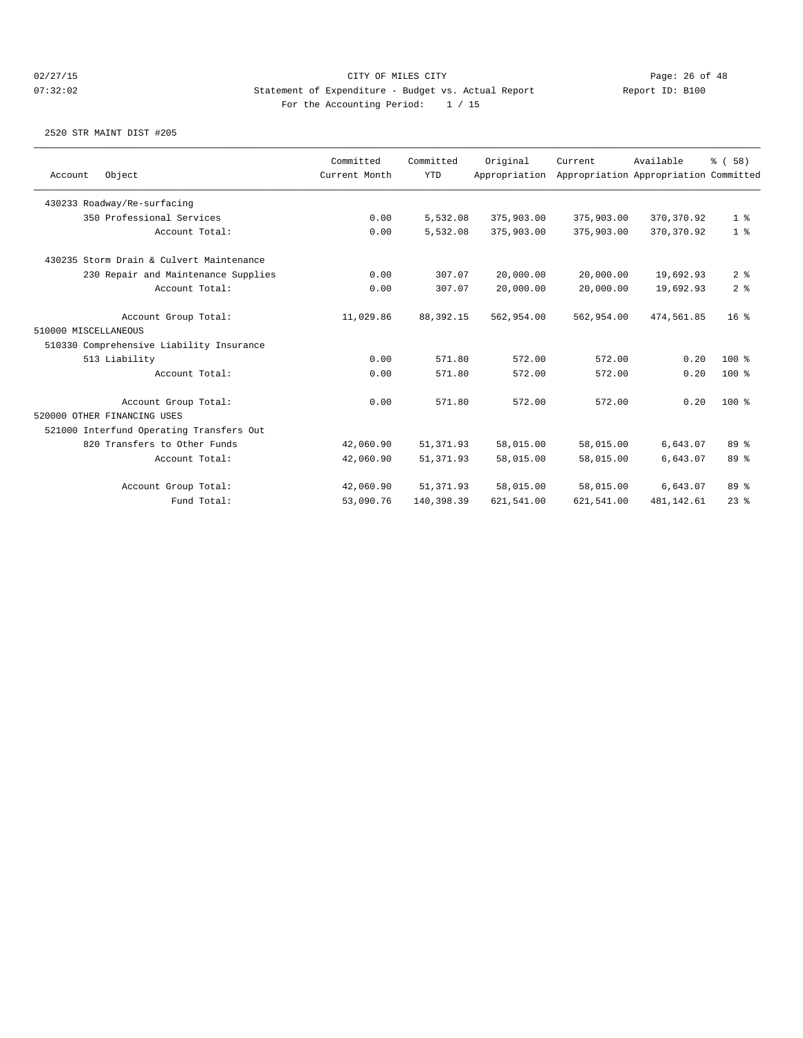CITY OF MILES CITY

Statement of Expenditure - Budget vs. Actual Report

Report ID: B100

For the Accounting Period: 1 / 15

02/27/15
07:32:02

2520 STR MAINT DIST #205

| Account | Object | Committed Current Month | Committed YTD | Original Appropriation | Current Appropriation | Available Appropriation | % ( 58) Committed |
|---|---|---|---|---|---|---|---|
| 430233 Roadway/Re-surfacing | | | | | | | |
| | 350 Professional Services | 0.00 | 5,532.08 | 375,903.00 | 375,903.00 | 370,370.92 | 1 % |
| | Account Total: | 0.00 | 5,532.08 | 375,903.00 | 375,903.00 | 370,370.92 | 1 % |
| 430235 Storm Drain & Culvert Maintenance | | | | | | | |
| | 230 Repair and Maintenance Supplies | 0.00 | 307.07 | 20,000.00 | 20,000.00 | 19,692.93 | 2 % |
| | Account Total: | 0.00 | 307.07 | 20,000.00 | 20,000.00 | 19,692.93 | 2 % |
| | Account Group Total: | 11,029.86 | 88,392.15 | 562,954.00 | 562,954.00 | 474,561.85 | 16 % |
| 510000 MISCELLANEOUS | | | | | | | |
| 510330 Comprehensive Liability Insurance | | | | | | | |
| | 513 Liability | 0.00 | 571.80 | 572.00 | 572.00 | 0.20 | 100 % |
| | Account Total: | 0.00 | 571.80 | 572.00 | 572.00 | 0.20 | 100 % |
| | Account Group Total: | 0.00 | 571.80 | 572.00 | 572.00 | 0.20 | 100 % |
| 520000 OTHER FINANCING USES | | | | | | | |
| 521000 Interfund Operating Transfers Out | | | | | | | |
| | 820 Transfers to Other Funds | 42,060.90 | 51,371.93 | 58,015.00 | 58,015.00 | 6,643.07 | 89 % |
| | Account Total: | 42,060.90 | 51,371.93 | 58,015.00 | 58,015.00 | 6,643.07 | 89 % |
| | Account Group Total: | 42,060.90 | 51,371.93 | 58,015.00 | 58,015.00 | 6,643.07 | 89 % |
| | Fund Total: | 53,090.76 | 140,398.39 | 621,541.00 | 621,541.00 | 481,142.61 | 23 % |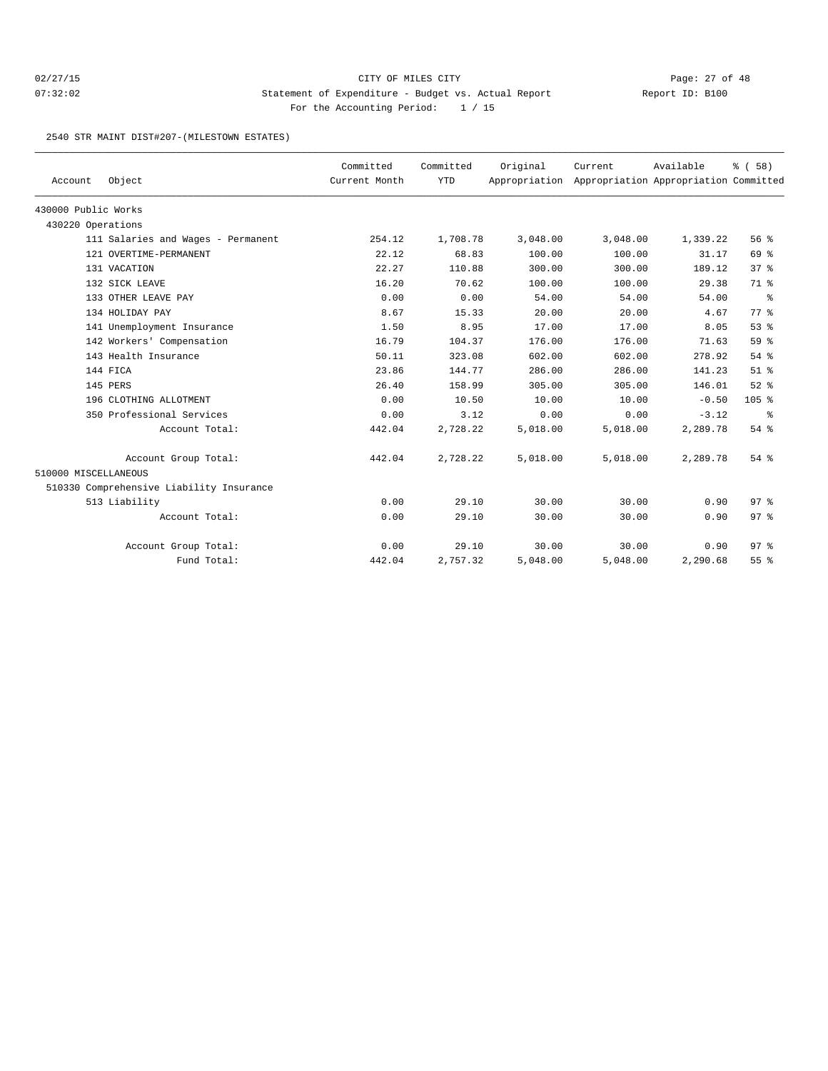CITY OF MILES CITY

Statement of Expenditure - Budget vs. Actual Report

Report ID: B100

For the Accounting Period: 1 / 15

02/27/15 07:32:02

2540 STR MAINT DIST#207-(MILESTOWN ESTATES)

| Account | Object | Committed Current Month | Committed YTD | Original Appropriation | Current Appropriation | Available Appropriation | % ( 58) Committed |
|---|---|---|---|---|---|---|---|
| 430000 Public Works | | | | | | | |
| 430220 Operations | | | | | | | |
| | 111 Salaries and Wages - Permanent | 254.12 | 1,708.78 | 3,048.00 | 3,048.00 | 1,339.22 | 56 % |
| | 121 OVERTIME-PERMANENT | 22.12 | 68.83 | 100.00 | 100.00 | 31.17 | 69 % |
| | 131 VACATION | 22.27 | 110.88 | 300.00 | 300.00 | 189.12 | 37 % |
| | 132 SICK LEAVE | 16.20 | 70.62 | 100.00 | 100.00 | 29.38 | 71 % |
| | 133 OTHER LEAVE PAY | 0.00 | 0.00 | 54.00 | 54.00 | 54.00 | % |
| | 134 HOLIDAY PAY | 8.67 | 15.33 | 20.00 | 20.00 | 4.67 | 77 % |
| | 141 Unemployment Insurance | 1.50 | 8.95 | 17.00 | 17.00 | 8.05 | 53 % |
| | 142 Workers' Compensation | 16.79 | 104.37 | 176.00 | 176.00 | 71.63 | 59 % |
| | 143 Health Insurance | 50.11 | 323.08 | 602.00 | 602.00 | 278.92 | 54 % |
| | 144 FICA | 23.86 | 144.77 | 286.00 | 286.00 | 141.23 | 51 % |
| | 145 PERS | 26.40 | 158.99 | 305.00 | 305.00 | 146.01 | 52 % |
| | 196 CLOTHING ALLOTMENT | 0.00 | 10.50 | 10.00 | 10.00 | -0.50 | 105 % |
| | 350 Professional Services | 0.00 | 3.12 | 0.00 | 0.00 | -3.12 | % |
| | Account Total: | 442.04 | 2,728.22 | 5,018.00 | 5,018.00 | 2,289.78 | 54 % |
| | Account Group Total: | 442.04 | 2,728.22 | 5,018.00 | 5,018.00 | 2,289.78 | 54 % |
| 510000 MISCELLANEOUS | | | | | | | |
| 510330 Comprehensive Liability Insurance | | | | | | | |
| | 513 Liability | 0.00 | 29.10 | 30.00 | 30.00 | 0.90 | 97 % |
| | Account Total: | 0.00 | 29.10 | 30.00 | 30.00 | 0.90 | 97 % |
| | Account Group Total: | 0.00 | 29.10 | 30.00 | 30.00 | 0.90 | 97 % |
| | Fund Total: | 442.04 | 2,757.32 | 5,048.00 | 5,048.00 | 2,290.68 | 55 % |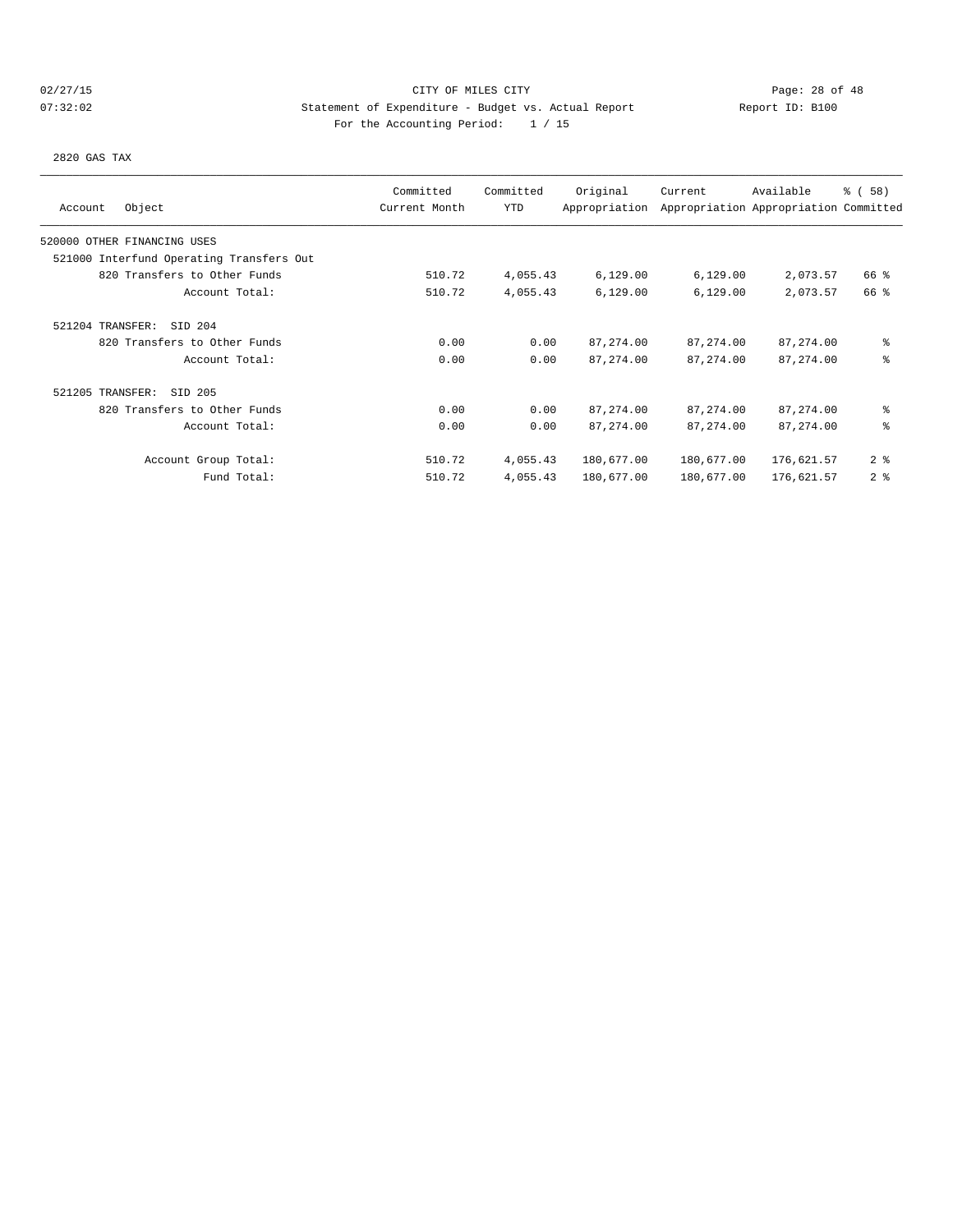CITY OF MILES CITY
Statement of Expenditure - Budget vs. Actual Report
For the Accounting Period: 1 / 15

2820 GAS TAX

| Account Object | Committed Current Month | Committed YTD | Original Appropriation | Current Appropriation | Available Appropriation | % ( 58) Committed |
|---|---|---|---|---|---|---|
| 520000 OTHER FINANCING USES | | | | | | |
| 521000 Interfund Operating Transfers Out | | | | | | |
| 820 Transfers to Other Funds | 510.72 | 4,055.43 | 6,129.00 | 6,129.00 | 2,073.57 | 66 % |
| Account Total: | 510.72 | 4,055.43 | 6,129.00 | 6,129.00 | 2,073.57 | 66 % |
| 521204 TRANSFER: SID 204 | | | | | | |
| 820 Transfers to Other Funds | 0.00 | 0.00 | 87,274.00 | 87,274.00 | 87,274.00 | % |
| Account Total: | 0.00 | 0.00 | 87,274.00 | 87,274.00 | 87,274.00 | % |
| 521205 TRANSFER: SID 205 | | | | | | |
| 820 Transfers to Other Funds | 0.00 | 0.00 | 87,274.00 | 87,274.00 | 87,274.00 | % |
| Account Total: | 0.00 | 0.00 | 87,274.00 | 87,274.00 | 87,274.00 | % |
| Account Group Total: | 510.72 | 4,055.43 | 180,677.00 | 180,677.00 | 176,621.57 | 2 % |
| Fund Total: | 510.72 | 4,055.43 | 180,677.00 | 180,677.00 | 176,621.57 | 2 % |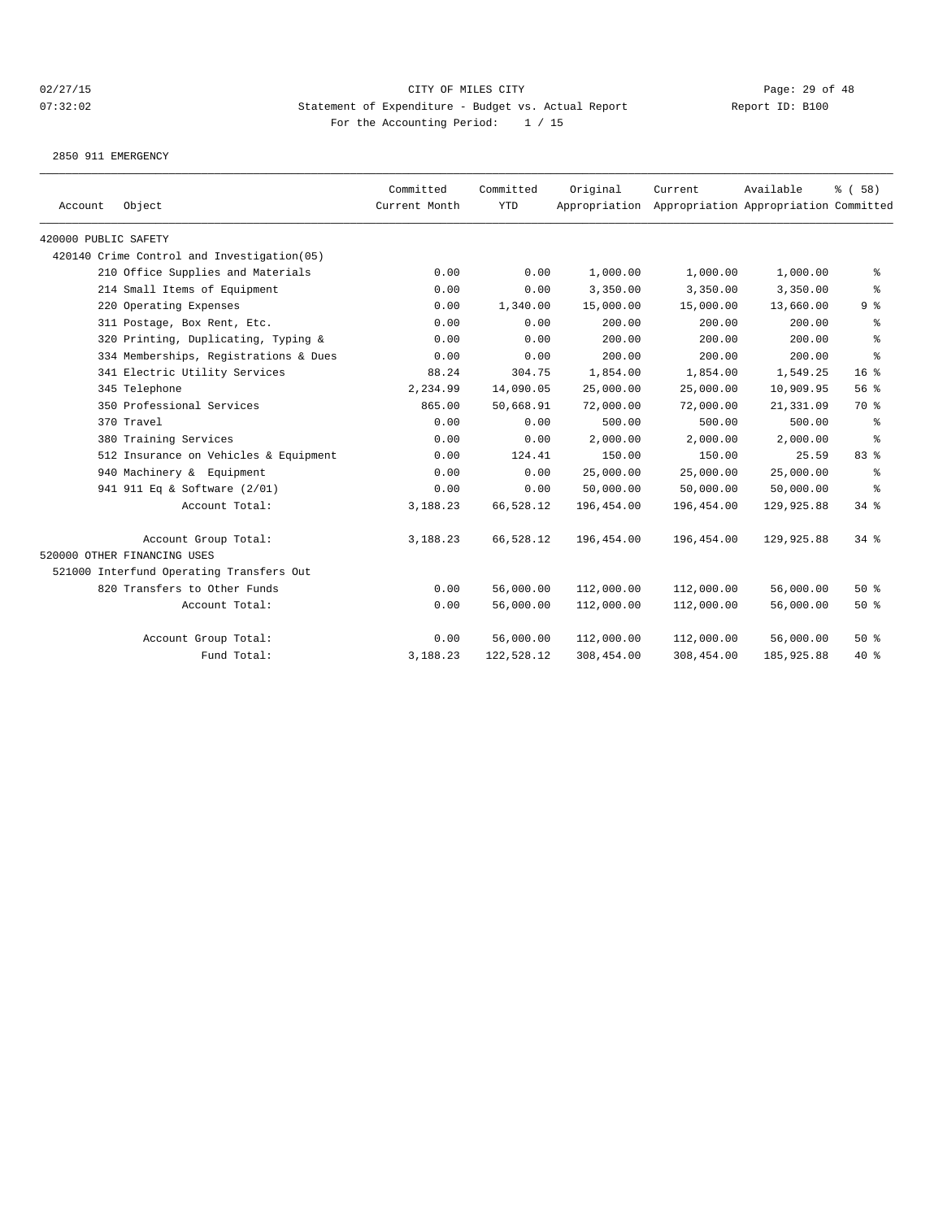CITY OF MILES CITY
Statement of Expenditure - Budget vs. Actual Report
For the Accounting Period: 1 / 15

02/27/15
07:32:02

Report ID: B100

2850 911 EMERGENCY

| Account Object | Committed Current Month | Committed YTD | Original Appropriation | Current Appropriation | Available Appropriation | % ( 58) Committed |
|---|---|---|---|---|---|---|
| 420000 PUBLIC SAFETY | | | | | | |
| 420140 Crime Control and Investigation(05) | | | | | | |
| 210 Office Supplies and Materials | 0.00 | 0.00 | 1,000.00 | 1,000.00 | 1,000.00 | % |
| 214 Small Items of Equipment | 0.00 | 0.00 | 3,350.00 | 3,350.00 | 3,350.00 | % |
| 220 Operating Expenses | 0.00 | 1,340.00 | 15,000.00 | 15,000.00 | 13,660.00 | 9 % |
| 311 Postage, Box Rent, Etc. | 0.00 | 0.00 | 200.00 | 200.00 | 200.00 | % |
| 320 Printing, Duplicating, Typing & | 0.00 | 0.00 | 200.00 | 200.00 | 200.00 | % |
| 334 Memberships, Registrations & Dues | 0.00 | 0.00 | 200.00 | 200.00 | 200.00 | % |
| 341 Electric Utility Services | 88.24 | 304.75 | 1,854.00 | 1,854.00 | 1,549.25 | 16 % |
| 345 Telephone | 2,234.99 | 14,090.05 | 25,000.00 | 25,000.00 | 10,909.95 | 56 % |
| 350 Professional Services | 865.00 | 50,668.91 | 72,000.00 | 72,000.00 | 21,331.09 | 70 % |
| 370 Travel | 0.00 | 0.00 | 500.00 | 500.00 | 500.00 | % |
| 380 Training Services | 0.00 | 0.00 | 2,000.00 | 2,000.00 | 2,000.00 | % |
| 512 Insurance on Vehicles & Equipment | 0.00 | 124.41 | 150.00 | 150.00 | 25.59 | 83 % |
| 940 Machinery & Equipment | 0.00 | 0.00 | 25,000.00 | 25,000.00 | 25,000.00 | % |
| 941 911 Eq & Software (2/01) | 0.00 | 0.00 | 50,000.00 | 50,000.00 | 50,000.00 | % |
| Account Total: | 3,188.23 | 66,528.12 | 196,454.00 | 196,454.00 | 129,925.88 | 34 % |
| Account Group Total: | 3,188.23 | 66,528.12 | 196,454.00 | 196,454.00 | 129,925.88 | 34 % |
| 520000 OTHER FINANCING USES | | | | | | |
| 521000 Interfund Operating Transfers Out | | | | | | |
| 820 Transfers to Other Funds | 0.00 | 56,000.00 | 112,000.00 | 112,000.00 | 56,000.00 | 50 % |
| Account Total: | 0.00 | 56,000.00 | 112,000.00 | 112,000.00 | 56,000.00 | 50 % |
| Account Group Total: | 0.00 | 56,000.00 | 112,000.00 | 112,000.00 | 56,000.00 | 50 % |
| Fund Total: | 3,188.23 | 122,528.12 | 308,454.00 | 308,454.00 | 185,925.88 | 40 % |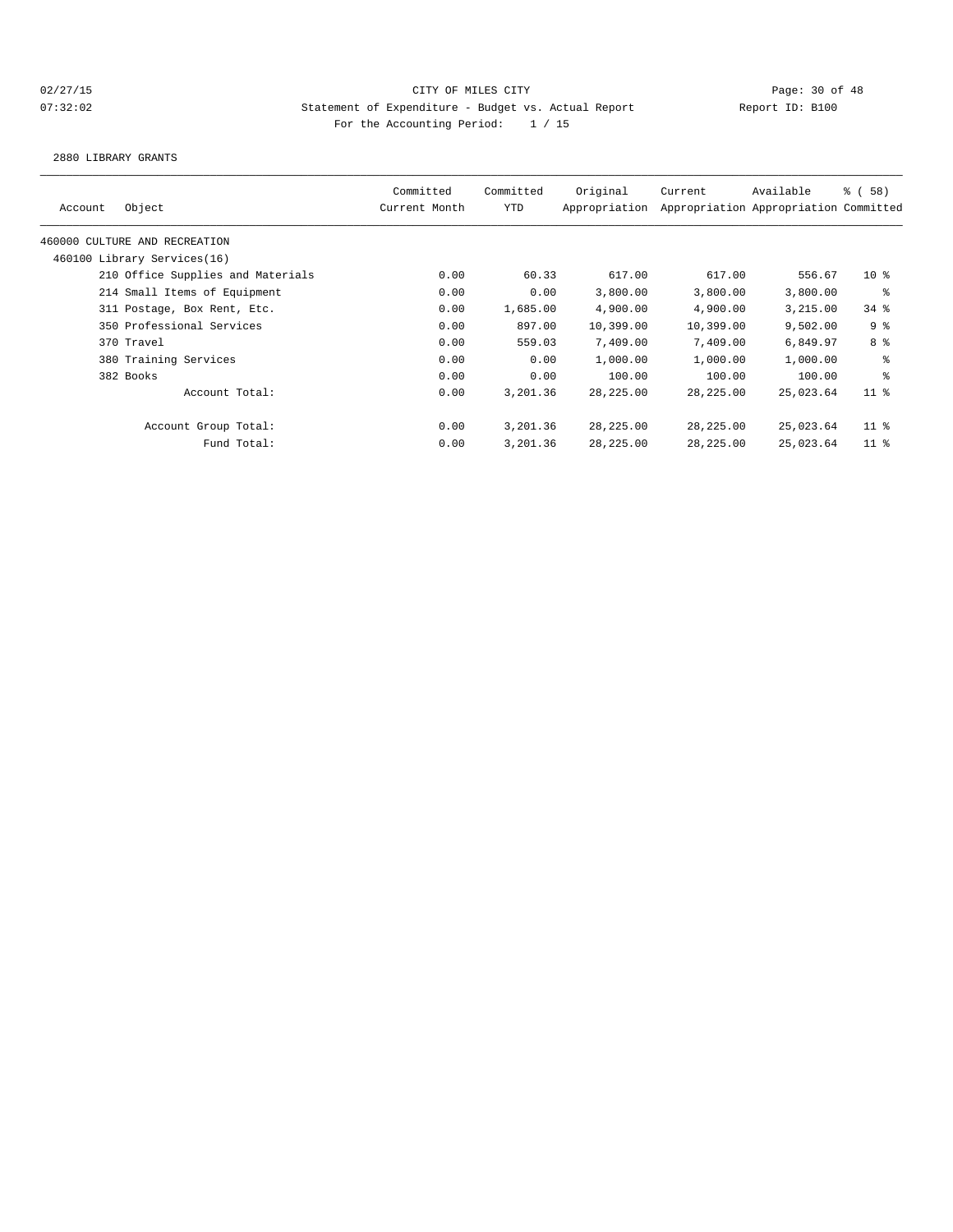CITY OF MILES CITY

Statement of Expenditure - Budget vs. Actual Report

Report ID: B100

For the Accounting Period: 1 / 15

02/27/15
07:32:02

2880 LIBRARY GRANTS

| Account | Object | Committed Current Month | Committed YTD | Original Appropriation | Current Appropriation | Available Appropriation | % ( 58) Committed |
|---|---|---|---|---|---|---|---|
| 460000 CULTURE AND RECREATION | | | | | | | |
| 460100 Library Services(16) | | | | | | | |
| | 210 Office Supplies and Materials | 0.00 | 60.33 | 617.00 | 617.00 | 556.67 | 10 % |
| | 214 Small Items of Equipment | 0.00 | 0.00 | 3,800.00 | 3,800.00 | 3,800.00 | % |
| | 311 Postage, Box Rent, Etc. | 0.00 | 1,685.00 | 4,900.00 | 4,900.00 | 3,215.00 | 34 % |
| | 350 Professional Services | 0.00 | 897.00 | 10,399.00 | 10,399.00 | 9,502.00 | 9 % |
| | 370 Travel | 0.00 | 559.03 | 7,409.00 | 7,409.00 | 6,849.97 | 8 % |
| | 380 Training Services | 0.00 | 0.00 | 1,000.00 | 1,000.00 | 1,000.00 | % |
| | 382 Books | 0.00 | 0.00 | 100.00 | 100.00 | 100.00 | % |
| | Account Total: | 0.00 | 3,201.36 | 28,225.00 | 28,225.00 | 25,023.64 | 11 % |
| | Account Group Total: | 0.00 | 3,201.36 | 28,225.00 | 28,225.00 | 25,023.64 | 11 % |
| | Fund Total: | 0.00 | 3,201.36 | 28,225.00 | 28,225.00 | 25,023.64 | 11 % |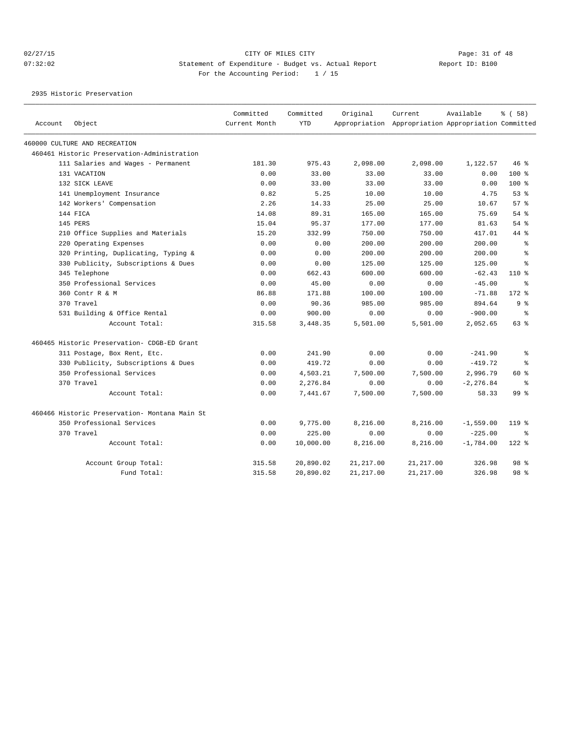CITY OF MILES CITY

Statement of Expenditure - Budget vs. Actual Report

For the Accounting Period: 1 / 15

2935 Historic Preservation

| Account Object | Committed Current Month | Committed YTD | Original Appropriation | Current Appropriation | Available Appropriation | % ( 58) Committed |
|---|---|---|---|---|---|---|
| 460000 CULTURE AND RECREATION | | | | | | |
| 460461 Historic Preservation-Administration | | | | | | |
| 111 Salaries and Wages - Permanent | 181.30 | 975.43 | 2,098.00 | 2,098.00 | 1,122.57 | 46 % |
| 131 VACATION | 0.00 | 33.00 | 33.00 | 33.00 | 0.00 | 100 % |
| 132 SICK LEAVE | 0.00 | 33.00 | 33.00 | 33.00 | 0.00 | 100 % |
| 141 Unemployment Insurance | 0.82 | 5.25 | 10.00 | 10.00 | 4.75 | 53 % |
| 142 Workers' Compensation | 2.26 | 14.33 | 25.00 | 25.00 | 10.67 | 57 % |
| 144 FICA | 14.08 | 89.31 | 165.00 | 165.00 | 75.69 | 54 % |
| 145 PERS | 15.04 | 95.37 | 177.00 | 177.00 | 81.63 | 54 % |
| 210 Office Supplies and Materials | 15.20 | 332.99 | 750.00 | 750.00 | 417.01 | 44 % |
| 220 Operating Expenses | 0.00 | 0.00 | 200.00 | 200.00 | 200.00 | % |
| 320 Printing, Duplicating, Typing & | 0.00 | 0.00 | 200.00 | 200.00 | 200.00 | % |
| 330 Publicity, Subscriptions & Dues | 0.00 | 0.00 | 125.00 | 125.00 | 125.00 | % |
| 345 Telephone | 0.00 | 662.43 | 600.00 | 600.00 | -62.43 | 110 % |
| 350 Professional Services | 0.00 | 45.00 | 0.00 | 0.00 | -45.00 | % |
| 360 Contr R & M | 86.88 | 171.88 | 100.00 | 100.00 | -71.88 | 172 % |
| 370 Travel | 0.00 | 90.36 | 985.00 | 985.00 | 894.64 | 9 % |
| 531 Building & Office Rental | 0.00 | 900.00 | 0.00 | 0.00 | -900.00 | % |
| Account Total: | 315.58 | 3,448.35 | 5,501.00 | 5,501.00 | 2,052.65 | 63 % |
| 460465 Historic Preservation- CDGB-ED Grant | | | | | | |
| 311 Postage, Box Rent, Etc. | 0.00 | 241.90 | 0.00 | 0.00 | -241.90 | % |
| 330 Publicity, Subscriptions & Dues | 0.00 | 419.72 | 0.00 | 0.00 | -419.72 | % |
| 350 Professional Services | 0.00 | 4,503.21 | 7,500.00 | 7,500.00 | 2,996.79 | 60 % |
| 370 Travel | 0.00 | 2,276.84 | 0.00 | 0.00 | -2,276.84 | % |
| Account Total: | 0.00 | 7,441.67 | 7,500.00 | 7,500.00 | 58.33 | 99 % |
| 460466 Historic Preservation- Montana Main St | | | | | | |
| 350 Professional Services | 0.00 | 9,775.00 | 8,216.00 | 8,216.00 | -1,559.00 | 119 % |
| 370 Travel | 0.00 | 225.00 | 0.00 | 0.00 | -225.00 | % |
| Account Total: | 0.00 | 10,000.00 | 8,216.00 | 8,216.00 | -1,784.00 | 122 % |
| Account Group Total: | 315.58 | 20,890.02 | 21,217.00 | 21,217.00 | 326.98 | 98 % |
| Fund Total: | 315.58 | 20,890.02 | 21,217.00 | 21,217.00 | 326.98 | 98 % |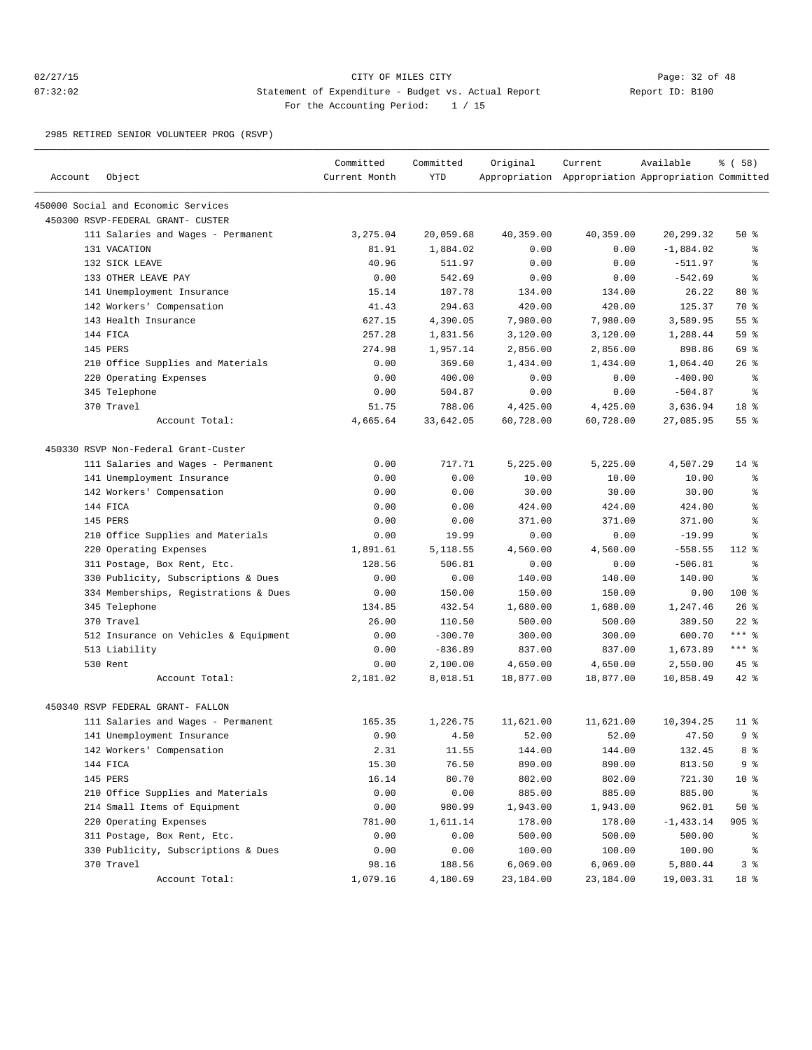02/27/15 CITY OF MILES CITY
07:32:02 Statement of Expenditure - Budget vs. Actual Report Report ID: B100
For the Accounting Period: 1 / 15

2985 RETIRED SENIOR VOLUNTEER PROG (RSVP)

| Account | Object | Committed Current Month | Committed YTD | Original Appropriation | Current Appropriation | Available Appropriation | % ( 58) Committed |
|---|---|---|---|---|---|---|---|
| 450000 Social and Economic Services | | | | | | | |
| 450300 RSVP-FEDERAL GRANT- CUSTER | | | | | | | |
| | 111 Salaries and Wages - Permanent | 3,275.04 | 20,059.68 | 40,359.00 | 40,359.00 | 20,299.32 | 50 % |
| | 131 VACATION | 81.91 | 1,884.02 | 0.00 | 0.00 | -1,884.02 | % |
| | 132 SICK LEAVE | 40.96 | 511.97 | 0.00 | 0.00 | -511.97 | % |
| | 133 OTHER LEAVE PAY | 0.00 | 542.69 | 0.00 | 0.00 | -542.69 | % |
| | 141 Unemployment Insurance | 15.14 | 107.78 | 134.00 | 134.00 | 26.22 | 80 % |
| | 142 Workers' Compensation | 41.43 | 294.63 | 420.00 | 420.00 | 125.37 | 70 % |
| | 143 Health Insurance | 627.15 | 4,390.05 | 7,980.00 | 7,980.00 | 3,589.95 | 55 % |
| | 144 FICA | 257.28 | 1,831.56 | 3,120.00 | 3,120.00 | 1,288.44 | 59 % |
| | 145 PERS | 274.98 | 1,957.14 | 2,856.00 | 2,856.00 | 898.86 | 69 % |
| | 210 Office Supplies and Materials | 0.00 | 369.60 | 1,434.00 | 1,434.00 | 1,064.40 | 26 % |
| | 220 Operating Expenses | 0.00 | 400.00 | 0.00 | 0.00 | -400.00 | % |
| | 345 Telephone | 0.00 | 504.87 | 0.00 | 0.00 | -504.87 | % |
| | 370 Travel | 51.75 | 788.06 | 4,425.00 | 4,425.00 | 3,636.94 | 18 % |
| | Account Total: | 4,665.64 | 33,642.05 | 60,728.00 | 60,728.00 | 27,085.95 | 55 % |
| 450330 RSVP Non-Federal Grant-Custer | | | | | | | |
| | 111 Salaries and Wages - Permanent | 0.00 | 717.71 | 5,225.00 | 5,225.00 | 4,507.29 | 14 % |
| | 141 Unemployment Insurance | 0.00 | 0.00 | 10.00 | 10.00 | 10.00 | % |
| | 142 Workers' Compensation | 0.00 | 0.00 | 30.00 | 30.00 | 30.00 | % |
| | 144 FICA | 0.00 | 0.00 | 424.00 | 424.00 | 424.00 | % |
| | 145 PERS | 0.00 | 0.00 | 371.00 | 371.00 | 371.00 | % |
| | 210 Office Supplies and Materials | 0.00 | 19.99 | 0.00 | 0.00 | -19.99 | % |
| | 220 Operating Expenses | 1,891.61 | 5,118.55 | 4,560.00 | 4,560.00 | -558.55 | 112 % |
| | 311 Postage, Box Rent, Etc. | 128.56 | 506.81 | 0.00 | 0.00 | -506.81 | % |
| | 330 Publicity, Subscriptions & Dues | 0.00 | 0.00 | 140.00 | 140.00 | 140.00 | % |
| | 334 Memberships, Registrations & Dues | 0.00 | 150.00 | 150.00 | 150.00 | 0.00 | 100 % |
| | 345 Telephone | 134.85 | 432.54 | 1,680.00 | 1,680.00 | 1,247.46 | 26 % |
| | 370 Travel | 26.00 | 110.50 | 500.00 | 500.00 | 389.50 | 22 % |
| | 512 Insurance on Vehicles & Equipment | 0.00 | -300.70 | 300.00 | 300.00 | 600.70 | *** % |
| | 513 Liability | 0.00 | -836.89 | 837.00 | 837.00 | 1,673.89 | *** % |
| | 530 Rent | 0.00 | 2,100.00 | 4,650.00 | 4,650.00 | 2,550.00 | 45 % |
| | Account Total: | 2,181.02 | 8,018.51 | 18,877.00 | 18,877.00 | 10,858.49 | 42 % |
| 450340 RSVP FEDERAL GRANT- FALLON | | | | | | | |
| | 111 Salaries and Wages - Permanent | 165.35 | 1,226.75 | 11,621.00 | 11,621.00 | 10,394.25 | 11 % |
| | 141 Unemployment Insurance | 0.90 | 4.50 | 52.00 | 52.00 | 47.50 | 9 % |
| | 142 Workers' Compensation | 2.31 | 11.55 | 144.00 | 144.00 | 132.45 | 8 % |
| | 144 FICA | 15.30 | 76.50 | 890.00 | 890.00 | 813.50 | 9 % |
| | 145 PERS | 16.14 | 80.70 | 802.00 | 802.00 | 721.30 | 10 % |
| | 210 Office Supplies and Materials | 0.00 | 0.00 | 885.00 | 885.00 | 885.00 | % |
| | 214 Small Items of Equipment | 0.00 | 980.99 | 1,943.00 | 1,943.00 | 962.01 | 50 % |
| | 220 Operating Expenses | 781.00 | 1,611.14 | 178.00 | 178.00 | -1,433.14 | 905 % |
| | 311 Postage, Box Rent, Etc. | 0.00 | 0.00 | 500.00 | 500.00 | 500.00 | % |
| | 330 Publicity, Subscriptions & Dues | 0.00 | 0.00 | 100.00 | 100.00 | 100.00 | % |
| | 370 Travel | 98.16 | 188.56 | 6,069.00 | 6,069.00 | 5,880.44 | 3 % |
| | Account Total: | 1,079.16 | 4,180.69 | 23,184.00 | 23,184.00 | 19,003.31 | 18 % |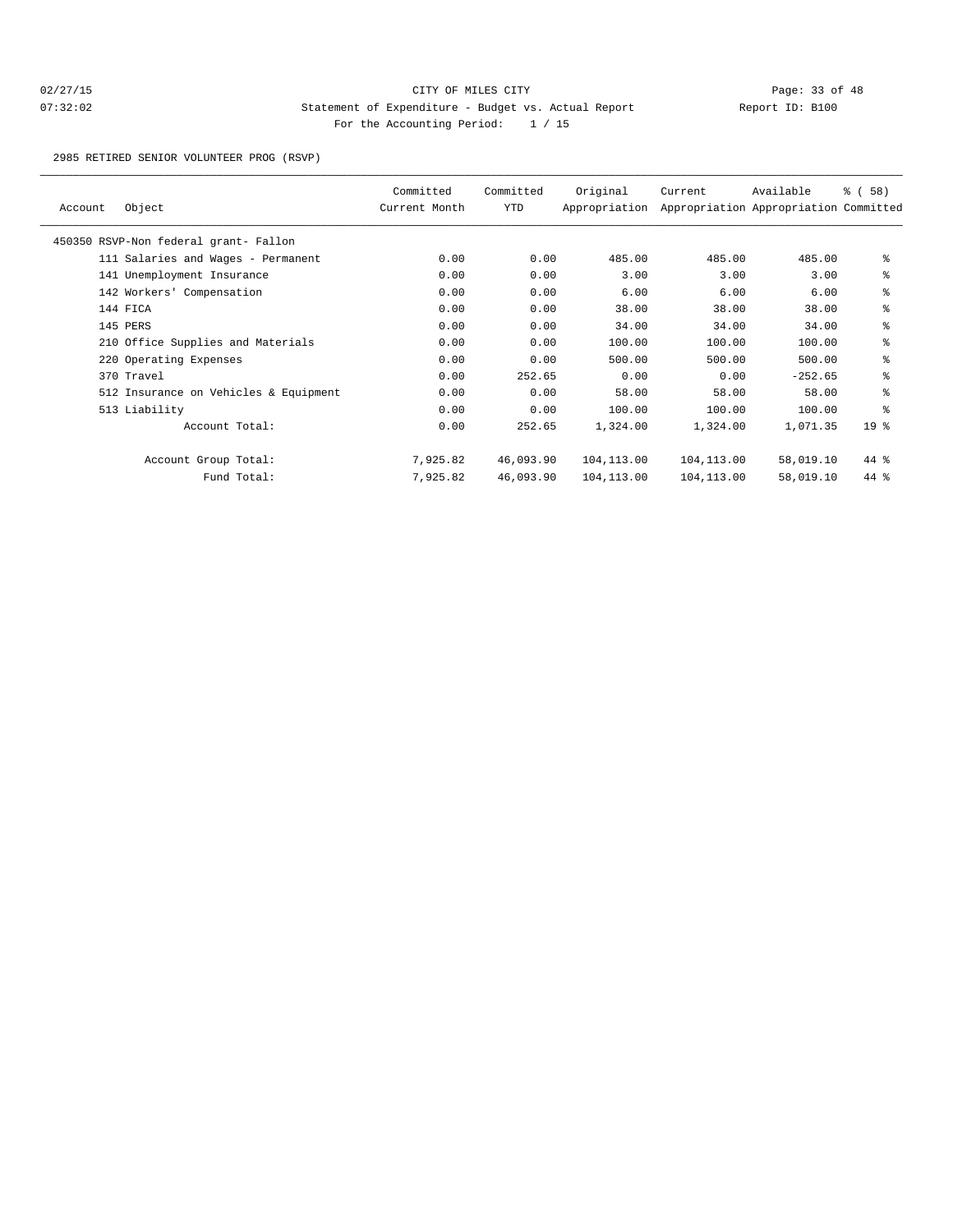CITY OF MILES CITY

Statement of Expenditure - Budget vs. Actual Report

Report ID: B100

For the Accounting Period: 1 / 15

02/27/15 07:32:02

2985 RETIRED SENIOR VOLUNTEER PROG (RSVP)

| Account | Object | Committed Current Month | Committed YTD | Original Appropriation | Current Appropriation | Available Appropriation | % ( 58) Committed |
|---|---|---|---|---|---|---|---|
| 450350 RSVP-Non federal grant- Fallon | | | | | | | |
| | 111 Salaries and Wages - Permanent | 0.00 | 0.00 | 485.00 | 485.00 | 485.00 | % |
| | 141 Unemployment Insurance | 0.00 | 0.00 | 3.00 | 3.00 | 3.00 | % |
| | 142 Workers' Compensation | 0.00 | 0.00 | 6.00 | 6.00 | 6.00 | % |
| | 144 FICA | 0.00 | 0.00 | 38.00 | 38.00 | 38.00 | % |
| | 145 PERS | 0.00 | 0.00 | 34.00 | 34.00 | 34.00 | % |
| | 210 Office Supplies and Materials | 0.00 | 0.00 | 100.00 | 100.00 | 100.00 | % |
| | 220 Operating Expenses | 0.00 | 0.00 | 500.00 | 500.00 | 500.00 | % |
| | 370 Travel | 0.00 | 252.65 | 0.00 | 0.00 | -252.65 | % |
| | 512 Insurance on Vehicles & Equipment | 0.00 | 0.00 | 58.00 | 58.00 | 58.00 | % |
| | 513 Liability | 0.00 | 0.00 | 100.00 | 100.00 | 100.00 | % |
| | Account Total: | 0.00 | 252.65 | 1,324.00 | 1,324.00 | 1,071.35 | 19 % |
| | Account Group Total: | 7,925.82 | 46,093.90 | 104,113.00 | 104,113.00 | 58,019.10 | 44 % |
| | Fund Total: | 7,925.82 | 46,093.90 | 104,113.00 | 104,113.00 | 58,019.10 | 44 % |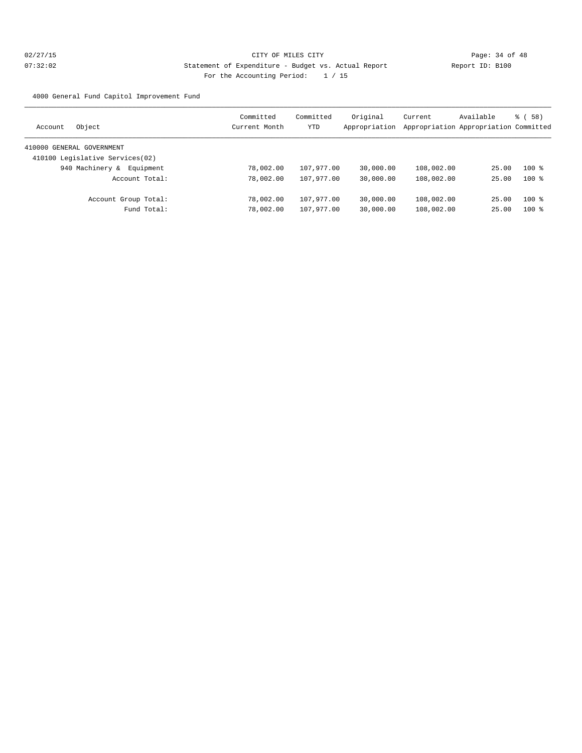CITY OF MILES CITY

Statement of Expenditure - Budget vs. Actual Report

Report ID: B100

For the Accounting Period: 1 / 15

02/27/15
07:32:02

4000 General Fund Capitol Improvement Fund

| Account Object | Committed Current Month | Committed YTD | Original Appropriation | Current Appropriation | Available Appropriation | % ( 58) Committed |
|---|---|---|---|---|---|---|
| 410000 GENERAL GOVERNMENT | | | | | | |
| 410100 Legislative Services(02) | | | | | | |
| 940 Machinery & Equipment | 78,002.00 | 107,977.00 | 30,000.00 | 108,002.00 | 25.00 | 100 % |
| Account Total: | 78,002.00 | 107,977.00 | 30,000.00 | 108,002.00 | 25.00 | 100 % |
| Account Group Total: | 78,002.00 | 107,977.00 | 30,000.00 | 108,002.00 | 25.00 | 100 % |
| Fund Total: | 78,002.00 | 107,977.00 | 30,000.00 | 108,002.00 | 25.00 | 100 % |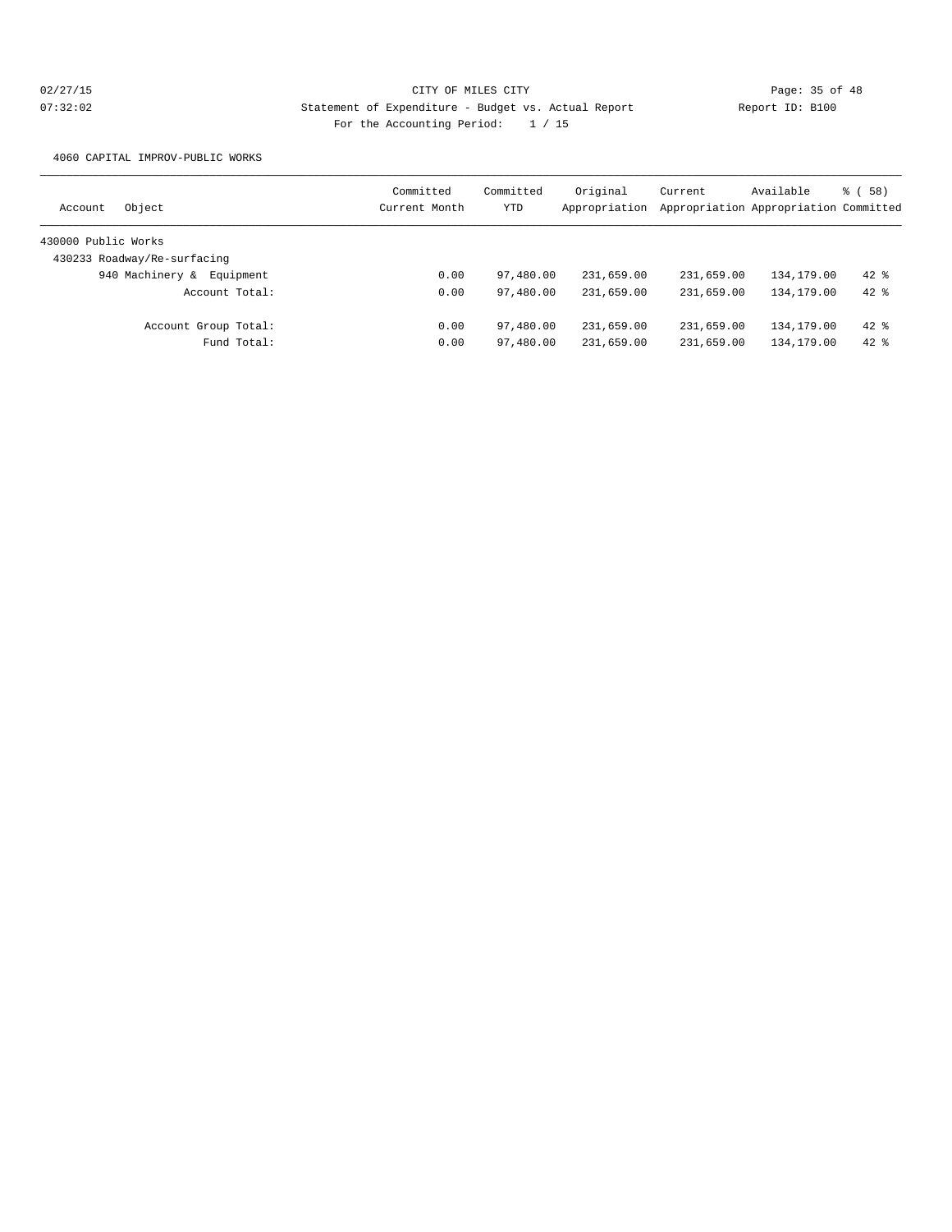CITY OF MILES CITY
Statement of Expenditure - Budget vs. Actual Report
For the Accounting Period: 1 / 15

02/27/15
07:32:02

Report ID: B100

4060 CAPITAL IMPROV-PUBLIC WORKS

| Account Object | Committed Current Month | Committed YTD | Original Appropriation | Current Appropriation | Available Appropriation | % ( 58) Committed |
|---|---|---|---|---|---|---|
| 430000 Public Works | | | | | | |
| 430233 Roadway/Re-surfacing | | | | | | |
| 940 Machinery & Equipment | 0.00 | 97,480.00 | 231,659.00 | 231,659.00 | 134,179.00 | 42 % |
| Account Total: | 0.00 | 97,480.00 | 231,659.00 | 231,659.00 | 134,179.00 | 42 % |
| Account Group Total: | 0.00 | 97,480.00 | 231,659.00 | 231,659.00 | 134,179.00 | 42 % |
| Fund Total: | 0.00 | 97,480.00 | 231,659.00 | 231,659.00 | 134,179.00 | 42 % |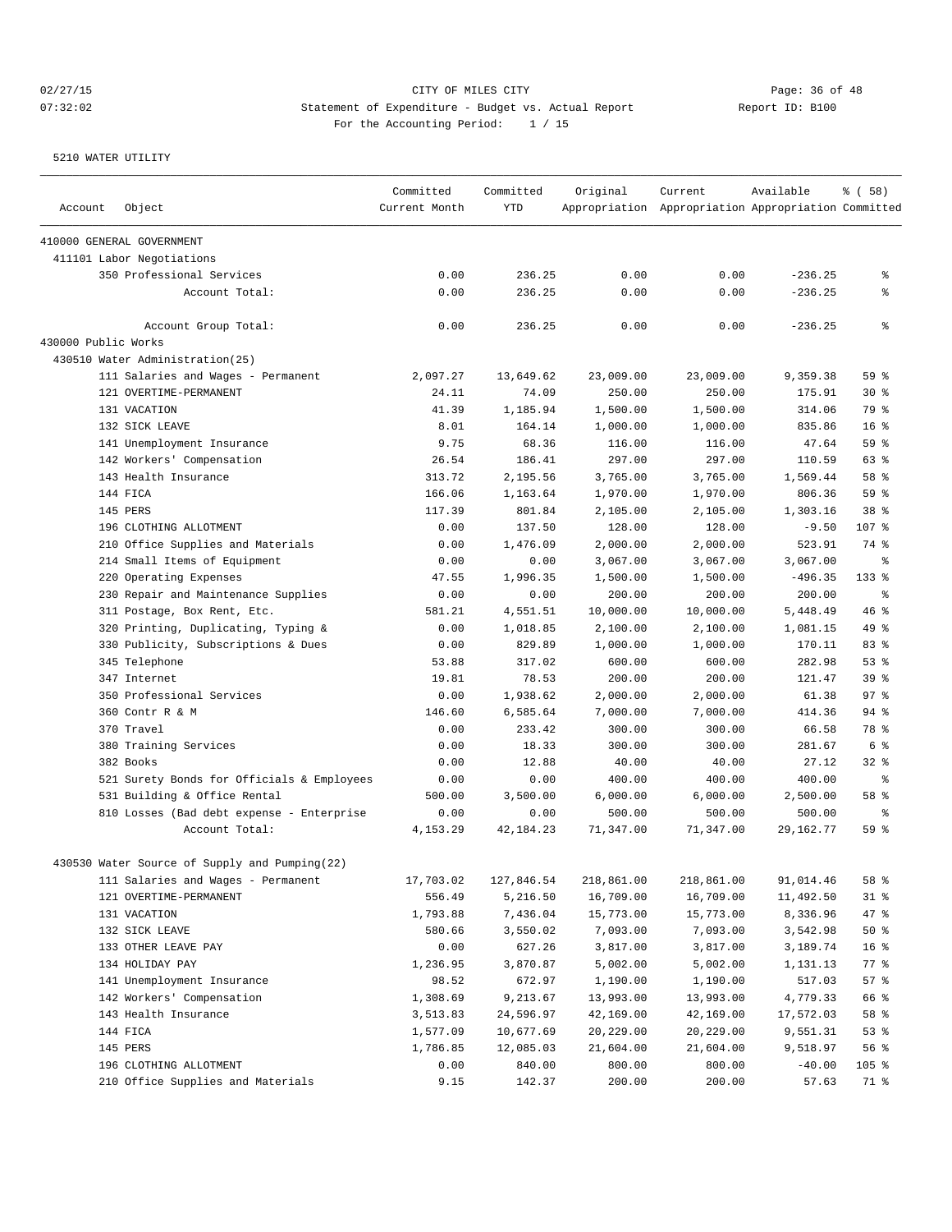CITY OF MILES CITY
Statement of Expenditure - Budget vs. Actual Report
For the Accounting Period: 1 / 15

02/27/15
07:32:02

Report ID: B100

5210 WATER UTILITY

| Account | Object | Committed Current Month | Committed YTD | Original Appropriation | Current Appropriation | Available Appropriation | % ( 58) Committed |
|---|---|---|---|---|---|---|---|
| 410000 GENERAL GOVERNMENT | | | | | | | |
| 411101 Labor Negotiations | | | | | | | |
| | 350 Professional Services | 0.00 | 236.25 | 0.00 | 0.00 | -236.25 | % |
| | Account Total: | 0.00 | 236.25 | 0.00 | 0.00 | -236.25 | % |
| | Account Group Total: | 0.00 | 236.25 | 0.00 | 0.00 | -236.25 | % |
| 430000 Public Works | | | | | | | |
| 430510 Water Administration(25) | | | | | | | |
| | 111 Salaries and Wages - Permanent | 2,097.27 | 13,649.62 | 23,009.00 | 23,009.00 | 9,359.38 | 59 % |
| | 121 OVERTIME-PERMANENT | 24.11 | 74.09 | 250.00 | 250.00 | 175.91 | 30 % |
| | 131 VACATION | 41.39 | 1,185.94 | 1,500.00 | 1,500.00 | 314.06 | 79 % |
| | 132 SICK LEAVE | 8.01 | 164.14 | 1,000.00 | 1,000.00 | 835.86 | 16 % |
| | 141 Unemployment Insurance | 9.75 | 68.36 | 116.00 | 116.00 | 47.64 | 59 % |
| | 142 Workers' Compensation | 26.54 | 186.41 | 297.00 | 297.00 | 110.59 | 63 % |
| | 143 Health Insurance | 313.72 | 2,195.56 | 3,765.00 | 3,765.00 | 1,569.44 | 58 % |
| | 144 FICA | 166.06 | 1,163.64 | 1,970.00 | 1,970.00 | 806.36 | 59 % |
| | 145 PERS | 117.39 | 801.84 | 2,105.00 | 2,105.00 | 1,303.16 | 38 % |
| | 196 CLOTHING ALLOTMENT | 0.00 | 137.50 | 128.00 | 128.00 | -9.50 | 107 % |
| | 210 Office Supplies and Materials | 0.00 | 1,476.09 | 2,000.00 | 2,000.00 | 523.91 | 74 % |
| | 214 Small Items of Equipment | 0.00 | 0.00 | 3,067.00 | 3,067.00 | 3,067.00 | % |
| | 220 Operating Expenses | 47.55 | 1,996.35 | 1,500.00 | 1,500.00 | -496.35 | 133 % |
| | 230 Repair and Maintenance Supplies | 0.00 | 0.00 | 200.00 | 200.00 | 200.00 | % |
| | 311 Postage, Box Rent, Etc. | 581.21 | 4,551.51 | 10,000.00 | 10,000.00 | 5,448.49 | 46 % |
| | 320 Printing, Duplicating, Typing & | 0.00 | 1,018.85 | 2,100.00 | 2,100.00 | 1,081.15 | 49 % |
| | 330 Publicity, Subscriptions & Dues | 0.00 | 829.89 | 1,000.00 | 1,000.00 | 170.11 | 83 % |
| | 345 Telephone | 53.88 | 317.02 | 600.00 | 600.00 | 282.98 | 53 % |
| | 347 Internet | 19.81 | 78.53 | 200.00 | 200.00 | 121.47 | 39 % |
| | 350 Professional Services | 0.00 | 1,938.62 | 2,000.00 | 2,000.00 | 61.38 | 97 % |
| | 360 Contr R & M | 146.60 | 6,585.64 | 7,000.00 | 7,000.00 | 414.36 | 94 % |
| | 370 Travel | 0.00 | 233.42 | 300.00 | 300.00 | 66.58 | 78 % |
| | 380 Training Services | 0.00 | 18.33 | 300.00 | 300.00 | 281.67 | 6 % |
| | 382 Books | 0.00 | 12.88 | 40.00 | 40.00 | 27.12 | 32 % |
| | 521 Surety Bonds for Officials & Employees | 0.00 | 0.00 | 400.00 | 400.00 | 400.00 | % |
| | 531 Building & Office Rental | 500.00 | 3,500.00 | 6,000.00 | 6,000.00 | 2,500.00 | 58 % |
| | 810 Losses (Bad debt expense - Enterprise | 0.00 | 0.00 | 500.00 | 500.00 | 500.00 | % |
| | Account Total: | 4,153.29 | 42,184.23 | 71,347.00 | 71,347.00 | 29,162.77 | 59 % |
| 430530 Water Source of Supply and Pumping(22) | | | | | | | |
| | 111 Salaries and Wages - Permanent | 17,703.02 | 127,846.54 | 218,861.00 | 218,861.00 | 91,014.46 | 58 % |
| | 121 OVERTIME-PERMANENT | 556.49 | 5,216.50 | 16,709.00 | 16,709.00 | 11,492.50 | 31 % |
| | 131 VACATION | 1,793.88 | 7,436.04 | 15,773.00 | 15,773.00 | 8,336.96 | 47 % |
| | 132 SICK LEAVE | 580.66 | 3,550.02 | 7,093.00 | 7,093.00 | 3,542.98 | 50 % |
| | 133 OTHER LEAVE PAY | 0.00 | 627.26 | 3,817.00 | 3,817.00 | 3,189.74 | 16 % |
| | 134 HOLIDAY PAY | 1,236.95 | 3,870.87 | 5,002.00 | 5,002.00 | 1,131.13 | 77 % |
| | 141 Unemployment Insurance | 98.52 | 672.97 | 1,190.00 | 1,190.00 | 517.03 | 57 % |
| | 142 Workers' Compensation | 1,308.69 | 9,213.67 | 13,993.00 | 13,993.00 | 4,779.33 | 66 % |
| | 143 Health Insurance | 3,513.83 | 24,596.97 | 42,169.00 | 42,169.00 | 17,572.03 | 58 % |
| | 144 FICA | 1,577.09 | 10,677.69 | 20,229.00 | 20,229.00 | 9,551.31 | 53 % |
| | 145 PERS | 1,786.85 | 12,085.03 | 21,604.00 | 21,604.00 | 9,518.97 | 56 % |
| | 196 CLOTHING ALLOTMENT | 0.00 | 840.00 | 800.00 | 800.00 | -40.00 | 105 % |
| | 210 Office Supplies and Materials | 9.15 | 142.37 | 200.00 | 200.00 | 57.63 | 71 % |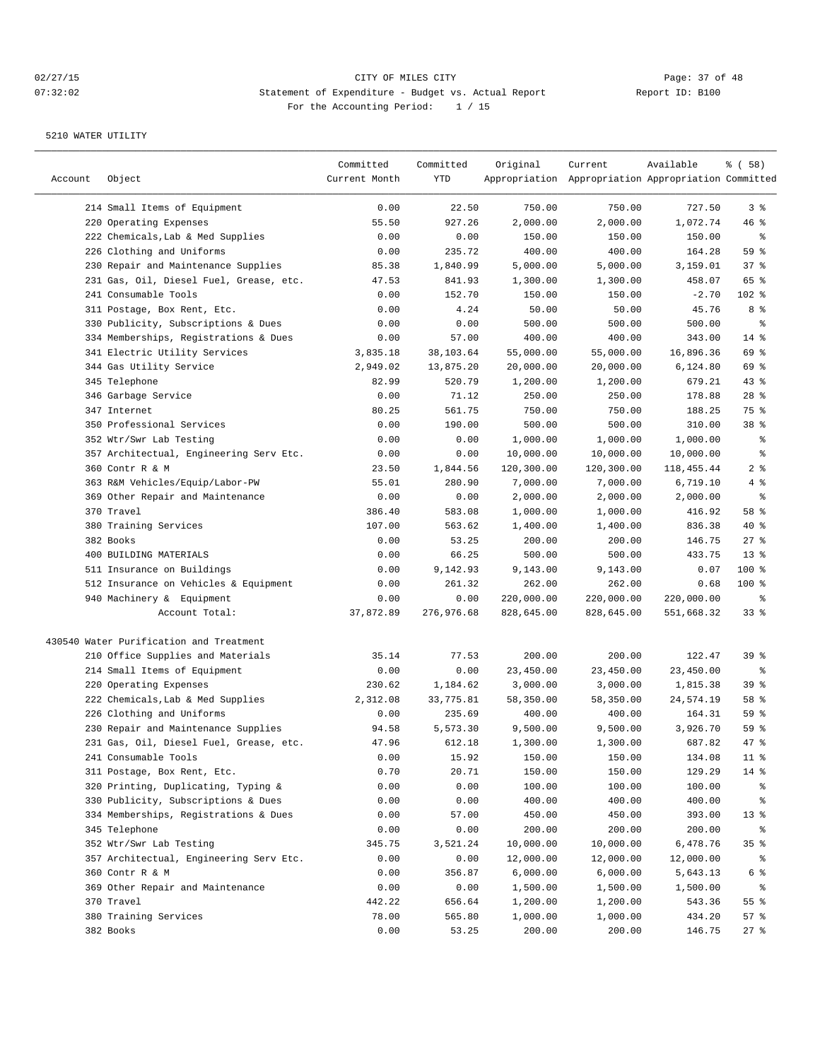CITY OF MILES CITY

Statement of Expenditure - Budget vs. Actual Report

Report ID: B100

For the Accounting Period: 1 / 15

02/27/15 07:32:02

5210 WATER UTILITY

| Account | Object | Committed Current Month | Committed YTD | Original Appropriation | Current Appropriation | Available Appropriation | % ( 58) Committed |
|---|---|---|---|---|---|---|---|
| | 214 Small Items of Equipment | 0.00 | 22.50 | 750.00 | 750.00 | 727.50 | 3 % |
| | 220 Operating Expenses | 55.50 | 927.26 | 2,000.00 | 2,000.00 | 1,072.74 | 46 % |
| | 222 Chemicals,Lab & Med Supplies | 0.00 | 0.00 | 150.00 | 150.00 | 150.00 | % |
| | 226 Clothing and Uniforms | 0.00 | 235.72 | 400.00 | 400.00 | 164.28 | 59 % |
| | 230 Repair and Maintenance Supplies | 85.38 | 1,840.99 | 5,000.00 | 5,000.00 | 3,159.01 | 37 % |
| | 231 Gas, Oil, Diesel Fuel, Grease, etc. | 47.53 | 841.93 | 1,300.00 | 1,300.00 | 458.07 | 65 % |
| | 241 Consumable Tools | 0.00 | 152.70 | 150.00 | 150.00 | -2.70 | 102 % |
| | 311 Postage, Box Rent, Etc. | 0.00 | 4.24 | 50.00 | 50.00 | 45.76 | 8 % |
| | 330 Publicity, Subscriptions & Dues | 0.00 | 0.00 | 500.00 | 500.00 | 500.00 | % |
| | 334 Memberships, Registrations & Dues | 0.00 | 57.00 | 400.00 | 400.00 | 343.00 | 14 % |
| | 341 Electric Utility Services | 3,835.18 | 38,103.64 | 55,000.00 | 55,000.00 | 16,896.36 | 69 % |
| | 344 Gas Utility Service | 2,949.02 | 13,875.20 | 20,000.00 | 20,000.00 | 6,124.80 | 69 % |
| | 345 Telephone | 82.99 | 520.79 | 1,200.00 | 1,200.00 | 679.21 | 43 % |
| | 346 Garbage Service | 0.00 | 71.12 | 250.00 | 250.00 | 178.88 | 28 % |
| | 347 Internet | 80.25 | 561.75 | 750.00 | 750.00 | 188.25 | 75 % |
| | 350 Professional Services | 0.00 | 190.00 | 500.00 | 500.00 | 310.00 | 38 % |
| | 352 Wtr/Swr Lab Testing | 0.00 | 0.00 | 1,000.00 | 1,000.00 | 1,000.00 | % |
| | 357 Architectual, Engineering Serv Etc. | 0.00 | 0.00 | 10,000.00 | 10,000.00 | 10,000.00 | % |
| | 360 Contr R & M | 23.50 | 1,844.56 | 120,300.00 | 120,300.00 | 118,455.44 | 2 % |
| | 363 R&M Vehicles/Equip/Labor-PW | 55.01 | 280.90 | 7,000.00 | 7,000.00 | 6,719.10 | 4 % |
| | 369 Other Repair and Maintenance | 0.00 | 0.00 | 2,000.00 | 2,000.00 | 2,000.00 | % |
| | 370 Travel | 386.40 | 583.08 | 1,000.00 | 1,000.00 | 416.92 | 58 % |
| | 380 Training Services | 107.00 | 563.62 | 1,400.00 | 1,400.00 | 836.38 | 40 % |
| | 382 Books | 0.00 | 53.25 | 200.00 | 200.00 | 146.75 | 27 % |
| | 400 BUILDING MATERIALS | 0.00 | 66.25 | 500.00 | 500.00 | 433.75 | 13 % |
| | 511 Insurance on Buildings | 0.00 | 9,142.93 | 9,143.00 | 9,143.00 | 0.07 | 100 % |
| | 512 Insurance on Vehicles & Equipment | 0.00 | 261.32 | 262.00 | 262.00 | 0.68 | 100 % |
| | 940 Machinery & Equipment | 0.00 | 0.00 | 220,000.00 | 220,000.00 | 220,000.00 | % |
| | Account Total: | 37,872.89 | 276,976.68 | 828,645.00 | 828,645.00 | 551,668.32 | 33 % |
| 430540 | Water Purification and Treatment | | | | | | |
| | 210 Office Supplies and Materials | 35.14 | 77.53 | 200.00 | 200.00 | 122.47 | 39 % |
| | 214 Small Items of Equipment | 0.00 | 0.00 | 23,450.00 | 23,450.00 | 23,450.00 | % |
| | 220 Operating Expenses | 230.62 | 1,184.62 | 3,000.00 | 3,000.00 | 1,815.38 | 39 % |
| | 222 Chemicals,Lab & Med Supplies | 2,312.08 | 33,775.81 | 58,350.00 | 58,350.00 | 24,574.19 | 58 % |
| | 226 Clothing and Uniforms | 0.00 | 235.69 | 400.00 | 400.00 | 164.31 | 59 % |
| | 230 Repair and Maintenance Supplies | 94.58 | 5,573.30 | 9,500.00 | 9,500.00 | 3,926.70 | 59 % |
| | 231 Gas, Oil, Diesel Fuel, Grease, etc. | 47.96 | 612.18 | 1,300.00 | 1,300.00 | 687.82 | 47 % |
| | 241 Consumable Tools | 0.00 | 15.92 | 150.00 | 150.00 | 134.08 | 11 % |
| | 311 Postage, Box Rent, Etc. | 0.70 | 20.71 | 150.00 | 150.00 | 129.29 | 14 % |
| | 320 Printing, Duplicating, Typing & | 0.00 | 0.00 | 100.00 | 100.00 | 100.00 | % |
| | 330 Publicity, Subscriptions & Dues | 0.00 | 0.00 | 400.00 | 400.00 | 400.00 | % |
| | 334 Memberships, Registrations & Dues | 0.00 | 57.00 | 450.00 | 450.00 | 393.00 | 13 % |
| | 345 Telephone | 0.00 | 0.00 | 200.00 | 200.00 | 200.00 | % |
| | 352 Wtr/Swr Lab Testing | 345.75 | 3,521.24 | 10,000.00 | 10,000.00 | 6,478.76 | 35 % |
| | 357 Architectual, Engineering Serv Etc. | 0.00 | 0.00 | 12,000.00 | 12,000.00 | 12,000.00 | % |
| | 360 Contr R & M | 0.00 | 356.87 | 6,000.00 | 6,000.00 | 5,643.13 | 6 % |
| | 369 Other Repair and Maintenance | 0.00 | 0.00 | 1,500.00 | 1,500.00 | 1,500.00 | % |
| | 370 Travel | 442.22 | 656.64 | 1,200.00 | 1,200.00 | 543.36 | 55 % |
| | 380 Training Services | 78.00 | 565.80 | 1,000.00 | 1,000.00 | 434.20 | 57 % |
| | 382 Books | 0.00 | 53.25 | 200.00 | 200.00 | 146.75 | 27 % |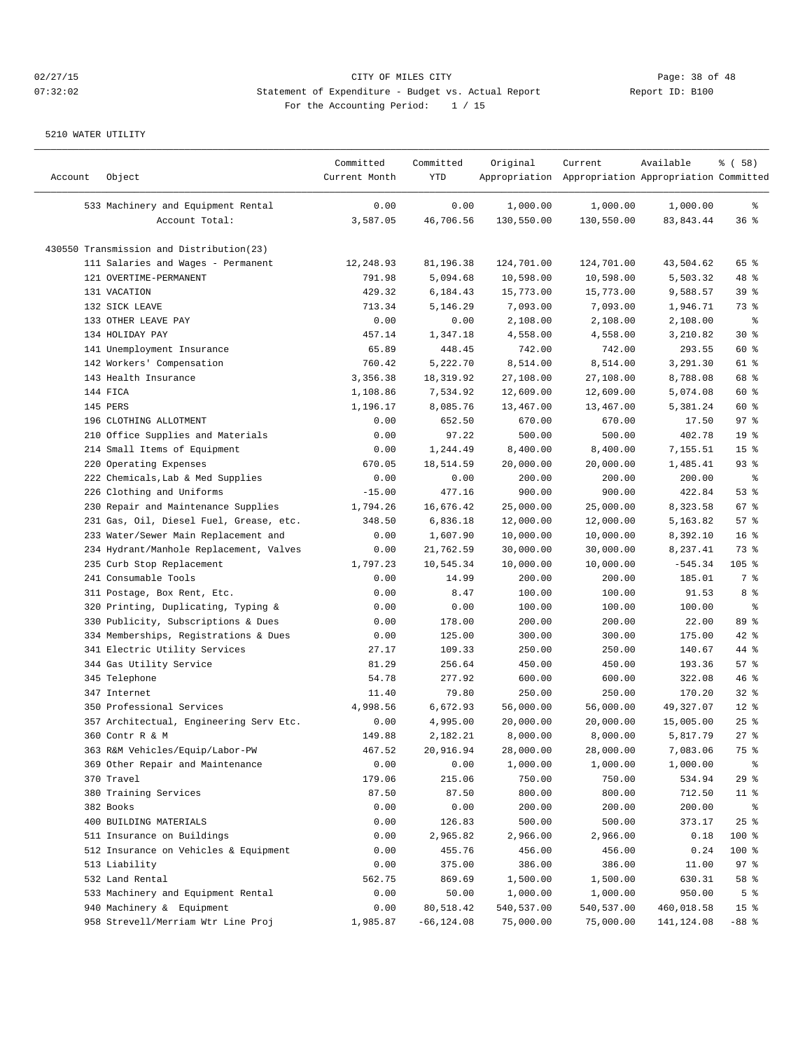02/27/15 CITY OF MILES CITY
07:32:02 Statement of Expenditure - Budget vs. Actual Report Report ID: B100
For the Accounting Period: 1 / 15

5210 WATER UTILITY

| Account | Object | Committed Current Month | Committed YTD | Original Appropriation | Current Appropriation | Available Appropriation | % ( 58) Committed |
|---|---|---|---|---|---|---|---|
| | 533 Machinery and Equipment Rental | 0.00 | 0.00 | 1,000.00 | 1,000.00 | 1,000.00 | % |
| | Account Total: | 3,587.05 | 46,706.56 | 130,550.00 | 130,550.00 | 83,843.44 | 36 % |
| 430550 Transmission and Distribution(23) | | | | | | | |
| | 111 Salaries and Wages - Permanent | 12,248.93 | 81,196.38 | 124,701.00 | 124,701.00 | 43,504.62 | 65 % |
| | 121 OVERTIME-PERMANENT | 791.98 | 5,094.68 | 10,598.00 | 10,598.00 | 5,503.32 | 48 % |
| | 131 VACATION | 429.32 | 6,184.43 | 15,773.00 | 15,773.00 | 9,588.57 | 39 % |
| | 132 SICK LEAVE | 713.34 | 5,146.29 | 7,093.00 | 7,093.00 | 1,946.71 | 73 % |
| | 133 OTHER LEAVE PAY | 0.00 | 0.00 | 2,108.00 | 2,108.00 | 2,108.00 | % |
| | 134 HOLIDAY PAY | 457.14 | 1,347.18 | 4,558.00 | 4,558.00 | 3,210.82 | 30 % |
| | 141 Unemployment Insurance | 65.89 | 448.45 | 742.00 | 742.00 | 293.55 | 60 % |
| | 142 Workers' Compensation | 760.42 | 5,222.70 | 8,514.00 | 8,514.00 | 3,291.30 | 61 % |
| | 143 Health Insurance | 3,356.38 | 18,319.92 | 27,108.00 | 27,108.00 | 8,788.08 | 68 % |
| | 144 FICA | 1,108.86 | 7,534.92 | 12,609.00 | 12,609.00 | 5,074.08 | 60 % |
| | 145 PERS | 1,196.17 | 8,085.76 | 13,467.00 | 13,467.00 | 5,381.24 | 60 % |
| | 196 CLOTHING ALLOTMENT | 0.00 | 652.50 | 670.00 | 670.00 | 17.50 | 97 % |
| | 210 Office Supplies and Materials | 0.00 | 97.22 | 500.00 | 500.00 | 402.78 | 19 % |
| | 214 Small Items of Equipment | 0.00 | 1,244.49 | 8,400.00 | 8,400.00 | 7,155.51 | 15 % |
| | 220 Operating Expenses | 670.05 | 18,514.59 | 20,000.00 | 20,000.00 | 1,485.41 | 93 % |
| | 222 Chemicals,Lab & Med Supplies | 0.00 | 0.00 | 200.00 | 200.00 | 200.00 | % |
| | 226 Clothing and Uniforms | -15.00 | 477.16 | 900.00 | 900.00 | 422.84 | 53 % |
| | 230 Repair and Maintenance Supplies | 1,794.26 | 16,676.42 | 25,000.00 | 25,000.00 | 8,323.58 | 67 % |
| | 231 Gas, Oil, Diesel Fuel, Grease, etc. | 348.50 | 6,836.18 | 12,000.00 | 12,000.00 | 5,163.82 | 57 % |
| | 233 Water/Sewer Main Replacement and | 0.00 | 1,607.90 | 10,000.00 | 10,000.00 | 8,392.10 | 16 % |
| | 234 Hydrant/Manhole Replacement, Valves | 0.00 | 21,762.59 | 30,000.00 | 30,000.00 | 8,237.41 | 73 % |
| | 235 Curb Stop Replacement | 1,797.23 | 10,545.34 | 10,000.00 | 10,000.00 | -545.34 | 105 % |
| | 241 Consumable Tools | 0.00 | 14.99 | 200.00 | 200.00 | 185.01 | 7 % |
| | 311 Postage, Box Rent, Etc. | 0.00 | 8.47 | 100.00 | 100.00 | 91.53 | 8 % |
| | 320 Printing, Duplicating, Typing & | 0.00 | 0.00 | 100.00 | 100.00 | 100.00 | % |
| | 330 Publicity, Subscriptions & Dues | 0.00 | 178.00 | 200.00 | 200.00 | 22.00 | 89 % |
| | 334 Memberships, Registrations & Dues | 0.00 | 125.00 | 300.00 | 300.00 | 175.00 | 42 % |
| | 341 Electric Utility Services | 27.17 | 109.33 | 250.00 | 250.00 | 140.67 | 44 % |
| | 344 Gas Utility Service | 81.29 | 256.64 | 450.00 | 450.00 | 193.36 | 57 % |
| | 345 Telephone | 54.78 | 277.92 | 600.00 | 600.00 | 322.08 | 46 % |
| | 347 Internet | 11.40 | 79.80 | 250.00 | 250.00 | 170.20 | 32 % |
| | 350 Professional Services | 4,998.56 | 6,672.93 | 56,000.00 | 56,000.00 | 49,327.07 | 12 % |
| | 357 Architectual, Engineering Serv Etc. | 0.00 | 4,995.00 | 20,000.00 | 20,000.00 | 15,005.00 | 25 % |
| | 360 Contr R & M | 149.88 | 2,182.21 | 8,000.00 | 8,000.00 | 5,817.79 | 27 % |
| | 363 R&M Vehicles/Equip/Labor-PW | 467.52 | 20,916.94 | 28,000.00 | 28,000.00 | 7,083.06 | 75 % |
| | 369 Other Repair and Maintenance | 0.00 | 0.00 | 1,000.00 | 1,000.00 | 1,000.00 | % |
| | 370 Travel | 179.06 | 215.06 | 750.00 | 750.00 | 534.94 | 29 % |
| | 380 Training Services | 87.50 | 87.50 | 800.00 | 800.00 | 712.50 | 11 % |
| | 382 Books | 0.00 | 0.00 | 200.00 | 200.00 | 200.00 | % |
| | 400 BUILDING MATERIALS | 0.00 | 126.83 | 500.00 | 500.00 | 373.17 | 25 % |
| | 511 Insurance on Buildings | 0.00 | 2,965.82 | 2,966.00 | 2,966.00 | 0.18 | 100 % |
| | 512 Insurance on Vehicles & Equipment | 0.00 | 455.76 | 456.00 | 456.00 | 0.24 | 100 % |
| | 513 Liability | 0.00 | 375.00 | 386.00 | 386.00 | 11.00 | 97 % |
| | 532 Land Rental | 562.75 | 869.69 | 1,500.00 | 1,500.00 | 630.31 | 58 % |
| | 533 Machinery and Equipment Rental | 0.00 | 50.00 | 1,000.00 | 1,000.00 | 950.00 | 5 % |
| | 940 Machinery & Equipment | 0.00 | 80,518.42 | 540,537.00 | 540,537.00 | 460,018.58 | 15 % |
| | 958 Strevell/Merriam Wtr Line Proj | 1,985.87 | -66,124.08 | 75,000.00 | 75,000.00 | 141,124.08 | -88 % |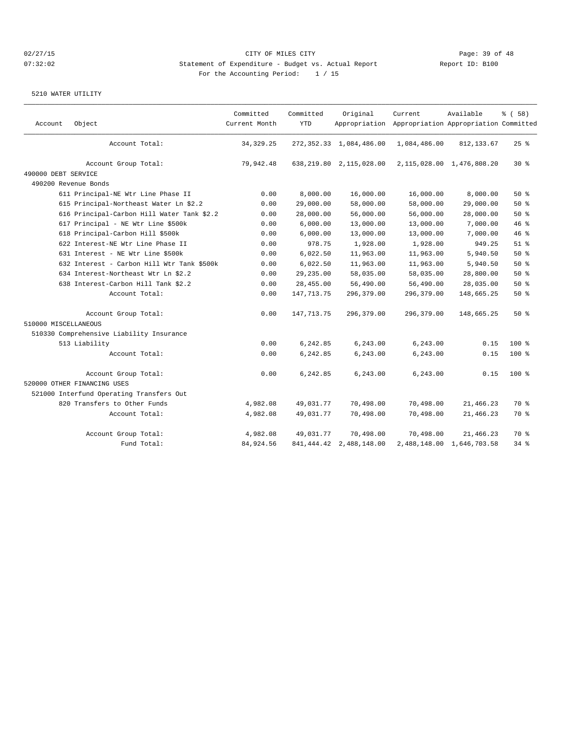CITY OF MILES CITY

Statement of Expenditure - Budget vs. Actual Report

Report ID: B100

For the Accounting Period: 1 / 15

02/27/15 07:32:02

5210 WATER UTILITY

| Account | Object | Committed Current Month | Committed YTD | Original Appropriation | Current Appropriation | Available Appropriation | % ( 58) Committed |
|---|---|---|---|---|---|---|---|
| | Account Total: | 34,329.25 | 272,352.33 | 1,084,486.00 | 1,084,486.00 | 812,133.67 | 25 % |
| | Account Group Total: | 79,942.48 | 638,219.80 | 2,115,028.00 | 2,115,028.00 | 1,476,808.20 | 30 % |
| 490000 DEBT SERVICE | | | | | | | |
| 490200 Revenue Bonds | | | | | | | |
| | 611 Principal-NE Wtr Line Phase II | 0.00 | 8,000.00 | 16,000.00 | 16,000.00 | 8,000.00 | 50 % |
| | 615 Principal-Northeast Water Ln $2.2 | 0.00 | 29,000.00 | 58,000.00 | 58,000.00 | 29,000.00 | 50 % |
| | 616 Principal-Carbon Hill Water Tank $2.2 | 0.00 | 28,000.00 | 56,000.00 | 56,000.00 | 28,000.00 | 50 % |
| | 617 Principal - NE Wtr Line $500k | 0.00 | 6,000.00 | 13,000.00 | 13,000.00 | 7,000.00 | 46 % |
| | 618 Principal-Carbon Hill $500k | 0.00 | 6,000.00 | 13,000.00 | 13,000.00 | 7,000.00 | 46 % |
| | 622 Interest-NE Wtr Line Phase II | 0.00 | 978.75 | 1,928.00 | 1,928.00 | 949.25 | 51 % |
| | 631 Interest - NE Wtr Line $500k | 0.00 | 6,022.50 | 11,963.00 | 11,963.00 | 5,940.50 | 50 % |
| | 632 Interest - Carbon Hill Wtr Tank $500k | 0.00 | 6,022.50 | 11,963.00 | 11,963.00 | 5,940.50 | 50 % |
| | 634 Interest-Northeast Wtr Ln $2.2 | 0.00 | 29,235.00 | 58,035.00 | 58,035.00 | 28,800.00 | 50 % |
| | 638 Interest-Carbon Hill Tank $2.2 | 0.00 | 28,455.00 | 56,490.00 | 56,490.00 | 28,035.00 | 50 % |
| | Account Total: | 0.00 | 147,713.75 | 296,379.00 | 296,379.00 | 148,665.25 | 50 % |
| | Account Group Total: | 0.00 | 147,713.75 | 296,379.00 | 296,379.00 | 148,665.25 | 50 % |
| 510000 MISCELLANEOUS | | | | | | | |
| 510330 Comprehensive Liability Insurance | | | | | | | |
| | 513 Liability | 0.00 | 6,242.85 | 6,243.00 | 6,243.00 | 0.15 | 100 % |
| | Account Total: | 0.00 | 6,242.85 | 6,243.00 | 6,243.00 | 0.15 | 100 % |
| | Account Group Total: | 0.00 | 6,242.85 | 6,243.00 | 6,243.00 | 0.15 | 100 % |
| 520000 OTHER FINANCING USES | | | | | | | |
| 521000 Interfund Operating Transfers Out | | | | | | | |
| | 820 Transfers to Other Funds | 4,982.08 | 49,031.77 | 70,498.00 | 70,498.00 | 21,466.23 | 70 % |
| | Account Total: | 4,982.08 | 49,031.77 | 70,498.00 | 70,498.00 | 21,466.23 | 70 % |
| | Account Group Total: | 4,982.08 | 49,031.77 | 70,498.00 | 70,498.00 | 21,466.23 | 70 % |
| | Fund Total: | 84,924.56 | 841,444.42 | 2,488,148.00 | 2,488,148.00 | 1,646,703.58 | 34 % |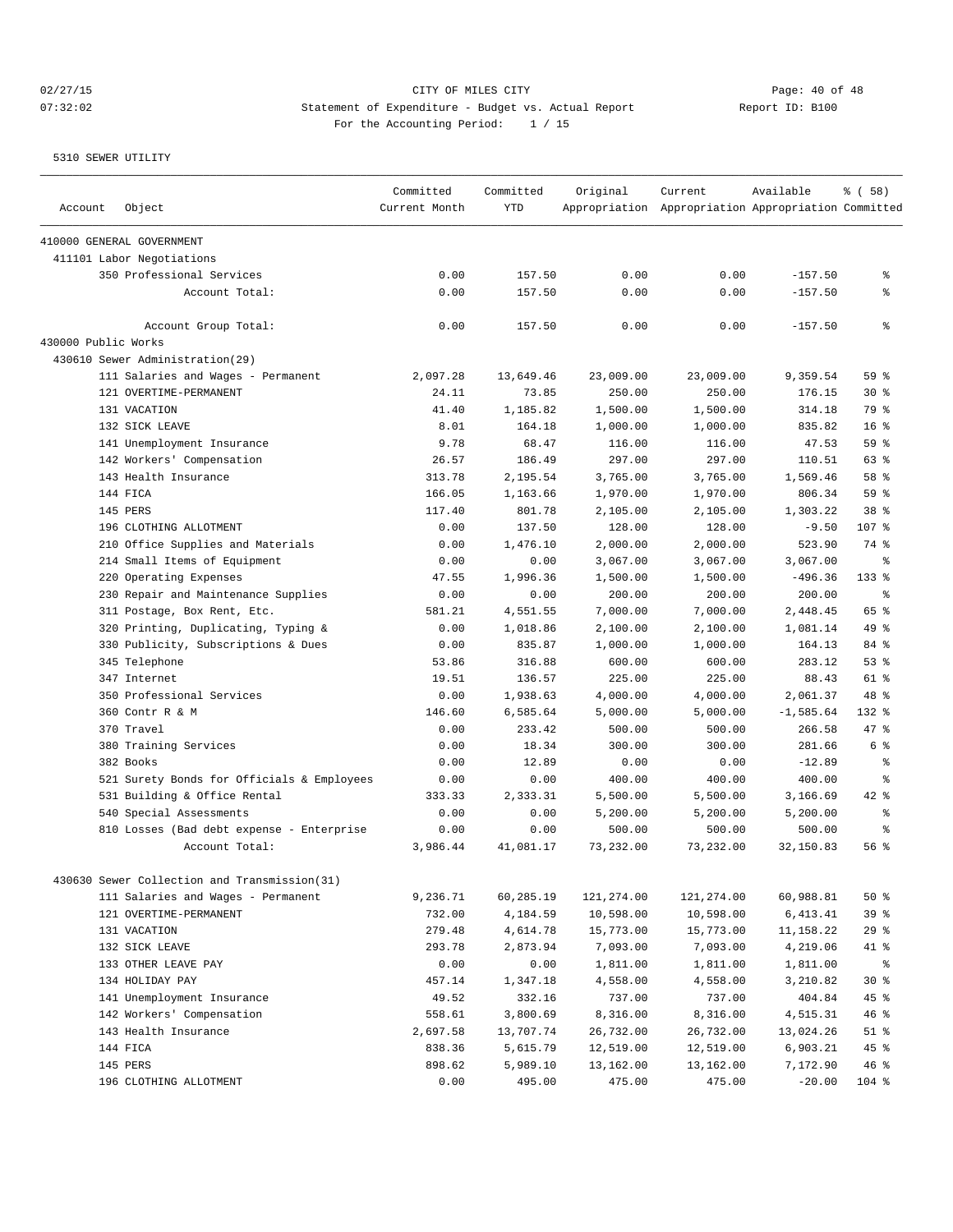CITY OF MILES CITY
Statement of Expenditure - Budget vs. Actual Report
For the Accounting Period: 1 / 15

02/27/15 07:32:02
Report ID: B100

5310 SEWER UTILITY

| Account | Object | Committed Current Month | Committed YTD | Original Appropriation | Current Appropriation | Available Appropriation | % ( 58) Committed |
|---|---|---|---|---|---|---|---|
| 410000 GENERAL GOVERNMENT | | | | | | | |
| 411101 Labor Negotiations | | | | | | | |
| | 350 Professional Services | 0.00 | 157.50 | 0.00 | 0.00 | -157.50 | % |
| | Account Total: | 0.00 | 157.50 | 0.00 | 0.00 | -157.50 | % |
| | Account Group Total: | 0.00 | 157.50 | 0.00 | 0.00 | -157.50 | % |
| 430000 Public Works | | | | | | | |
| 430610 Sewer Administration(29) | | | | | | | |
| | 111 Salaries and Wages - Permanent | 2,097.28 | 13,649.46 | 23,009.00 | 23,009.00 | 9,359.54 | 59 % |
| | 121 OVERTIME-PERMANENT | 24.11 | 73.85 | 250.00 | 250.00 | 176.15 | 30 % |
| | 131 VACATION | 41.40 | 1,185.82 | 1,500.00 | 1,500.00 | 314.18 | 79 % |
| | 132 SICK LEAVE | 8.01 | 164.18 | 1,000.00 | 1,000.00 | 835.82 | 16 % |
| | 141 Unemployment Insurance | 9.78 | 68.47 | 116.00 | 116.00 | 47.53 | 59 % |
| | 142 Workers' Compensation | 26.57 | 186.49 | 297.00 | 297.00 | 110.51 | 63 % |
| | 143 Health Insurance | 313.78 | 2,195.54 | 3,765.00 | 3,765.00 | 1,569.46 | 58 % |
| | 144 FICA | 166.05 | 1,163.66 | 1,970.00 | 1,970.00 | 806.34 | 59 % |
| | 145 PERS | 117.40 | 801.78 | 2,105.00 | 2,105.00 | 1,303.22 | 38 % |
| | 196 CLOTHING ALLOTMENT | 0.00 | 137.50 | 128.00 | 128.00 | -9.50 | 107 % |
| | 210 Office Supplies and Materials | 0.00 | 1,476.10 | 2,000.00 | 2,000.00 | 523.90 | 74 % |
| | 214 Small Items of Equipment | 0.00 | 0.00 | 3,067.00 | 3,067.00 | 3,067.00 | % |
| | 220 Operating Expenses | 47.55 | 1,996.36 | 1,500.00 | 1,500.00 | -496.36 | 133 % |
| | 230 Repair and Maintenance Supplies | 0.00 | 0.00 | 200.00 | 200.00 | 200.00 | % |
| | 311 Postage, Box Rent, Etc. | 581.21 | 4,551.55 | 7,000.00 | 7,000.00 | 2,448.45 | 65 % |
| | 320 Printing, Duplicating, Typing & | 0.00 | 1,018.86 | 2,100.00 | 2,100.00 | 1,081.14 | 49 % |
| | 330 Publicity, Subscriptions & Dues | 0.00 | 835.87 | 1,000.00 | 1,000.00 | 164.13 | 84 % |
| | 345 Telephone | 53.86 | 316.88 | 600.00 | 600.00 | 283.12 | 53 % |
| | 347 Internet | 19.51 | 136.57 | 225.00 | 225.00 | 88.43 | 61 % |
| | 350 Professional Services | 0.00 | 1,938.63 | 4,000.00 | 4,000.00 | 2,061.37 | 48 % |
| | 360 Contr R & M | 146.60 | 6,585.64 | 5,000.00 | 5,000.00 | -1,585.64 | 132 % |
| | 370 Travel | 0.00 | 233.42 | 500.00 | 500.00 | 266.58 | 47 % |
| | 380 Training Services | 0.00 | 18.34 | 300.00 | 300.00 | 281.66 | 6 % |
| | 382 Books | 0.00 | 12.89 | 0.00 | 0.00 | -12.89 | % |
| | 521 Surety Bonds for Officials & Employees | 0.00 | 0.00 | 400.00 | 400.00 | 400.00 | % |
| | 531 Building & Office Rental | 333.33 | 2,333.31 | 5,500.00 | 5,500.00 | 3,166.69 | 42 % |
| | 540 Special Assessments | 0.00 | 0.00 | 5,200.00 | 5,200.00 | 5,200.00 | % |
| | 810 Losses (Bad debt expense - Enterprise | 0.00 | 0.00 | 500.00 | 500.00 | 500.00 | % |
| | Account Total: | 3,986.44 | 41,081.17 | 73,232.00 | 73,232.00 | 32,150.83 | 56 % |
| 430630 Sewer Collection and Transmission(31) | | | | | | | |
| | 111 Salaries and Wages - Permanent | 9,236.71 | 60,285.19 | 121,274.00 | 121,274.00 | 60,988.81 | 50 % |
| | 121 OVERTIME-PERMANENT | 732.00 | 4,184.59 | 10,598.00 | 10,598.00 | 6,413.41 | 39 % |
| | 131 VACATION | 279.48 | 4,614.78 | 15,773.00 | 15,773.00 | 11,158.22 | 29 % |
| | 132 SICK LEAVE | 293.78 | 2,873.94 | 7,093.00 | 7,093.00 | 4,219.06 | 41 % |
| | 133 OTHER LEAVE PAY | 0.00 | 0.00 | 1,811.00 | 1,811.00 | 1,811.00 | % |
| | 134 HOLIDAY PAY | 457.14 | 1,347.18 | 4,558.00 | 4,558.00 | 3,210.82 | 30 % |
| | 141 Unemployment Insurance | 49.52 | 332.16 | 737.00 | 737.00 | 404.84 | 45 % |
| | 142 Workers' Compensation | 558.61 | 3,800.69 | 8,316.00 | 8,316.00 | 4,515.31 | 46 % |
| | 143 Health Insurance | 2,697.58 | 13,707.74 | 26,732.00 | 26,732.00 | 13,024.26 | 51 % |
| | 144 FICA | 838.36 | 5,615.79 | 12,519.00 | 12,519.00 | 6,903.21 | 45 % |
| | 145 PERS | 898.62 | 5,989.10 | 13,162.00 | 13,162.00 | 7,172.90 | 46 % |
| | 196 CLOTHING ALLOTMENT | 0.00 | 495.00 | 475.00 | 475.00 | -20.00 | 104 % |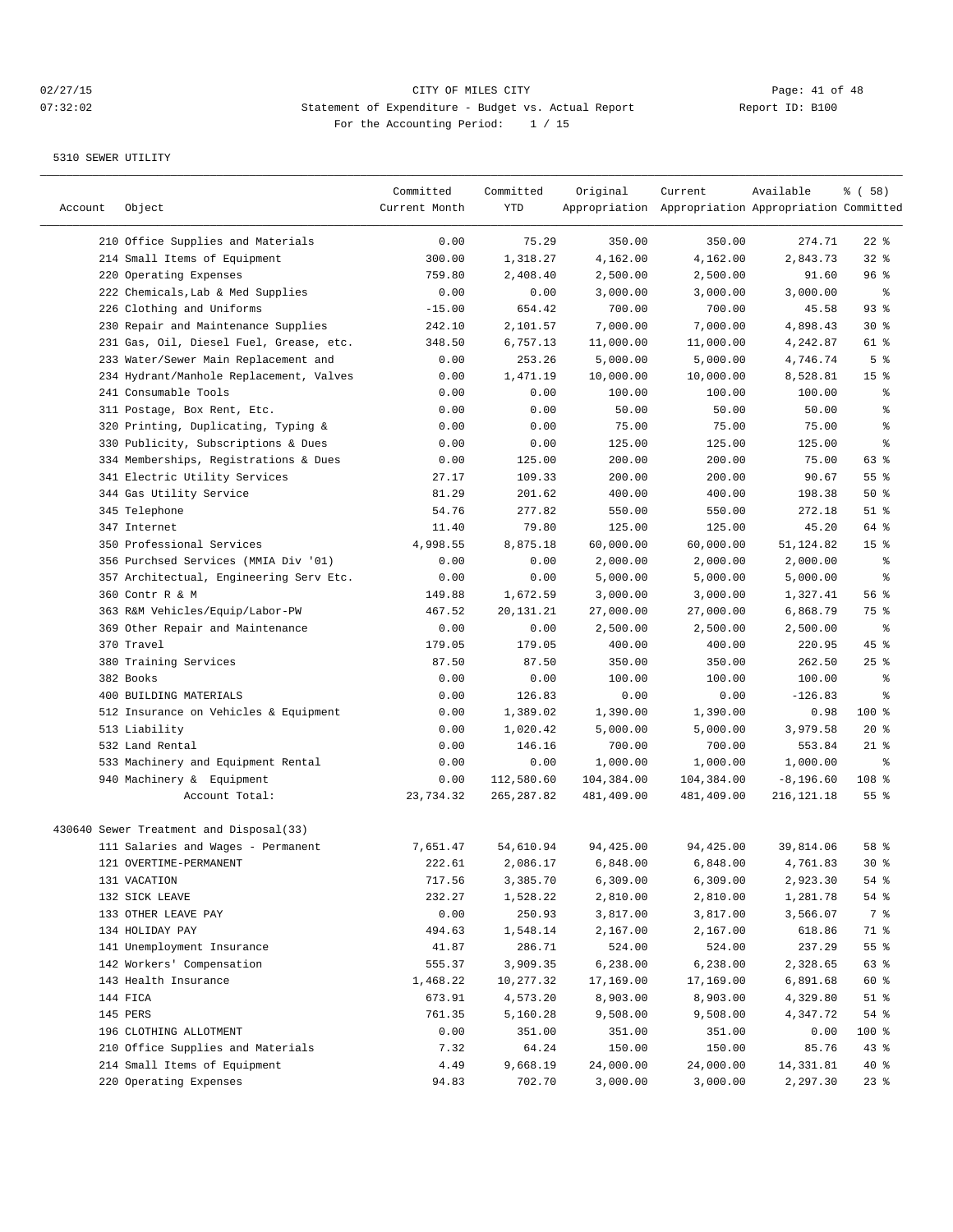CITY OF MILES CITY

Statement of Expenditure - Budget vs. Actual Report

For the Accounting Period: 1 / 15

5310 SEWER UTILITY

| Account | Object | Committed Current Month | Committed YTD | Original Appropriation | Current Appropriation | Available Appropriation | % ( 58) Committed |
|---|---|---|---|---|---|---|---|
| | 210 Office Supplies and Materials | 0.00 | 75.29 | 350.00 | 350.00 | 274.71 | 22 % |
| | 214 Small Items of Equipment | 300.00 | 1,318.27 | 4,162.00 | 4,162.00 | 2,843.73 | 32 % |
| | 220 Operating Expenses | 759.80 | 2,408.40 | 2,500.00 | 2,500.00 | 91.60 | 96 % |
| | 222 Chemicals,Lab & Med Supplies | 0.00 | 0.00 | 3,000.00 | 3,000.00 | 3,000.00 | % |
| | 226 Clothing and Uniforms | -15.00 | 654.42 | 700.00 | 700.00 | 45.58 | 93 % |
| | 230 Repair and Maintenance Supplies | 242.10 | 2,101.57 | 7,000.00 | 7,000.00 | 4,898.43 | 30 % |
| | 231 Gas, Oil, Diesel Fuel, Grease, etc. | 348.50 | 6,757.13 | 11,000.00 | 11,000.00 | 4,242.87 | 61 % |
| | 233 Water/Sewer Main Replacement and | 0.00 | 253.26 | 5,000.00 | 5,000.00 | 4,746.74 | 5 % |
| | 234 Hydrant/Manhole Replacement, Valves | 0.00 | 1,471.19 | 10,000.00 | 10,000.00 | 8,528.81 | 15 % |
| | 241 Consumable Tools | 0.00 | 0.00 | 100.00 | 100.00 | 100.00 | % |
| | 311 Postage, Box Rent, Etc. | 0.00 | 0.00 | 50.00 | 50.00 | 50.00 | % |
| | 320 Printing, Duplicating, Typing & | 0.00 | 0.00 | 75.00 | 75.00 | 75.00 | % |
| | 330 Publicity, Subscriptions & Dues | 0.00 | 0.00 | 125.00 | 125.00 | 125.00 | % |
| | 334 Memberships, Registrations & Dues | 0.00 | 125.00 | 200.00 | 200.00 | 75.00 | 63 % |
| | 341 Electric Utility Services | 27.17 | 109.33 | 200.00 | 200.00 | 90.67 | 55 % |
| | 344 Gas Utility Service | 81.29 | 201.62 | 400.00 | 400.00 | 198.38 | 50 % |
| | 345 Telephone | 54.76 | 277.82 | 550.00 | 550.00 | 272.18 | 51 % |
| | 347 Internet | 11.40 | 79.80 | 125.00 | 125.00 | 45.20 | 64 % |
| | 350 Professional Services | 4,998.55 | 8,875.18 | 60,000.00 | 60,000.00 | 51,124.82 | 15 % |
| | 356 Purchsed Services (MMIA Div '01) | 0.00 | 0.00 | 2,000.00 | 2,000.00 | 2,000.00 | % |
| | 357 Architectual, Engineering Serv Etc. | 0.00 | 0.00 | 5,000.00 | 5,000.00 | 5,000.00 | % |
| | 360 Contr R & M | 149.88 | 1,672.59 | 3,000.00 | 3,000.00 | 1,327.41 | 56 % |
| | 363 R&M Vehicles/Equip/Labor-PW | 467.52 | 20,131.21 | 27,000.00 | 27,000.00 | 6,868.79 | 75 % |
| | 369 Other Repair and Maintenance | 0.00 | 0.00 | 2,500.00 | 2,500.00 | 2,500.00 | % |
| | 370 Travel | 179.05 | 179.05 | 400.00 | 400.00 | 220.95 | 45 % |
| | 380 Training Services | 87.50 | 87.50 | 350.00 | 350.00 | 262.50 | 25 % |
| | 382 Books | 0.00 | 0.00 | 100.00 | 100.00 | 100.00 | % |
| | 400 BUILDING MATERIALS | 0.00 | 126.83 | 0.00 | 0.00 | -126.83 | % |
| | 512 Insurance on Vehicles & Equipment | 0.00 | 1,389.02 | 1,390.00 | 1,390.00 | 0.98 | 100 % |
| | 513 Liability | 0.00 | 1,020.42 | 5,000.00 | 5,000.00 | 3,979.58 | 20 % |
| | 532 Land Rental | 0.00 | 146.16 | 700.00 | 700.00 | 553.84 | 21 % |
| | 533 Machinery and Equipment Rental | 0.00 | 0.00 | 1,000.00 | 1,000.00 | 1,000.00 | % |
| | 940 Machinery & Equipment | 0.00 | 112,580.60 | 104,384.00 | 104,384.00 | -8,196.60 | 108 % |
| | Account Total: | 23,734.32 | 265,287.82 | 481,409.00 | 481,409.00 | 216,121.18 | 55 % |
| 430640 Sewer Treatment and Disposal(33) | | | | | | | |
| | 111 Salaries and Wages - Permanent | 7,651.47 | 54,610.94 | 94,425.00 | 94,425.00 | 39,814.06 | 58 % |
| | 121 OVERTIME-PERMANENT | 222.61 | 2,086.17 | 6,848.00 | 6,848.00 | 4,761.83 | 30 % |
| | 131 VACATION | 717.56 | 3,385.70 | 6,309.00 | 6,309.00 | 2,923.30 | 54 % |
| | 132 SICK LEAVE | 232.27 | 1,528.22 | 2,810.00 | 2,810.00 | 1,281.78 | 54 % |
| | 133 OTHER LEAVE PAY | 0.00 | 250.93 | 3,817.00 | 3,817.00 | 3,566.07 | 7 % |
| | 134 HOLIDAY PAY | 494.63 | 1,548.14 | 2,167.00 | 2,167.00 | 618.86 | 71 % |
| | 141 Unemployment Insurance | 41.87 | 286.71 | 524.00 | 524.00 | 237.29 | 55 % |
| | 142 Workers' Compensation | 555.37 | 3,909.35 | 6,238.00 | 6,238.00 | 2,328.65 | 63 % |
| | 143 Health Insurance | 1,468.22 | 10,277.32 | 17,169.00 | 17,169.00 | 6,891.68 | 60 % |
| | 144 FICA | 673.91 | 4,573.20 | 8,903.00 | 8,903.00 | 4,329.80 | 51 % |
| | 145 PERS | 761.35 | 5,160.28 | 9,508.00 | 9,508.00 | 4,347.72 | 54 % |
| | 196 CLOTHING ALLOTMENT | 0.00 | 351.00 | 351.00 | 351.00 | 0.00 | 100 % |
| | 210 Office Supplies and Materials | 7.32 | 64.24 | 150.00 | 150.00 | 85.76 | 43 % |
| | 214 Small Items of Equipment | 4.49 | 9,668.19 | 24,000.00 | 24,000.00 | 14,331.81 | 40 % |
| | 220 Operating Expenses | 94.83 | 702.70 | 3,000.00 | 3,000.00 | 2,297.30 | 23 % |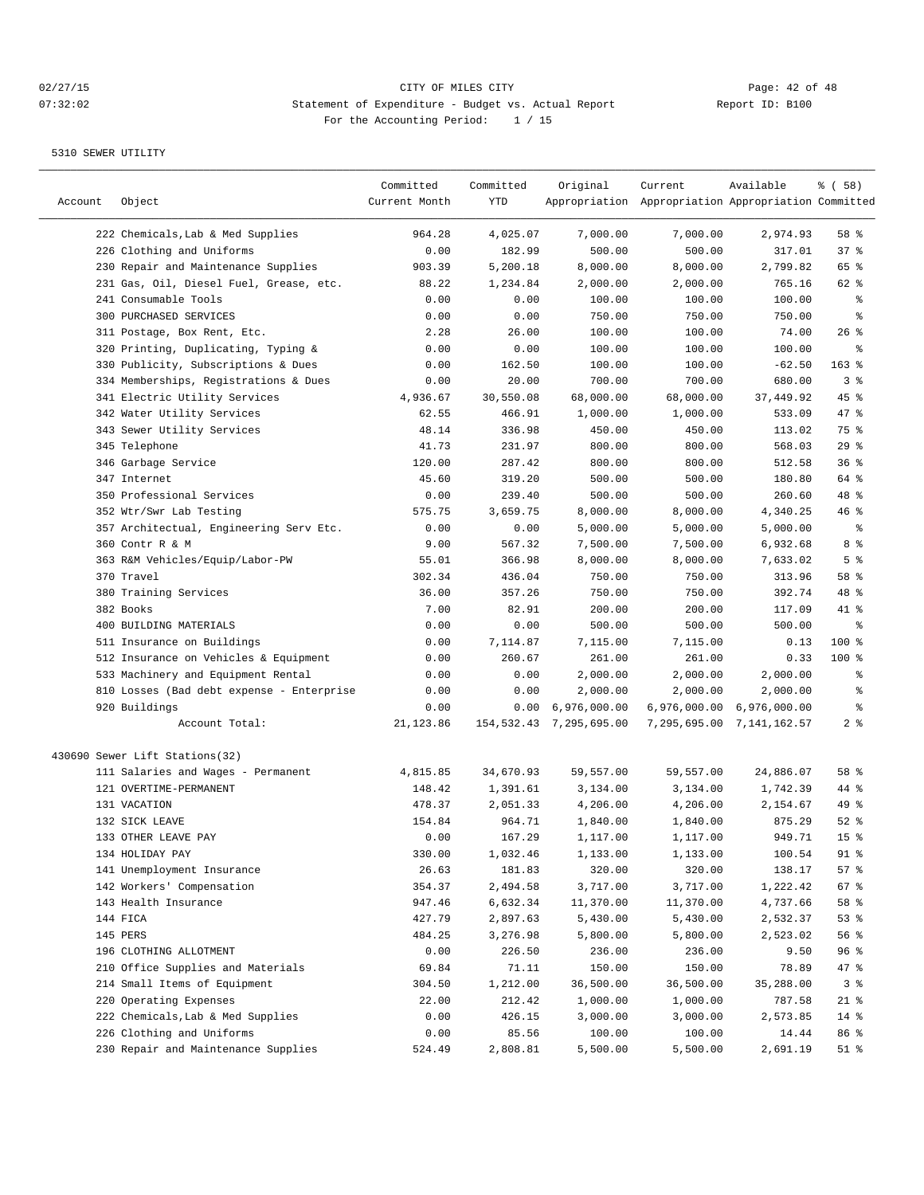CITY OF MILES CITY
Statement of Expenditure - Budget vs. Actual Report
Report ID: B100
For the Accounting Period: 1 / 15

02/27/15
07:32:02

5310 SEWER UTILITY

| Account | Object | Committed Current Month | Committed YTD | Original Appropriation | Current Appropriation | Available Appropriation | % ( 58) Committed |
|---|---|---|---|---|---|---|---|
| | 222 Chemicals,Lab & Med Supplies | 964.28 | 4,025.07 | 7,000.00 | 7,000.00 | 2,974.93 | 58 % |
| | 226 Clothing and Uniforms | 0.00 | 182.99 | 500.00 | 500.00 | 317.01 | 37 % |
| | 230 Repair and Maintenance Supplies | 903.39 | 5,200.18 | 8,000.00 | 8,000.00 | 2,799.82 | 65 % |
| | 231 Gas, Oil, Diesel Fuel, Grease, etc. | 88.22 | 1,234.84 | 2,000.00 | 2,000.00 | 765.16 | 62 % |
| | 241 Consumable Tools | 0.00 | 0.00 | 100.00 | 100.00 | 100.00 | % |
| | 300 PURCHASED SERVICES | 0.00 | 0.00 | 750.00 | 750.00 | 750.00 | % |
| | 311 Postage, Box Rent, Etc. | 2.28 | 26.00 | 100.00 | 100.00 | 74.00 | 26 % |
| | 320 Printing, Duplicating, Typing & | 0.00 | 0.00 | 100.00 | 100.00 | 100.00 | % |
| | 330 Publicity, Subscriptions & Dues | 0.00 | 162.50 | 100.00 | 100.00 | -62.50 | 163 % |
| | 334 Memberships, Registrations & Dues | 0.00 | 20.00 | 700.00 | 700.00 | 680.00 | 3 % |
| | 341 Electric Utility Services | 4,936.67 | 30,550.08 | 68,000.00 | 68,000.00 | 37,449.92 | 45 % |
| | 342 Water Utility Services | 62.55 | 466.91 | 1,000.00 | 1,000.00 | 533.09 | 47 % |
| | 343 Sewer Utility Services | 48.14 | 336.98 | 450.00 | 450.00 | 113.02 | 75 % |
| | 345 Telephone | 41.73 | 231.97 | 800.00 | 800.00 | 568.03 | 29 % |
| | 346 Garbage Service | 120.00 | 287.42 | 800.00 | 800.00 | 512.58 | 36 % |
| | 347 Internet | 45.60 | 319.20 | 500.00 | 500.00 | 180.80 | 64 % |
| | 350 Professional Services | 0.00 | 239.40 | 500.00 | 500.00 | 260.60 | 48 % |
| | 352 Wtr/Swr Lab Testing | 575.75 | 3,659.75 | 8,000.00 | 8,000.00 | 4,340.25 | 46 % |
| | 357 Architectual, Engineering Serv Etc. | 0.00 | 0.00 | 5,000.00 | 5,000.00 | 5,000.00 | % |
| | 360 Contr R & M | 9.00 | 567.32 | 7,500.00 | 7,500.00 | 6,932.68 | 8 % |
| | 363 R&M Vehicles/Equip/Labor-PW | 55.01 | 366.98 | 8,000.00 | 8,000.00 | 7,633.02 | 5 % |
| | 370 Travel | 302.34 | 436.04 | 750.00 | 750.00 | 313.96 | 58 % |
| | 380 Training Services | 36.00 | 357.26 | 750.00 | 750.00 | 392.74 | 48 % |
| | 382 Books | 7.00 | 82.91 | 200.00 | 200.00 | 117.09 | 41 % |
| | 400 BUILDING MATERIALS | 0.00 | 0.00 | 500.00 | 500.00 | 500.00 | % |
| | 511 Insurance on Buildings | 0.00 | 7,114.87 | 7,115.00 | 7,115.00 | 0.13 | 100 % |
| | 512 Insurance on Vehicles & Equipment | 0.00 | 260.67 | 261.00 | 261.00 | 0.33 | 100 % |
| | 533 Machinery and Equipment Rental | 0.00 | 0.00 | 2,000.00 | 2,000.00 | 2,000.00 | % |
| | 810 Losses (Bad debt expense - Enterprise | 0.00 | 0.00 | 2,000.00 | 2,000.00 | 2,000.00 | % |
| | 920 Buildings | 0.00 | 0.00 | 6,976,000.00 | 6,976,000.00 | 6,976,000.00 | % |
| | Account Total: | 21,123.86 | 154,532.43 | 7,295,695.00 | 7,295,695.00 | 7,141,162.57 | 2 % |
| 430690 Sewer Lift Stations(32) | | | | | | | |
| | 111 Salaries and Wages - Permanent | 4,815.85 | 34,670.93 | 59,557.00 | 59,557.00 | 24,886.07 | 58 % |
| | 121 OVERTIME-PERMANENT | 148.42 | 1,391.61 | 3,134.00 | 3,134.00 | 1,742.39 | 44 % |
| | 131 VACATION | 478.37 | 2,051.33 | 4,206.00 | 4,206.00 | 2,154.67 | 49 % |
| | 132 SICK LEAVE | 154.84 | 964.71 | 1,840.00 | 1,840.00 | 875.29 | 52 % |
| | 133 OTHER LEAVE PAY | 0.00 | 167.29 | 1,117.00 | 1,117.00 | 949.71 | 15 % |
| | 134 HOLIDAY PAY | 330.00 | 1,032.46 | 1,133.00 | 1,133.00 | 100.54 | 91 % |
| | 141 Unemployment Insurance | 26.63 | 181.83 | 320.00 | 320.00 | 138.17 | 57 % |
| | 142 Workers' Compensation | 354.37 | 2,494.58 | 3,717.00 | 3,717.00 | 1,222.42 | 67 % |
| | 143 Health Insurance | 947.46 | 6,632.34 | 11,370.00 | 11,370.00 | 4,737.66 | 58 % |
| | 144 FICA | 427.79 | 2,897.63 | 5,430.00 | 5,430.00 | 2,532.37 | 53 % |
| | 145 PERS | 484.25 | 3,276.98 | 5,800.00 | 5,800.00 | 2,523.02 | 56 % |
| | 196 CLOTHING ALLOTMENT | 0.00 | 226.50 | 236.00 | 236.00 | 9.50 | 96 % |
| | 210 Office Supplies and Materials | 69.84 | 71.11 | 150.00 | 150.00 | 78.89 | 47 % |
| | 214 Small Items of Equipment | 304.50 | 1,212.00 | 36,500.00 | 36,500.00 | 35,288.00 | 3 % |
| | 220 Operating Expenses | 22.00 | 212.42 | 1,000.00 | 1,000.00 | 787.58 | 21 % |
| | 222 Chemicals,Lab & Med Supplies | 0.00 | 426.15 | 3,000.00 | 3,000.00 | 2,573.85 | 14 % |
| | 226 Clothing and Uniforms | 0.00 | 85.56 | 100.00 | 100.00 | 14.44 | 86 % |
| | 230 Repair and Maintenance Supplies | 524.49 | 2,808.81 | 5,500.00 | 5,500.00 | 2,691.19 | 51 % |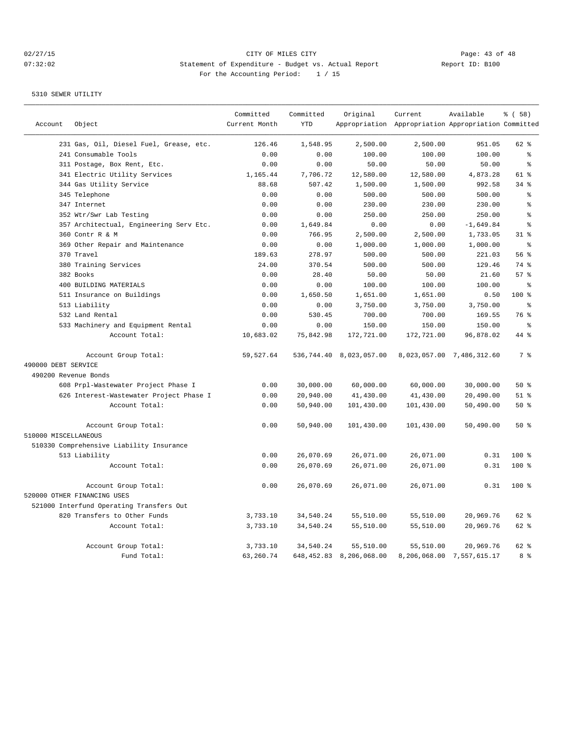CITY OF MILES CITY
Statement of Expenditure - Budget vs. Actual Report
For the Accounting Period: 1 / 15

5310 SEWER UTILITY

| Account | Object | Committed Current Month | Committed YTD | Original Appropriation | Current Appropriation | Available Appropriation | % ( 58) Committed |
|---|---|---|---|---|---|---|---|
| | 231 Gas, Oil, Diesel Fuel, Grease, etc. | 126.46 | 1,548.95 | 2,500.00 | 2,500.00 | 951.05 | 62 % |
| | 241 Consumable Tools | 0.00 | 0.00 | 100.00 | 100.00 | 100.00 | % |
| | 311 Postage, Box Rent, Etc. | 0.00 | 0.00 | 50.00 | 50.00 | 50.00 | % |
| | 341 Electric Utility Services | 1,165.44 | 7,706.72 | 12,580.00 | 12,580.00 | 4,873.28 | 61 % |
| | 344 Gas Utility Service | 88.68 | 507.42 | 1,500.00 | 1,500.00 | 992.58 | 34 % |
| | 345 Telephone | 0.00 | 0.00 | 500.00 | 500.00 | 500.00 | % |
| | 347 Internet | 0.00 | 0.00 | 230.00 | 230.00 | 230.00 | % |
| | 352 Wtr/Swr Lab Testing | 0.00 | 0.00 | 250.00 | 250.00 | 250.00 | % |
| | 357 Architectual, Engineering Serv Etc. | 0.00 | 1,649.84 | 0.00 | 0.00 | -1,649.84 | % |
| | 360 Contr R & M | 0.00 | 766.95 | 2,500.00 | 2,500.00 | 1,733.05 | 31 % |
| | 369 Other Repair and Maintenance | 0.00 | 0.00 | 1,000.00 | 1,000.00 | 1,000.00 | % |
| | 370 Travel | 189.63 | 278.97 | 500.00 | 500.00 | 221.03 | 56 % |
| | 380 Training Services | 24.00 | 370.54 | 500.00 | 500.00 | 129.46 | 74 % |
| | 382 Books | 0.00 | 28.40 | 50.00 | 50.00 | 21.60 | 57 % |
| | 400 BUILDING MATERIALS | 0.00 | 0.00 | 100.00 | 100.00 | 100.00 | % |
| | 511 Insurance on Buildings | 0.00 | 1,650.50 | 1,651.00 | 1,651.00 | 0.50 | 100 % |
| | 513 Liability | 0.00 | 0.00 | 3,750.00 | 3,750.00 | 3,750.00 | % |
| | 532 Land Rental | 0.00 | 530.45 | 700.00 | 700.00 | 169.55 | 76 % |
| | 533 Machinery and Equipment Rental | 0.00 | 0.00 | 150.00 | 150.00 | 150.00 | % |
| | Account Total: | 10,683.02 | 75,842.98 | 172,721.00 | 172,721.00 | 96,878.02 | 44 % |
| | Account Group Total: | 59,527.64 | 536,744.40 | 8,023,057.00 | 8,023,057.00 | 7,486,312.60 | 7 % |
| 490000 DEBT SERVICE | | | | | | | |
| 490200 Revenue Bonds | | | | | | | |
| | 608 Prpl-Wastewater Project Phase I | 0.00 | 30,000.00 | 60,000.00 | 60,000.00 | 30,000.00 | 50 % |
| | 626 Interest-Wastewater Project Phase I | 0.00 | 20,940.00 | 41,430.00 | 41,430.00 | 20,490.00 | 51 % |
| | Account Total: | 0.00 | 50,940.00 | 101,430.00 | 101,430.00 | 50,490.00 | 50 % |
| | Account Group Total: | 0.00 | 50,940.00 | 101,430.00 | 101,430.00 | 50,490.00 | 50 % |
| 510000 MISCELLANEOUS | | | | | | | |
| 510330 Comprehensive Liability Insurance | | | | | | | |
| | 513 Liability | 0.00 | 26,070.69 | 26,071.00 | 26,071.00 | 0.31 | 100 % |
| | Account Total: | 0.00 | 26,070.69 | 26,071.00 | 26,071.00 | 0.31 | 100 % |
| | Account Group Total: | 0.00 | 26,070.69 | 26,071.00 | 26,071.00 | 0.31 | 100 % |
| 520000 OTHER FINANCING USES | | | | | | | |
| 521000 Interfund Operating Transfers Out | | | | | | | |
| | 820 Transfers to Other Funds | 3,733.10 | 34,540.24 | 55,510.00 | 55,510.00 | 20,969.76 | 62 % |
| | Account Total: | 3,733.10 | 34,540.24 | 55,510.00 | 55,510.00 | 20,969.76 | 62 % |
| | Account Group Total: | 3,733.10 | 34,540.24 | 55,510.00 | 55,510.00 | 20,969.76 | 62 % |
| | Fund Total: | 63,260.74 | 648,452.83 | 8,206,068.00 | 8,206,068.00 | 7,557,615.17 | 8 % |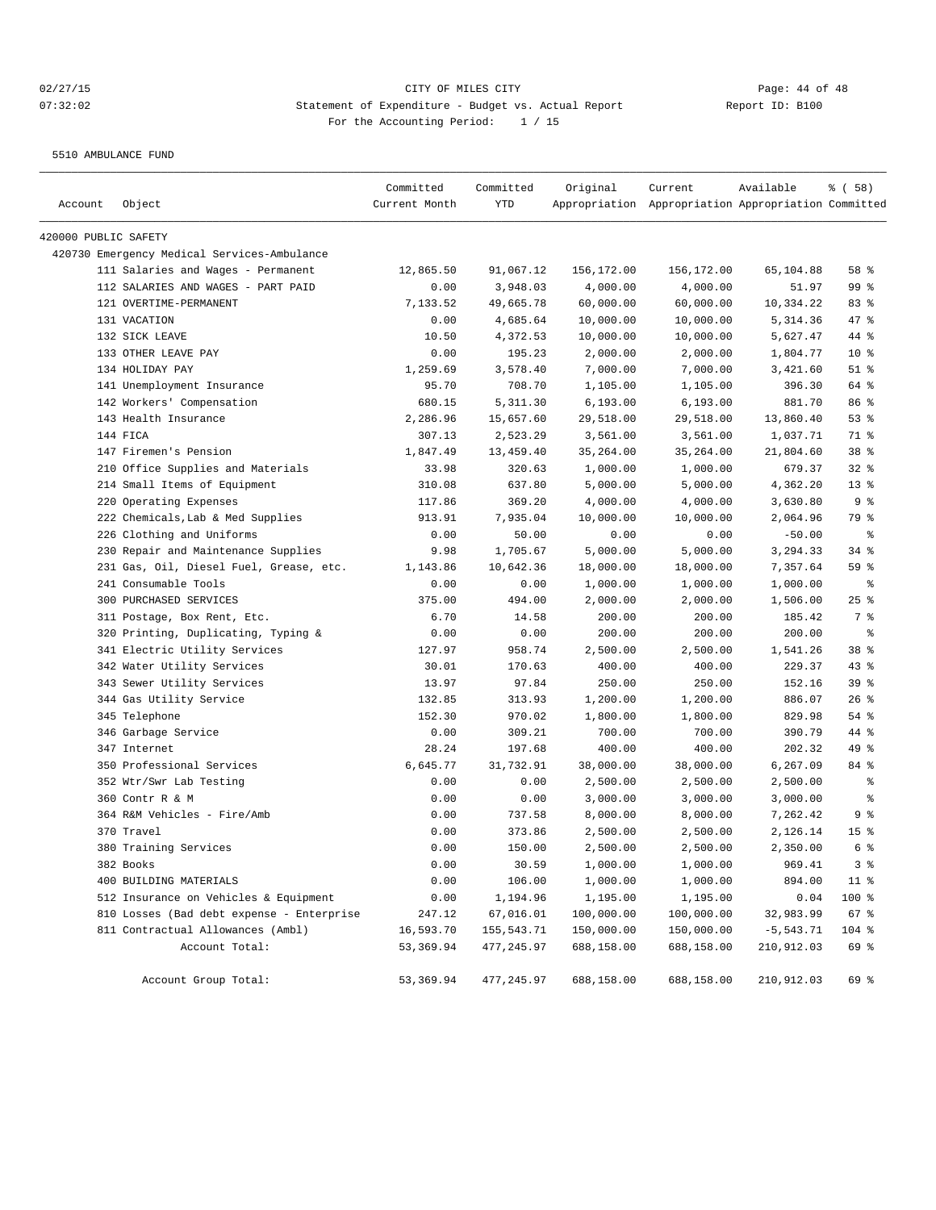CITY OF MILES CITY

Statement of Expenditure - Budget vs. Actual Report

For the Accounting Period: 1 / 15

02/27/15 07:32:02 Report ID: B100

5510 AMBULANCE FUND

| Account | Object | Committed Current Month | Committed YTD | Original Appropriation | Current Appropriation | Available Appropriation | % ( 58) Committed |
|---|---|---|---|---|---|---|---|
| 420000 PUBLIC SAFETY | | | | | | | |
| 420730 Emergency Medical Services-Ambulance | | | | | | | |
| | 111 Salaries and Wages - Permanent | 12,865.50 | 91,067.12 | 156,172.00 | 156,172.00 | 65,104.88 | 58 % |
| | 112 SALARIES AND WAGES - PART PAID | 0.00 | 3,948.03 | 4,000.00 | 4,000.00 | 51.97 | 99 % |
| | 121 OVERTIME-PERMANENT | 7,133.52 | 49,665.78 | 60,000.00 | 60,000.00 | 10,334.22 | 83 % |
| | 131 VACATION | 0.00 | 4,685.64 | 10,000.00 | 10,000.00 | 5,314.36 | 47 % |
| | 132 SICK LEAVE | 10.50 | 4,372.53 | 10,000.00 | 10,000.00 | 5,627.47 | 44 % |
| | 133 OTHER LEAVE PAY | 0.00 | 195.23 | 2,000.00 | 2,000.00 | 1,804.77 | 10 % |
| | 134 HOLIDAY PAY | 1,259.69 | 3,578.40 | 7,000.00 | 7,000.00 | 3,421.60 | 51 % |
| | 141 Unemployment Insurance | 95.70 | 708.70 | 1,105.00 | 1,105.00 | 396.30 | 64 % |
| | 142 Workers' Compensation | 680.15 | 5,311.30 | 6,193.00 | 6,193.00 | 881.70 | 86 % |
| | 143 Health Insurance | 2,286.96 | 15,657.60 | 29,518.00 | 29,518.00 | 13,860.40 | 53 % |
| | 144 FICA | 307.13 | 2,523.29 | 3,561.00 | 3,561.00 | 1,037.71 | 71 % |
| | 147 Firemen's Pension | 1,847.49 | 13,459.40 | 35,264.00 | 35,264.00 | 21,804.60 | 38 % |
| | 210 Office Supplies and Materials | 33.98 | 320.63 | 1,000.00 | 1,000.00 | 679.37 | 32 % |
| | 214 Small Items of Equipment | 310.08 | 637.80 | 5,000.00 | 5,000.00 | 4,362.20 | 13 % |
| | 220 Operating Expenses | 117.86 | 369.20 | 4,000.00 | 4,000.00 | 3,630.80 | 9 % |
| | 222 Chemicals,Lab & Med Supplies | 913.91 | 7,935.04 | 10,000.00 | 10,000.00 | 2,064.96 | 79 % |
| | 226 Clothing and Uniforms | 0.00 | 50.00 | 0.00 | 0.00 | -50.00 | % |
| | 230 Repair and Maintenance Supplies | 9.98 | 1,705.67 | 5,000.00 | 5,000.00 | 3,294.33 | 34 % |
| | 231 Gas, Oil, Diesel Fuel, Grease, etc. | 1,143.86 | 10,642.36 | 18,000.00 | 18,000.00 | 7,357.64 | 59 % |
| | 241 Consumable Tools | 0.00 | 0.00 | 1,000.00 | 1,000.00 | 1,000.00 | % |
| | 300 PURCHASED SERVICES | 375.00 | 494.00 | 2,000.00 | 2,000.00 | 1,506.00 | 25 % |
| | 311 Postage, Box Rent, Etc. | 6.70 | 14.58 | 200.00 | 200.00 | 185.42 | 7 % |
| | 320 Printing, Duplicating, Typing & | 0.00 | 0.00 | 200.00 | 200.00 | 200.00 | % |
| | 341 Electric Utility Services | 127.97 | 958.74 | 2,500.00 | 2,500.00 | 1,541.26 | 38 % |
| | 342 Water Utility Services | 30.01 | 170.63 | 400.00 | 400.00 | 229.37 | 43 % |
| | 343 Sewer Utility Services | 13.97 | 97.84 | 250.00 | 250.00 | 152.16 | 39 % |
| | 344 Gas Utility Service | 132.85 | 313.93 | 1,200.00 | 1,200.00 | 886.07 | 26 % |
| | 345 Telephone | 152.30 | 970.02 | 1,800.00 | 1,800.00 | 829.98 | 54 % |
| | 346 Garbage Service | 0.00 | 309.21 | 700.00 | 700.00 | 390.79 | 44 % |
| | 347 Internet | 28.24 | 197.68 | 400.00 | 400.00 | 202.32 | 49 % |
| | 350 Professional Services | 6,645.77 | 31,732.91 | 38,000.00 | 38,000.00 | 6,267.09 | 84 % |
| | 352 Wtr/Swr Lab Testing | 0.00 | 0.00 | 2,500.00 | 2,500.00 | 2,500.00 | % |
| | 360 Contr R & M | 0.00 | 0.00 | 3,000.00 | 3,000.00 | 3,000.00 | % |
| | 364 R&M Vehicles - Fire/Amb | 0.00 | 737.58 | 8,000.00 | 8,000.00 | 7,262.42 | 9 % |
| | 370 Travel | 0.00 | 373.86 | 2,500.00 | 2,500.00 | 2,126.14 | 15 % |
| | 380 Training Services | 0.00 | 150.00 | 2,500.00 | 2,500.00 | 2,350.00 | 6 % |
| | 382 Books | 0.00 | 30.59 | 1,000.00 | 1,000.00 | 969.41 | 3 % |
| | 400 BUILDING MATERIALS | 0.00 | 106.00 | 1,000.00 | 1,000.00 | 894.00 | 11 % |
| | 512 Insurance on Vehicles & Equipment | 0.00 | 1,194.96 | 1,195.00 | 1,195.00 | 0.04 | 100 % |
| | 810 Losses (Bad debt expense - Enterprise | 247.12 | 67,016.01 | 100,000.00 | 100,000.00 | 32,983.99 | 67 % |
| | 811 Contractual Allowances (Ambl) | 16,593.70 | 155,543.71 | 150,000.00 | 150,000.00 | -5,543.71 | 104 % |
| | Account Total: | 53,369.94 | 477,245.97 | 688,158.00 | 688,158.00 | 210,912.03 | 69 % |
| | Account Group Total: | 53,369.94 | 477,245.97 | 688,158.00 | 688,158.00 | 210,912.03 | 69 % |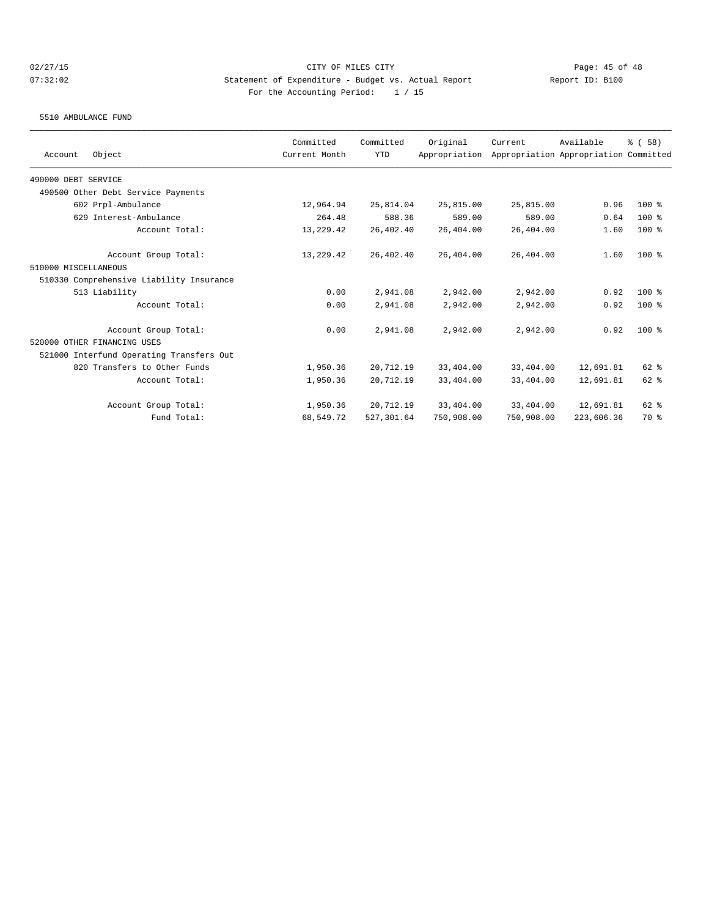CITY OF MILES CITY

Statement of Expenditure - Budget vs. Actual Report

Report ID: B100

For the Accounting Period: 1 / 15

02/27/15
07:32:02

5510 AMBULANCE FUND

| Account Object | Committed Current Month | Committed YTD | Original Appropriation | Current Appropriation | Available Appropriation | % ( 58) Committed |
|---|---|---|---|---|---|---|
| 490000 DEBT SERVICE | | | | | | |
| 490500 Other Debt Service Payments | | | | | | |
| 602 Prpl-Ambulance | 12,964.94 | 25,814.04 | 25,815.00 | 25,815.00 | 0.96 | 100 % |
| 629 Interest-Ambulance | 264.48 | 588.36 | 589.00 | 589.00 | 0.64 | 100 % |
| Account Total: | 13,229.42 | 26,402.40 | 26,404.00 | 26,404.00 | 1.60 | 100 % |
| Account Group Total: | 13,229.42 | 26,402.40 | 26,404.00 | 26,404.00 | 1.60 | 100 % |
| 510000 MISCELLANEOUS | | | | | | |
| 510330 Comprehensive Liability Insurance | | | | | | |
| 513 Liability | 0.00 | 2,941.08 | 2,942.00 | 2,942.00 | 0.92 | 100 % |
| Account Total: | 0.00 | 2,941.08 | 2,942.00 | 2,942.00 | 0.92 | 100 % |
| Account Group Total: | 0.00 | 2,941.08 | 2,942.00 | 2,942.00 | 0.92 | 100 % |
| 520000 OTHER FINANCING USES | | | | | | |
| 521000 Interfund Operating Transfers Out | | | | | | |
| 820 Transfers to Other Funds | 1,950.36 | 20,712.19 | 33,404.00 | 33,404.00 | 12,691.81 | 62 % |
| Account Total: | 1,950.36 | 20,712.19 | 33,404.00 | 33,404.00 | 12,691.81 | 62 % |
| Account Group Total: | 1,950.36 | 20,712.19 | 33,404.00 | 33,404.00 | 12,691.81 | 62 % |
| Fund Total: | 68,549.72 | 527,301.64 | 750,908.00 | 750,908.00 | 223,606.36 | 70 % |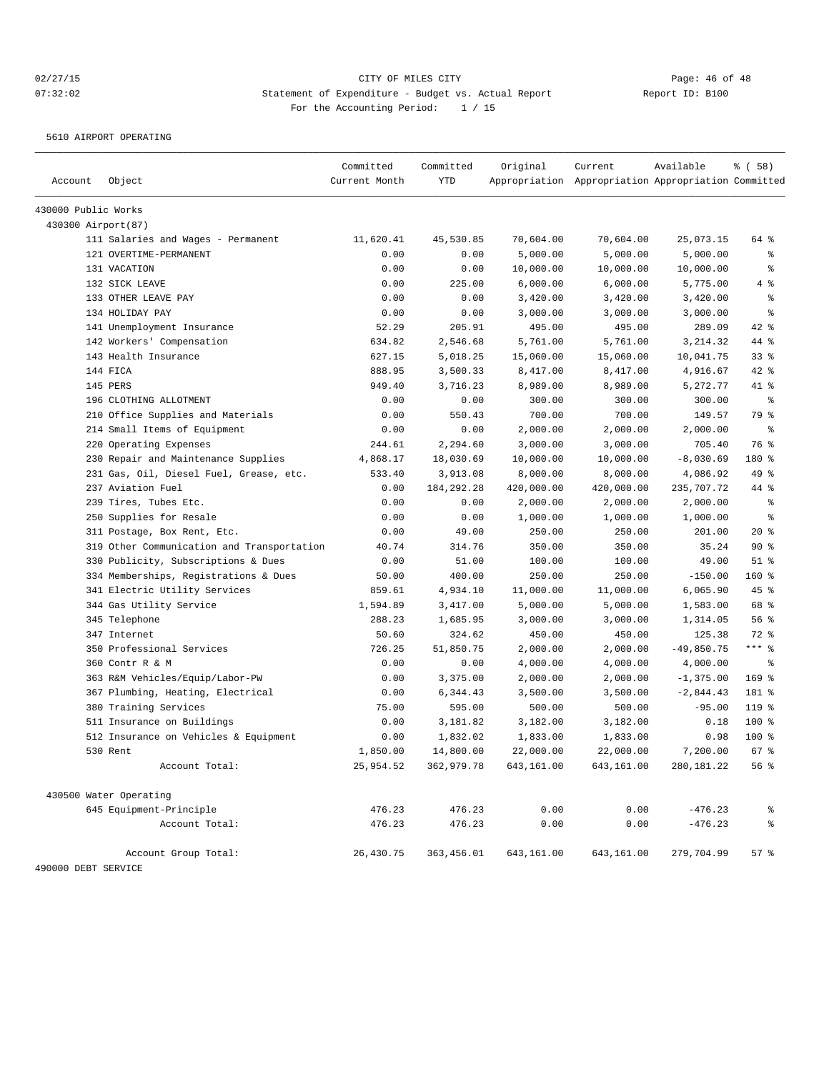CITY OF MILES CITY
Statement of Expenditure - Budget vs. Actual Report
For the Accounting Period: 1 / 15

02/27/15
07:32:02
Report ID: B100

5610 AIRPORT OPERATING

| Account | Object | Committed Current Month | Committed YTD | Original Appropriation | Current Appropriation | Available Appropriation | % ( 58) Committed |
|---|---|---|---|---|---|---|---|
| 430000 Public Works | | | | | | | |
| 430300 Airport(87) | | | | | | | |
| | 111 Salaries and Wages - Permanent | 11,620.41 | 45,530.85 | 70,604.00 | 70,604.00 | 25,073.15 | 64 % |
| | 121 OVERTIME-PERMANENT | 0.00 | 0.00 | 5,000.00 | 5,000.00 | 5,000.00 | % |
| | 131 VACATION | 0.00 | 0.00 | 10,000.00 | 10,000.00 | 10,000.00 | % |
| | 132 SICK LEAVE | 0.00 | 225.00 | 6,000.00 | 6,000.00 | 5,775.00 | 4 % |
| | 133 OTHER LEAVE PAY | 0.00 | 0.00 | 3,420.00 | 3,420.00 | 3,420.00 | % |
| | 134 HOLIDAY PAY | 0.00 | 0.00 | 3,000.00 | 3,000.00 | 3,000.00 | % |
| | 141 Unemployment Insurance | 52.29 | 205.91 | 495.00 | 495.00 | 289.09 | 42 % |
| | 142 Workers' Compensation | 634.82 | 2,546.68 | 5,761.00 | 5,761.00 | 3,214.32 | 44 % |
| | 143 Health Insurance | 627.15 | 5,018.25 | 15,060.00 | 15,060.00 | 10,041.75 | 33 % |
| | 144 FICA | 888.95 | 3,500.33 | 8,417.00 | 8,417.00 | 4,916.67 | 42 % |
| | 145 PERS | 949.40 | 3,716.23 | 8,989.00 | 8,989.00 | 5,272.77 | 41 % |
| | 196 CLOTHING ALLOTMENT | 0.00 | 0.00 | 300.00 | 300.00 | 300.00 | % |
| | 210 Office Supplies and Materials | 0.00 | 550.43 | 700.00 | 700.00 | 149.57 | 79 % |
| | 214 Small Items of Equipment | 0.00 | 0.00 | 2,000.00 | 2,000.00 | 2,000.00 | % |
| | 220 Operating Expenses | 244.61 | 2,294.60 | 3,000.00 | 3,000.00 | 705.40 | 76 % |
| | 230 Repair and Maintenance Supplies | 4,868.17 | 18,030.69 | 10,000.00 | 10,000.00 | -8,030.69 | 180 % |
| | 231 Gas, Oil, Diesel Fuel, Grease, etc. | 533.40 | 3,913.08 | 8,000.00 | 8,000.00 | 4,086.92 | 49 % |
| | 237 Aviation Fuel | 0.00 | 184,292.28 | 420,000.00 | 420,000.00 | 235,707.72 | 44 % |
| | 239 Tires, Tubes Etc. | 0.00 | 0.00 | 2,000.00 | 2,000.00 | 2,000.00 | % |
| | 250 Supplies for Resale | 0.00 | 0.00 | 1,000.00 | 1,000.00 | 1,000.00 | % |
| | 311 Postage, Box Rent, Etc. | 0.00 | 49.00 | 250.00 | 250.00 | 201.00 | 20 % |
| | 319 Other Communication and Transportation | 40.74 | 314.76 | 350.00 | 350.00 | 35.24 | 90 % |
| | 330 Publicity, Subscriptions & Dues | 0.00 | 51.00 | 100.00 | 100.00 | 49.00 | 51 % |
| | 334 Memberships, Registrations & Dues | 50.00 | 400.00 | 250.00 | 250.00 | -150.00 | 160 % |
| | 341 Electric Utility Services | 859.61 | 4,934.10 | 11,000.00 | 11,000.00 | 6,065.90 | 45 % |
| | 344 Gas Utility Service | 1,594.89 | 3,417.00 | 5,000.00 | 5,000.00 | 1,583.00 | 68 % |
| | 345 Telephone | 288.23 | 1,685.95 | 3,000.00 | 3,000.00 | 1,314.05 | 56 % |
| | 347 Internet | 50.60 | 324.62 | 450.00 | 450.00 | 125.38 | 72 % |
| | 350 Professional Services | 726.25 | 51,850.75 | 2,000.00 | 2,000.00 | -49,850.75 | *** % |
| | 360 Contr R & M | 0.00 | 0.00 | 4,000.00 | 4,000.00 | 4,000.00 | % |
| | 363 R&M Vehicles/Equip/Labor-PW | 0.00 | 3,375.00 | 2,000.00 | 2,000.00 | -1,375.00 | 169 % |
| | 367 Plumbing, Heating, Electrical | 0.00 | 6,344.43 | 3,500.00 | 3,500.00 | -2,844.43 | 181 % |
| | 380 Training Services | 75.00 | 595.00 | 500.00 | 500.00 | -95.00 | 119 % |
| | 511 Insurance on Buildings | 0.00 | 3,181.82 | 3,182.00 | 3,182.00 | 0.18 | 100 % |
| | 512 Insurance on Vehicles & Equipment | 0.00 | 1,832.02 | 1,833.00 | 1,833.00 | 0.98 | 100 % |
| | 530 Rent | 1,850.00 | 14,800.00 | 22,000.00 | 22,000.00 | 7,200.00 | 67 % |
| | Account Total: | 25,954.52 | 362,979.78 | 643,161.00 | 643,161.00 | 280,181.22 | 56 % |
| 430500 Water Operating | | | | | | | |
| | 645 Equipment-Principle | 476.23 | 476.23 | 0.00 | 0.00 | -476.23 | % |
| | Account Total: | 476.23 | 476.23 | 0.00 | 0.00 | -476.23 | % |
| | Account Group Total: | 26,430.75 | 363,456.01 | 643,161.00 | 643,161.00 | 279,704.99 | 57 % |
| 490000 DEBT SERVICE | | | | | | | |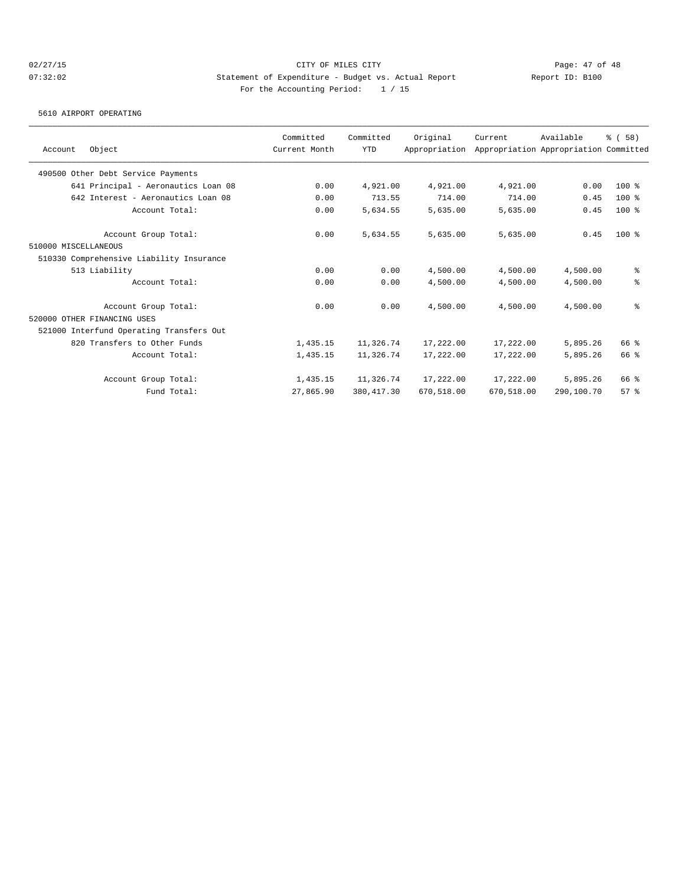CITY OF MILES CITY

Statement of Expenditure - Budget vs. Actual Report

For the Accounting Period: 1 / 15

02/27/15 07:32:02 Report ID: B100

5610 AIRPORT OPERATING

| Account Object | Committed Current Month | Committed YTD | Original Appropriation | Current Appropriation | Available Appropriation | % ( 58) Committed |
|---|---|---|---|---|---|---|
| 490500 Other Debt Service Payments | | | | | | |
| 641 Principal - Aeronautics Loan 08 | 0.00 | 4,921.00 | 4,921.00 | 4,921.00 | 0.00 | 100 % |
| 642 Interest - Aeronautics Loan 08 | 0.00 | 713.55 | 714.00 | 714.00 | 0.45 | 100 % |
| Account Total: | 0.00 | 5,634.55 | 5,635.00 | 5,635.00 | 0.45 | 100 % |
| Account Group Total: | 0.00 | 5,634.55 | 5,635.00 | 5,635.00 | 0.45 | 100 % |
| 510000 MISCELLANEOUS | | | | | | |
| 510330 Comprehensive Liability Insurance | | | | | | |
| 513 Liability | 0.00 | 0.00 | 4,500.00 | 4,500.00 | 4,500.00 | % |
| Account Total: | 0.00 | 0.00 | 4,500.00 | 4,500.00 | 4,500.00 | % |
| Account Group Total: | 0.00 | 0.00 | 4,500.00 | 4,500.00 | 4,500.00 | % |
| 520000 OTHER FINANCING USES | | | | | | |
| 521000 Interfund Operating Transfers Out | | | | | | |
| 820 Transfers to Other Funds | 1,435.15 | 11,326.74 | 17,222.00 | 17,222.00 | 5,895.26 | 66 % |
| Account Total: | 1,435.15 | 11,326.74 | 17,222.00 | 17,222.00 | 5,895.26 | 66 % |
| Account Group Total: | 1,435.15 | 11,326.74 | 17,222.00 | 17,222.00 | 5,895.26 | 66 % |
| Fund Total: | 27,865.90 | 380,417.30 | 670,518.00 | 670,518.00 | 290,100.70 | 57 % |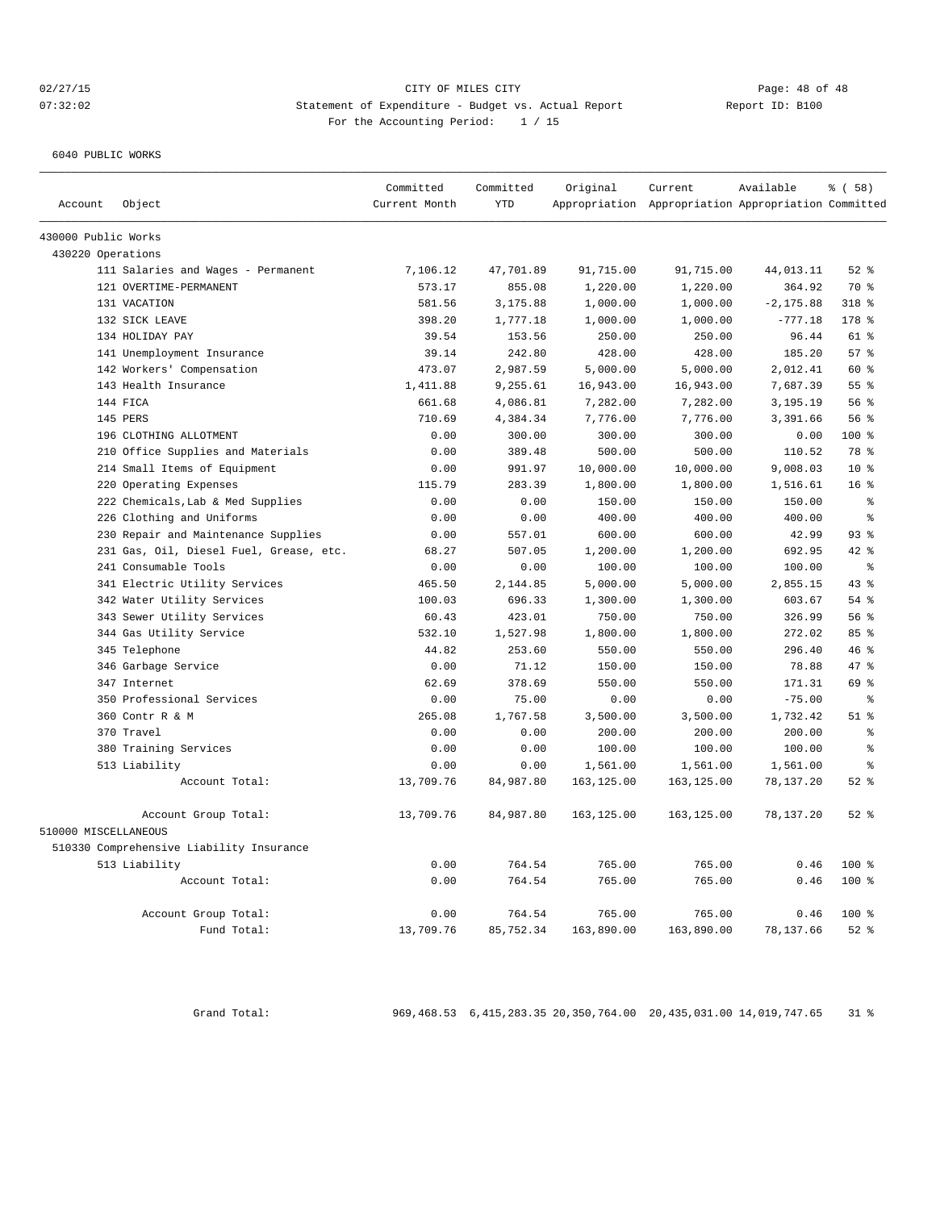CITY OF MILES CITY

Statement of Expenditure - Budget vs. Actual Report

Report ID: B100

For the Accounting Period: 1 / 15

6040 PUBLIC WORKS

| Account | Object | Committed Current Month | Committed YTD | Original Appropriation | Current Appropriation | Available Appropriation | % ( 58) Committed |
|---|---|---|---|---|---|---|---|
| 430000 Public Works | | | | | | | |
| 430220 Operations | | | | | | | |
| | 111 Salaries and Wages - Permanent | 7,106.12 | 47,701.89 | 91,715.00 | 91,715.00 | 44,013.11 | 52 % |
| | 121 OVERTIME-PERMANENT | 573.17 | 855.08 | 1,220.00 | 1,220.00 | 364.92 | 70 % |
| | 131 VACATION | 581.56 | 3,175.88 | 1,000.00 | 1,000.00 | -2,175.88 | 318 % |
| | 132 SICK LEAVE | 398.20 | 1,777.18 | 1,000.00 | 1,000.00 | -777.18 | 178 % |
| | 134 HOLIDAY PAY | 39.54 | 153.56 | 250.00 | 250.00 | 96.44 | 61 % |
| | 141 Unemployment Insurance | 39.14 | 242.80 | 428.00 | 428.00 | 185.20 | 57 % |
| | 142 Workers' Compensation | 473.07 | 2,987.59 | 5,000.00 | 5,000.00 | 2,012.41 | 60 % |
| | 143 Health Insurance | 1,411.88 | 9,255.61 | 16,943.00 | 16,943.00 | 7,687.39 | 55 % |
| | 144 FICA | 661.68 | 4,086.81 | 7,282.00 | 7,282.00 | 3,195.19 | 56 % |
| | 145 PERS | 710.69 | 4,384.34 | 7,776.00 | 7,776.00 | 3,391.66 | 56 % |
| | 196 CLOTHING ALLOTMENT | 0.00 | 300.00 | 300.00 | 300.00 | 0.00 | 100 % |
| | 210 Office Supplies and Materials | 0.00 | 389.48 | 500.00 | 500.00 | 110.52 | 78 % |
| | 214 Small Items of Equipment | 0.00 | 991.97 | 10,000.00 | 10,000.00 | 9,008.03 | 10 % |
| | 220 Operating Expenses | 115.79 | 283.39 | 1,800.00 | 1,800.00 | 1,516.61 | 16 % |
| | 222 Chemicals,Lab & Med Supplies | 0.00 | 0.00 | 150.00 | 150.00 | 150.00 | % |
| | 226 Clothing and Uniforms | 0.00 | 0.00 | 400.00 | 400.00 | 400.00 | % |
| | 230 Repair and Maintenance Supplies | 0.00 | 557.01 | 600.00 | 600.00 | 42.99 | 93 % |
| | 231 Gas, Oil, Diesel Fuel, Grease, etc. | 68.27 | 507.05 | 1,200.00 | 1,200.00 | 692.95 | 42 % |
| | 241 Consumable Tools | 0.00 | 0.00 | 100.00 | 100.00 | 100.00 | % |
| | 341 Electric Utility Services | 465.50 | 2,144.85 | 5,000.00 | 5,000.00 | 2,855.15 | 43 % |
| | 342 Water Utility Services | 100.03 | 696.33 | 1,300.00 | 1,300.00 | 603.67 | 54 % |
| | 343 Sewer Utility Services | 60.43 | 423.01 | 750.00 | 750.00 | 326.99 | 56 % |
| | 344 Gas Utility Service | 532.10 | 1,527.98 | 1,800.00 | 1,800.00 | 272.02 | 85 % |
| | 345 Telephone | 44.82 | 253.60 | 550.00 | 550.00 | 296.40 | 46 % |
| | 346 Garbage Service | 0.00 | 71.12 | 150.00 | 150.00 | 78.88 | 47 % |
| | 347 Internet | 62.69 | 378.69 | 550.00 | 550.00 | 171.31 | 69 % |
| | 350 Professional Services | 0.00 | 75.00 | 0.00 | 0.00 | -75.00 | % |
| | 360 Contr R & M | 265.08 | 1,767.58 | 3,500.00 | 3,500.00 | 1,732.42 | 51 % |
| | 370 Travel | 0.00 | 0.00 | 200.00 | 200.00 | 200.00 | % |
| | 380 Training Services | 0.00 | 0.00 | 100.00 | 100.00 | 100.00 | % |
| | 513 Liability | 0.00 | 0.00 | 1,561.00 | 1,561.00 | 1,561.00 | % |
| | Account Total: | 13,709.76 | 84,987.80 | 163,125.00 | 163,125.00 | 78,137.20 | 52 % |
| | Account Group Total: | 13,709.76 | 84,987.80 | 163,125.00 | 163,125.00 | 78,137.20 | 52 % |
| 510000 MISCELLANEOUS | | | | | | | |
| 510330 Comprehensive Liability Insurance | | | | | | | |
| | 513 Liability | 0.00 | 764.54 | 765.00 | 765.00 | 0.46 | 100 % |
| | Account Total: | 0.00 | 764.54 | 765.00 | 765.00 | 0.46 | 100 % |
| | Account Group Total: | 0.00 | 764.54 | 765.00 | 765.00 | 0.46 | 100 % |
| | Fund Total: | 13,709.76 | 85,752.34 | 163,890.00 | 163,890.00 | 78,137.66 | 52 % |
| | Grand Total: | 969,468.53 | 6,415,283.35 | 20,350,764.00 | 20,435,031.00 | 14,019,747.65 | 31 % |